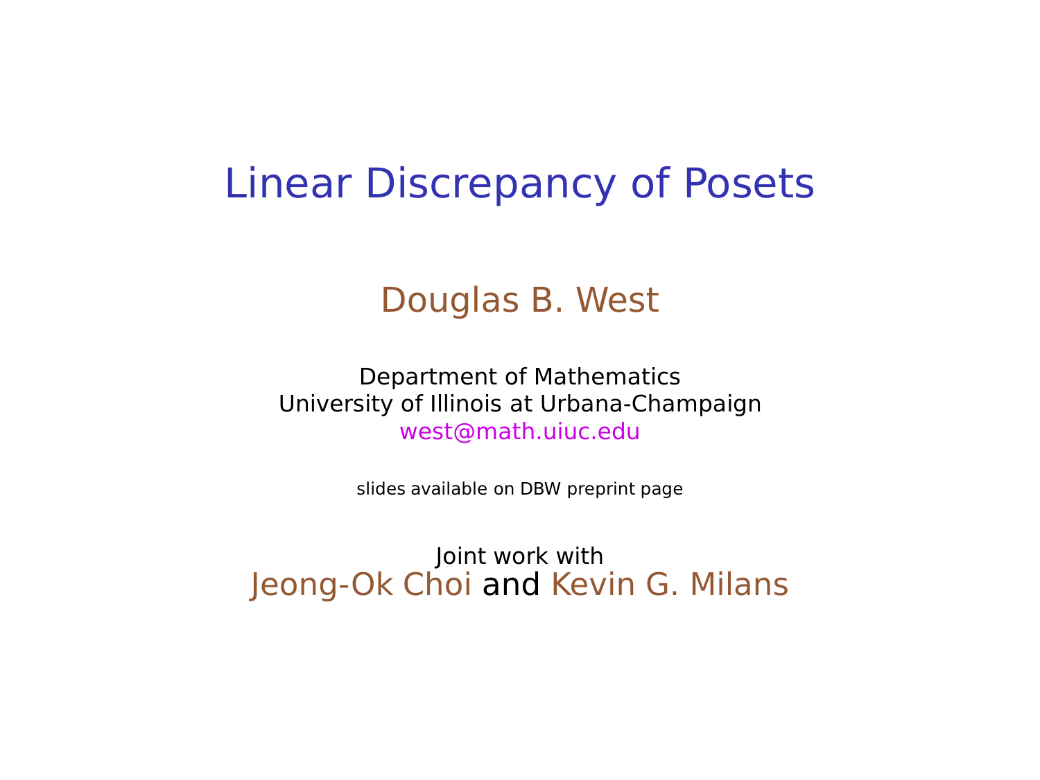# Linear Discrepancy of Posets

Douglas B. West

Department of Mathematics
University of Illinois at Urbana-Champaign
west@math.uiuc.edu

slides available on DBW preprint page

Joint work with
Jeong-Ok Choi and Kevin G. Milans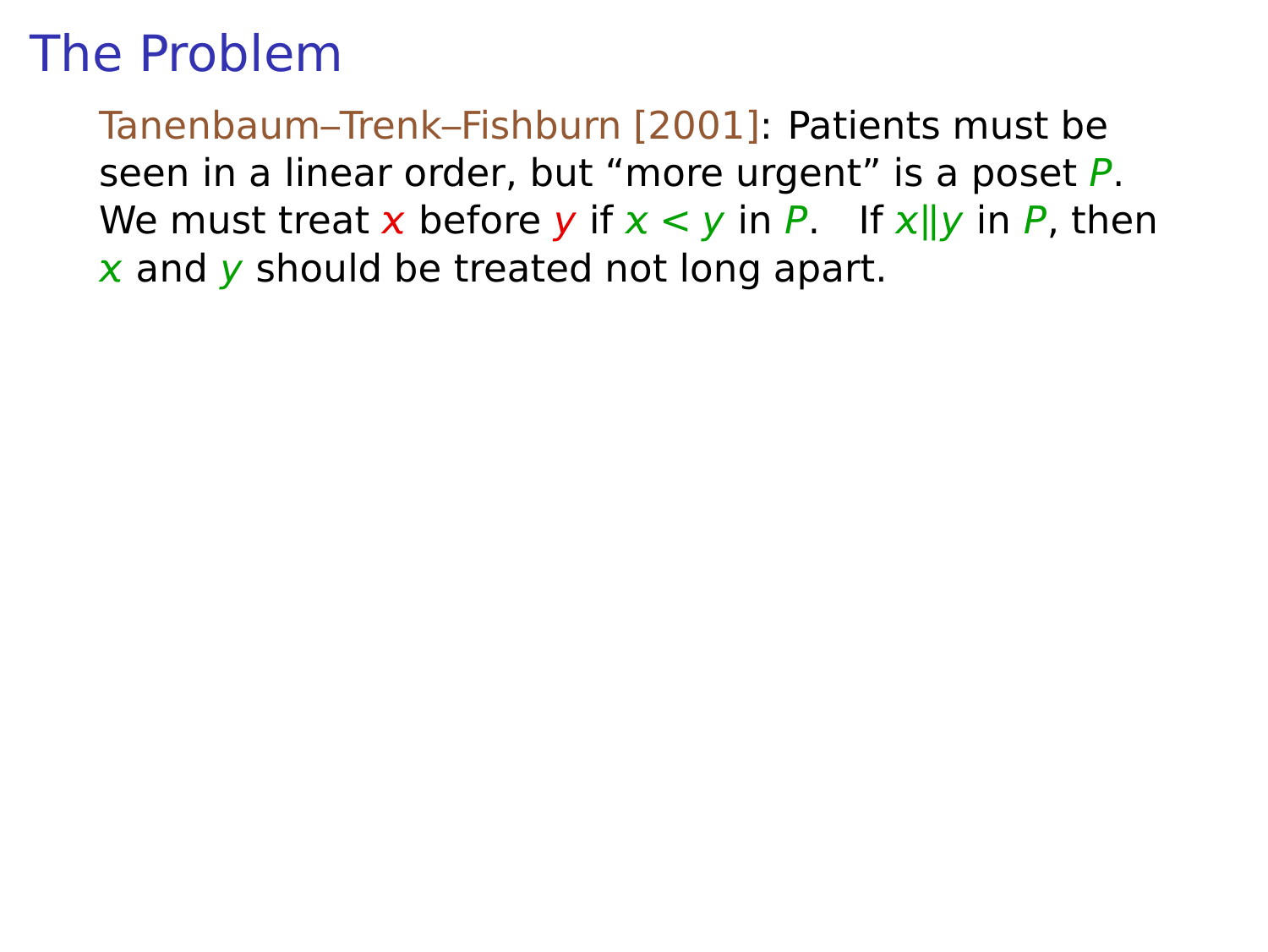# The Problem

Tanenbaum–Trenk–Fishburn [2001]: Patients must be seen in a linear order, but "more urgent" is a poset $P$. We must treat $x$ before $y$ if $x < y$ in $P$. If $x \| y$ in $P$, then $x$ and $y$ should be treated not long apart.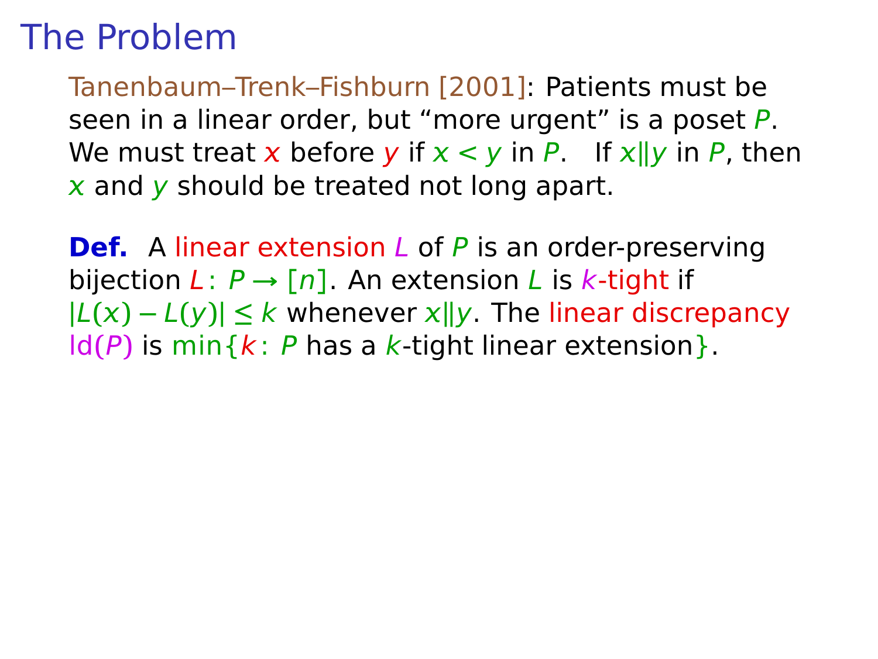# The Problem

Tanenbaum–Trenk–Fishburn [2001]: Patients must be seen in a linear order, but "more urgent" is a poset $P$. We must treat $x$ before $y$ if $x < y$ in $P$. If $x \| y$ in $P$, then $x$ and $y$ should be treated not long apart.

**Def.** A linear extension $L$ of $P$ is an order-preserving bijection $L\colon P \to [n]$. An extension $L$ is $k$-tight if $|L(x) - L(y)| \le k$ whenever $x \| y$. The linear discrepancy $\mathrm{ld}(P)$ is $\min\{k\colon P$ has a $k$-tight linear extension$\}$.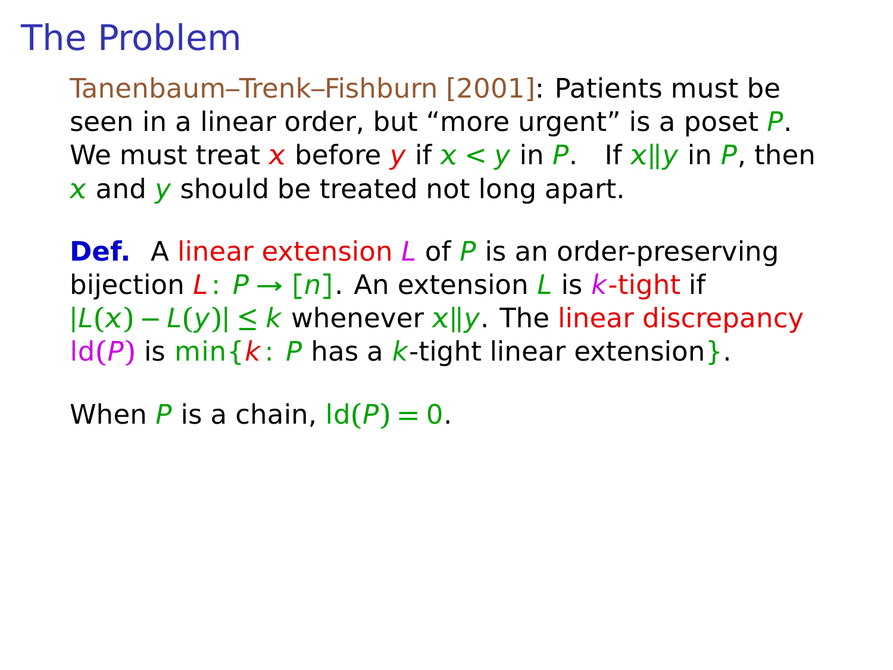# The Problem

Tanenbaum–Trenk–Fishburn [2001]: Patients must be seen in a linear order, but "more urgent" is a poset $P$. We must treat $x$ before $y$ if $x < y$ in $P$. If $x \| y$ in $P$, then $x$ and $y$ should be treated not long apart.

**Def.** A linear extension $L$ of $P$ is an order-preserving bijection $L\colon P \to [n]$. An extension $L$ is $k$-tight if $|L(x) - L(y)| \le k$ whenever $x \| y$. The linear discrepancy $\mathrm{ld}(P)$ is $\min\{k\colon P$ has a $k$-tight linear extension$\}$.

When $P$ is a chain, $\mathrm{ld}(P) = 0$.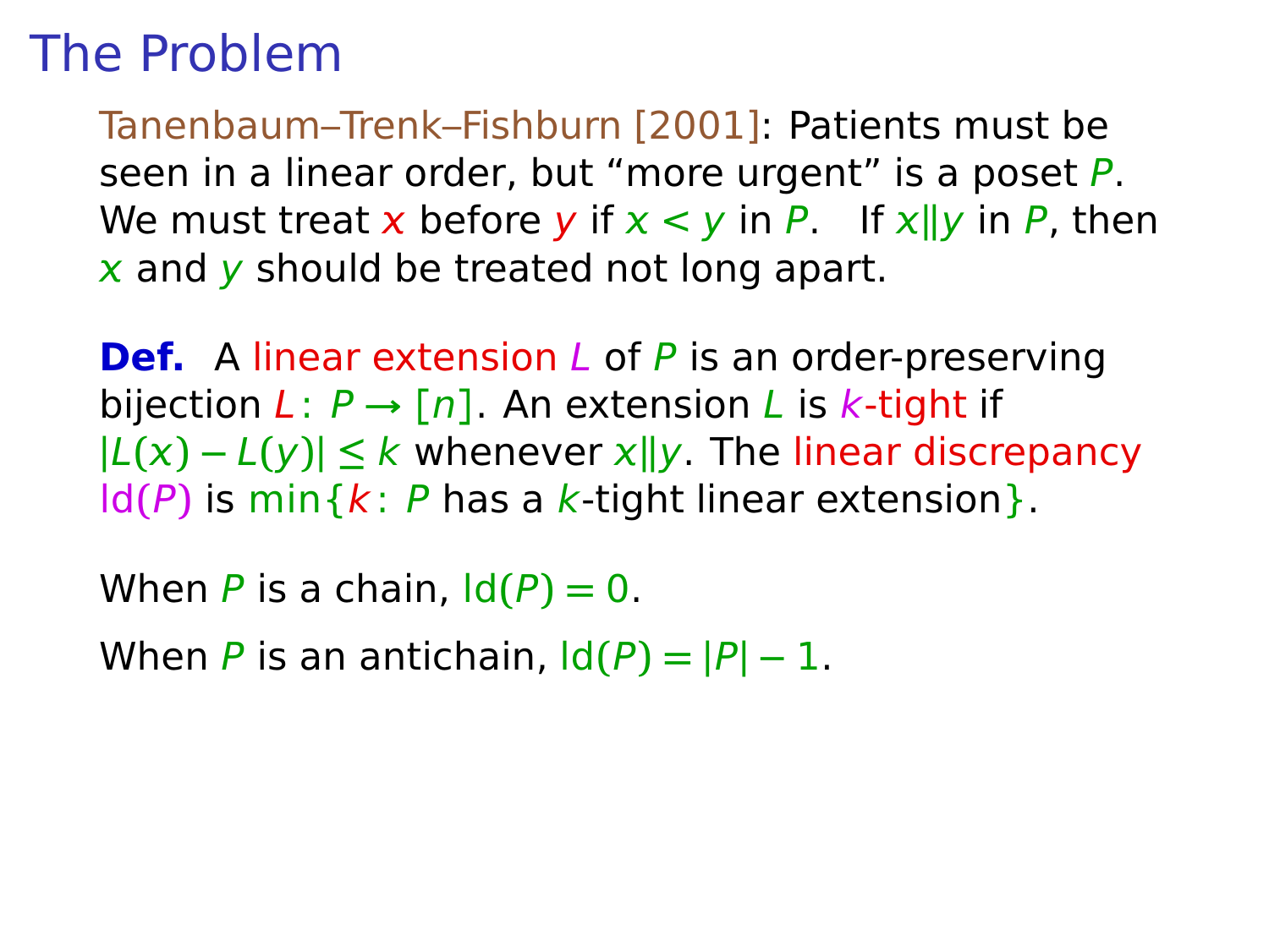# The Problem

Tanenbaum–Trenk–Fishburn [2001]: Patients must be seen in a linear order, but "more urgent" is a poset $P$. We must treat $x$ before $y$ if $x < y$ in $P$. If $x \| y$ in $P$, then $x$ and $y$ should be treated not long apart.

**Def.** A linear extension $L$ of $P$ is an order-preserving bijection $L\colon P \to [n]$. An extension $L$ is $k$-tight if $|L(x) - L(y)| \le k$ whenever $x \| y$. The linear discrepancy $\mathrm{ld}(P)$ is $\min\{k\colon P \text{ has a } k\text{-tight linear extension}\}$.

When $P$ is a chain, $\mathrm{ld}(P) = 0$.

When $P$ is an antichain, $\mathrm{ld}(P) = |P| - 1$.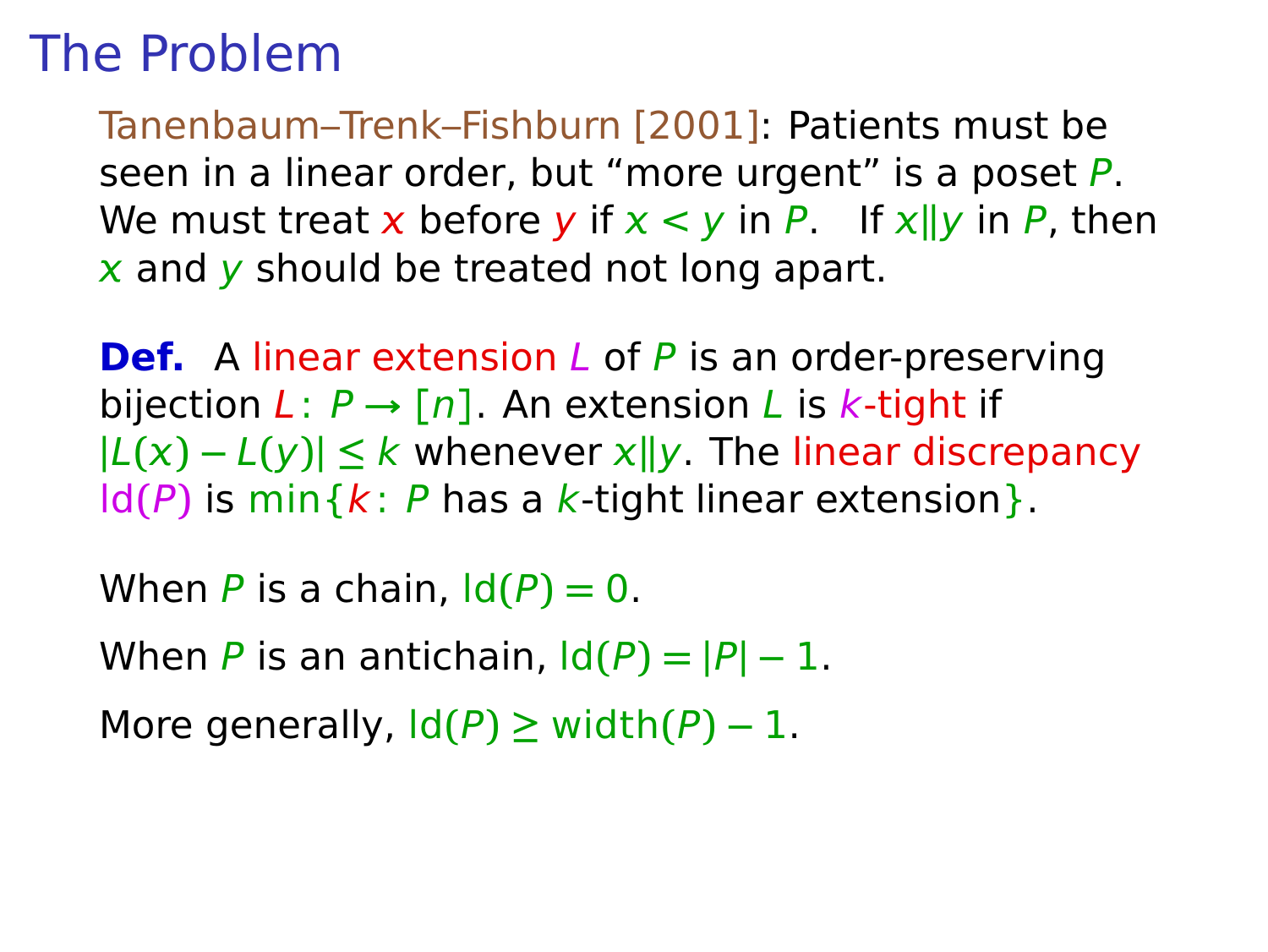# The Problem

Tanenbaum–Trenk–Fishburn [2001]: Patients must be seen in a linear order, but "more urgent" is a poset $P$. We must treat $x$ before $y$ if $x < y$ in $P$. If $x \| y$ in $P$, then $x$ and $y$ should be treated not long apart.

**Def.** A linear extension $L$ of $P$ is an order-preserving bijection $L\colon P \to [n]$. An extension $L$ is $k$-tight if $|L(x) - L(y)| \le k$ whenever $x \| y$. The linear discrepancy $\mathrm{ld}(P)$ is $\min\{k\colon P$ has a $k$-tight linear extension$\}$.

When $P$ is a chain, $\mathrm{ld}(P) = 0$.

When $P$ is an antichain, $\mathrm{ld}(P) = |P| - 1$.

More generally, $\mathrm{ld}(P) \ge \mathrm{width}(P) - 1$.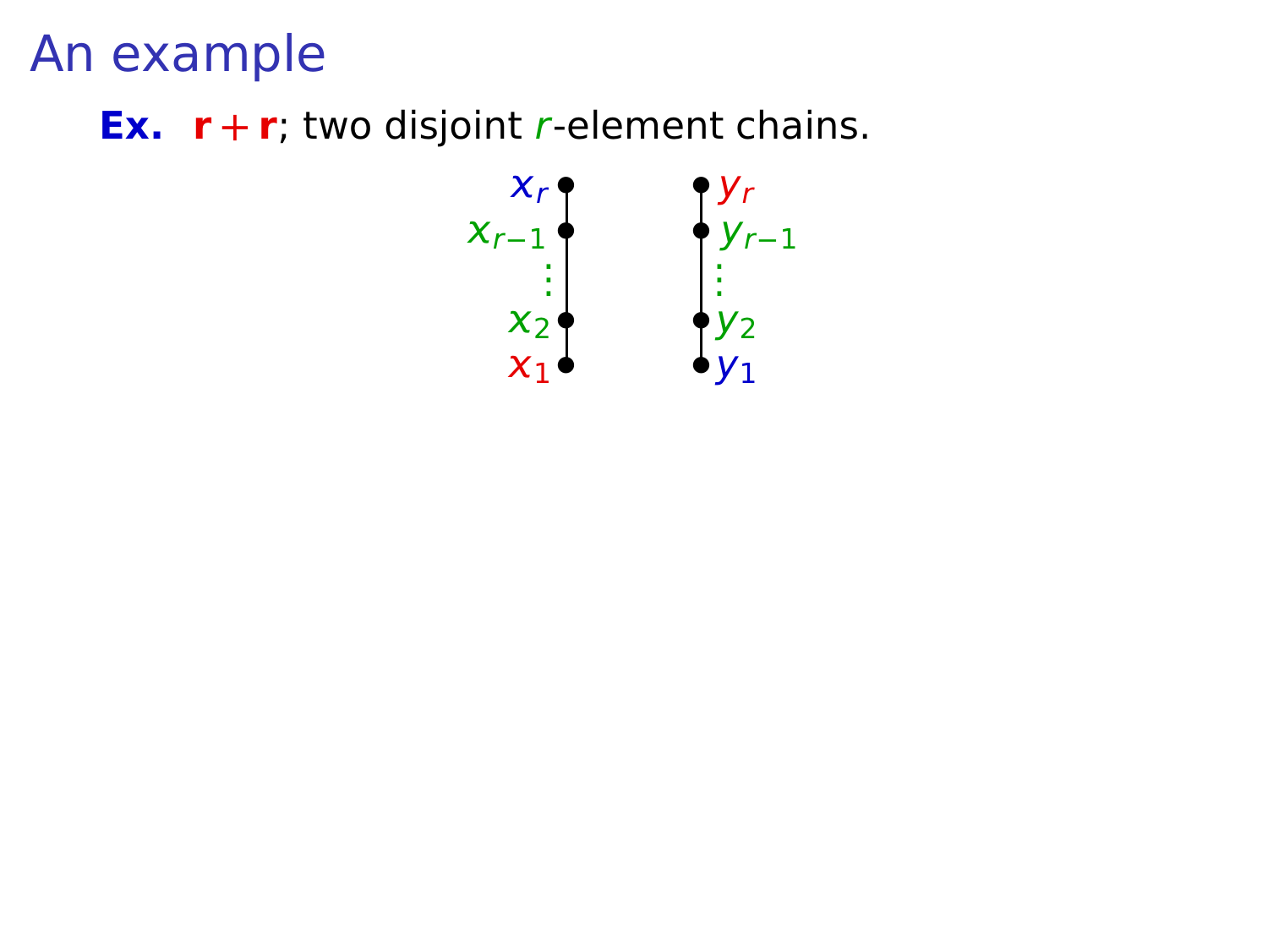# An example

**Ex.** $\mathbf{r} + \mathbf{r}$; two disjoint $r$-element chains.

$x_r$, $x_{r-1}$, $\vdots$, $x_2$, $x_1$

$y_r$, $y_{r-1}$, $\vdots$, $y_2$, $y_1$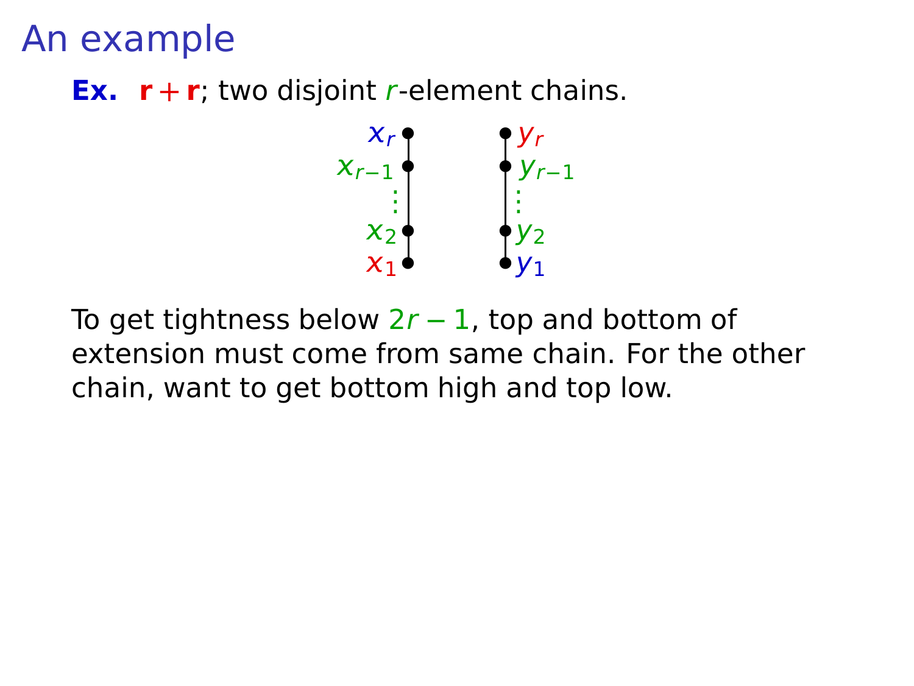# An example

**Ex.** $\mathbf{r}+\mathbf{r}$; two disjoint $r$-element chains.

$x_r$, $x_{r-1}$, $\vdots$, $x_2$, $x_1$ $\qquad$ $y_r$, $y_{r-1}$, $\vdots$, $y_2$, $y_1$

To get tightness below $2r-1$, top and bottom of extension must come from same chain. For the other chain, want to get bottom high and top low.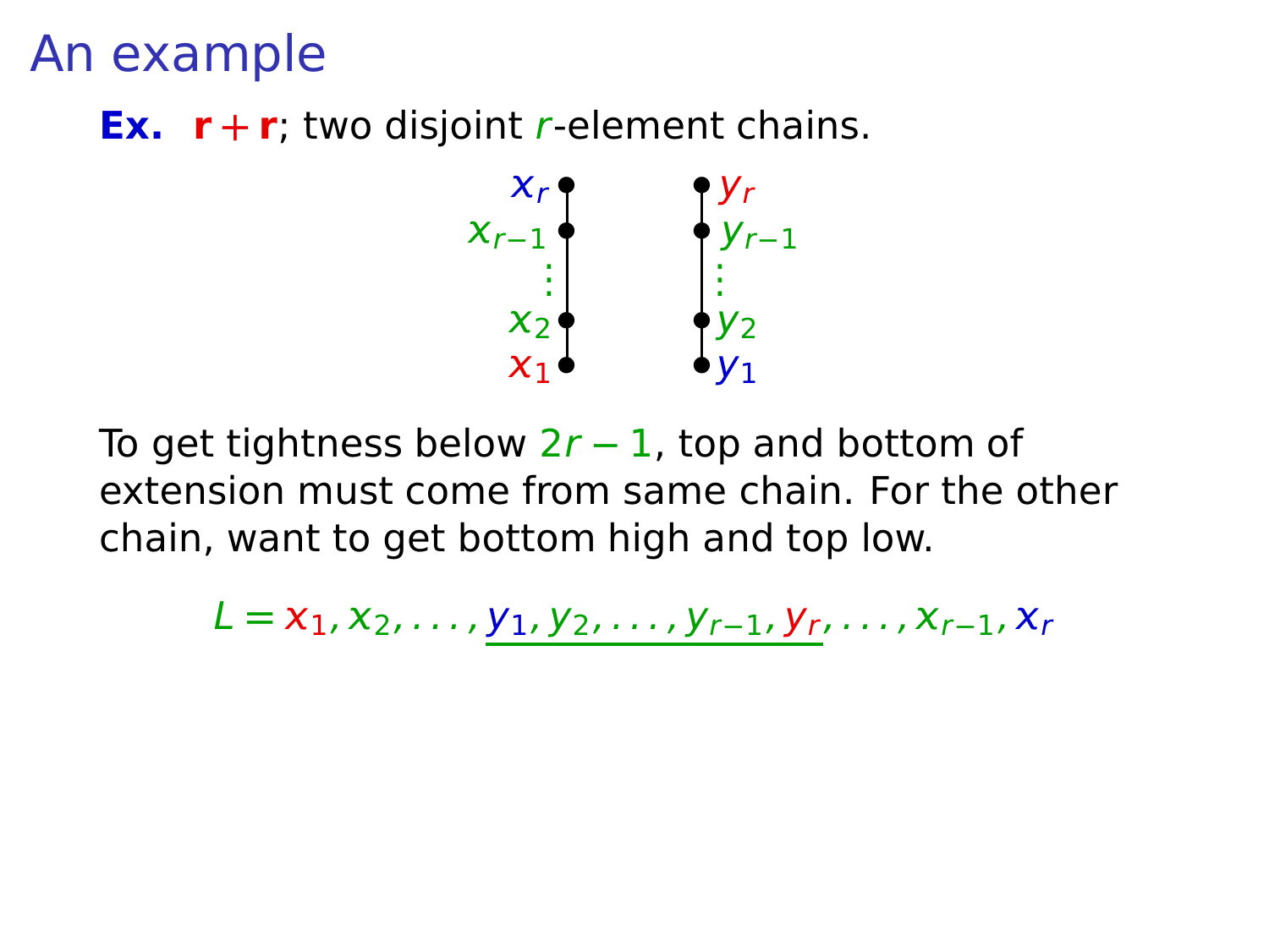# An example

**Ex.** $\mathbf{r}+\mathbf{r}$; two disjoint $r$-element chains.

To get tightness below $2r-1$, top and bottom of extension must come from same chain. For the other chain, want to get bottom high and top low.

$$L = x_1, x_2, \ldots, \underline{y_1, y_2, \ldots, y_{r-1}, y_r}, \ldots, x_{r-1}, x_r$$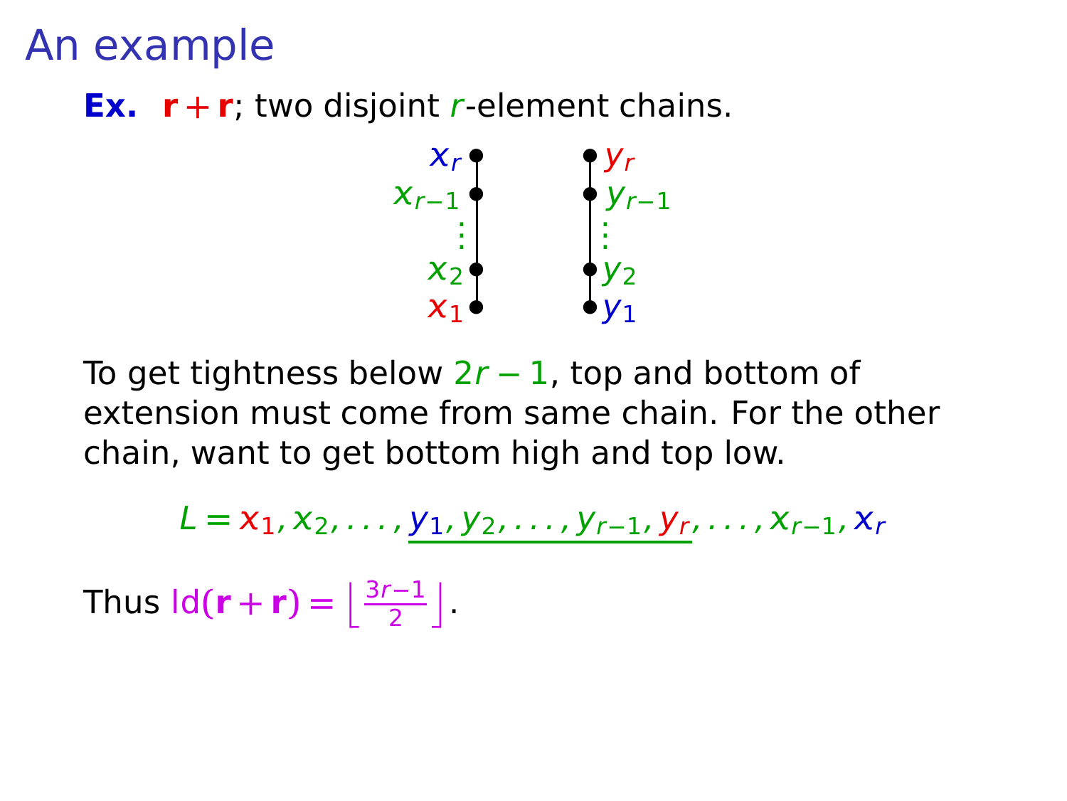# An example

**Ex.** $\mathbf{r}+\mathbf{r}$; two disjoint $r$-element chains.

$x_r$, $x_{r-1}$, ⋮, $x_2$, $x_1$ $\qquad$ $y_r$, $y_{r-1}$, ⋮, $y_2$, $y_1$

To get tightness below $2r-1$, top and bottom of extension must come from same chain. For the other chain, want to get bottom high and top low.

$$L = x_1, x_2, \ldots, \underline{y_1, y_2, \ldots, y_{r-1}, y_r}, \ldots, x_{r-1}, x_r$$

Thus $\mathrm{ld}(\mathbf{r}+\mathbf{r}) = \left\lfloor \frac{3r-1}{2} \right\rfloor$.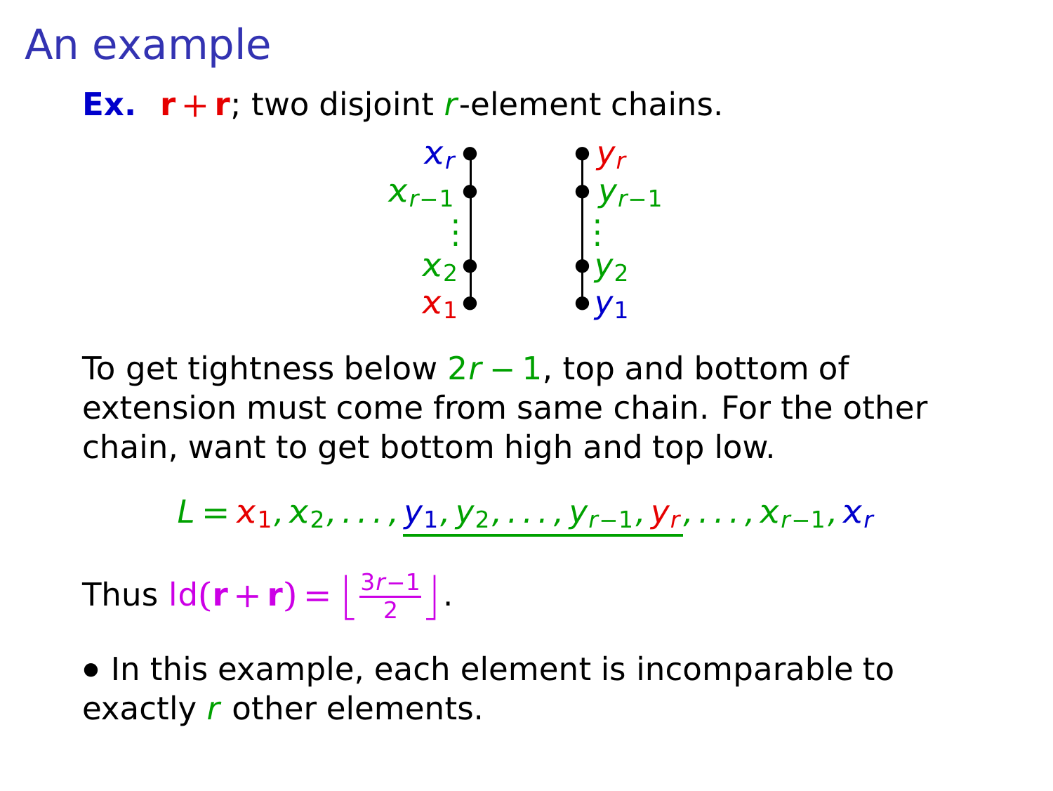# An example

**Ex.** $\mathbf{r}+\mathbf{r}$; two disjoint $r$-element chains.

$x_r$, $x_{r-1}$, $\vdots$, $x_2$, $x_1$ $\qquad$ $y_r$, $y_{r-1}$, $\vdots$, $y_2$, $y_1$

To get tightness below $2r-1$, top and bottom of extension must come from same chain. For the other chain, want to get bottom high and top low.

$$L = x_1, x_2, \ldots, \underline{y_1, y_2, \ldots, y_{r-1}, y_r}, \ldots, x_{r-1}, x_r$$

Thus $\mathrm{ld}(\mathbf{r}+\mathbf{r}) = \left\lfloor \frac{3r-1}{2} \right\rfloor$.

- In this example, each element is incomparable to exactly $r$ other elements.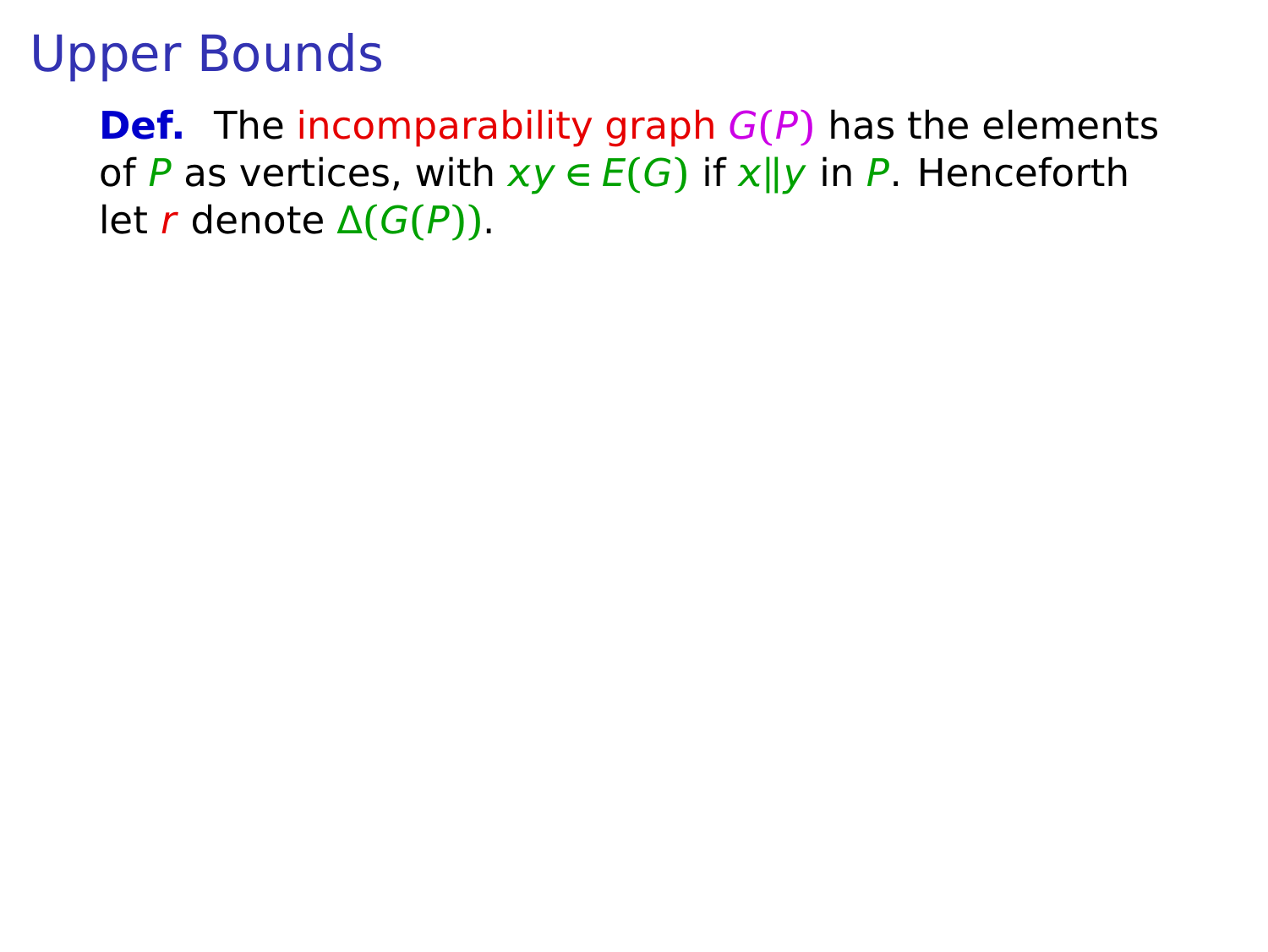# Upper Bounds

**Def.** The incomparability graph $G(P)$ has the elements of $P$ as vertices, with $xy \in E(G)$ if $x \| y$ in $P$. Henceforth let $r$ denote $\Delta(G(P))$.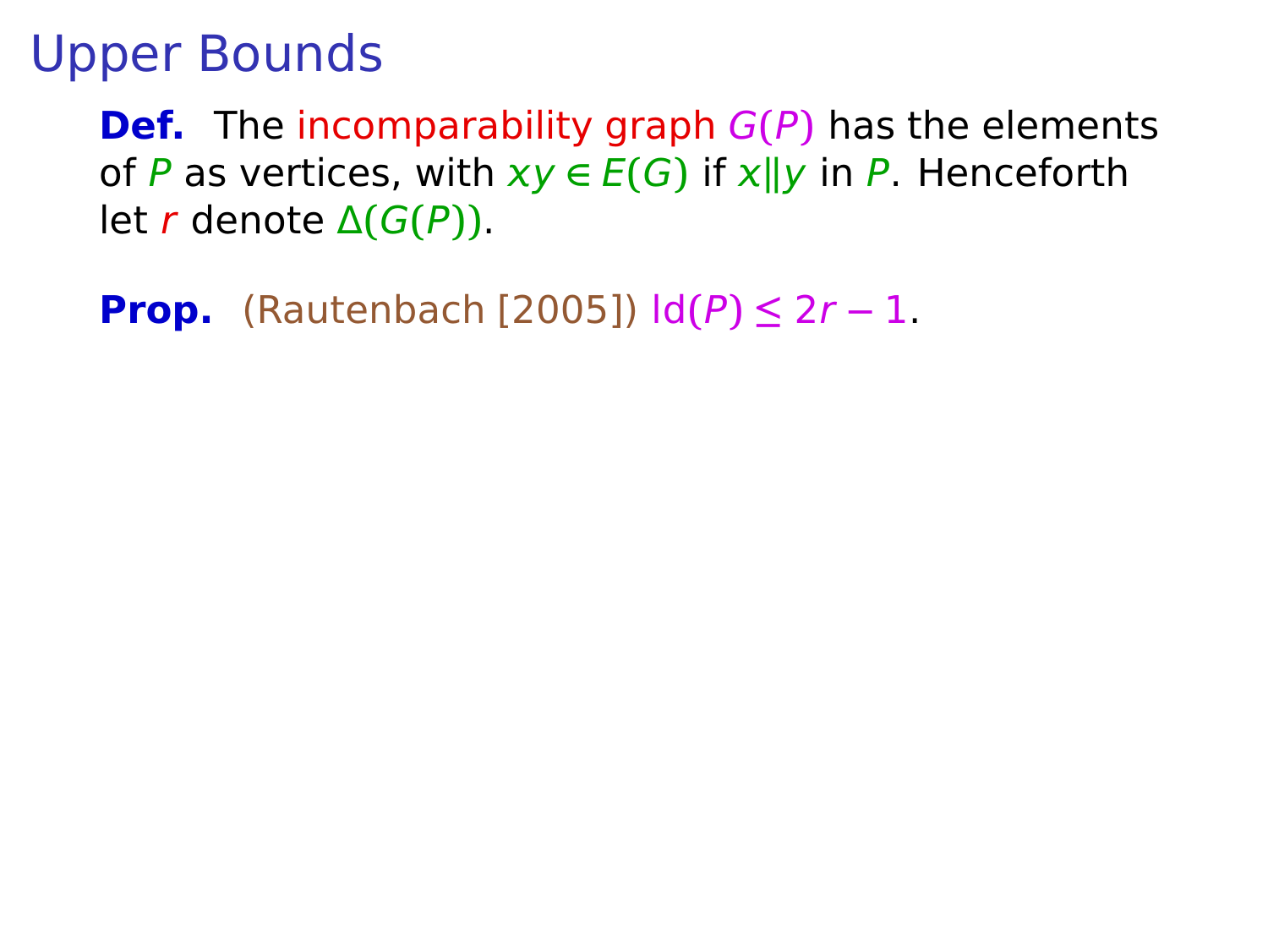# Upper Bounds

**Def.** The incomparability graph $G(P)$ has the elements of $P$ as vertices, with $xy \in E(G)$ if $x \| y$ in $P$. Henceforth let $r$ denote $\Delta(G(P))$.

**Prop.** (Rautenbach [2005]) $\mathrm{ld}(P) \le 2r - 1$.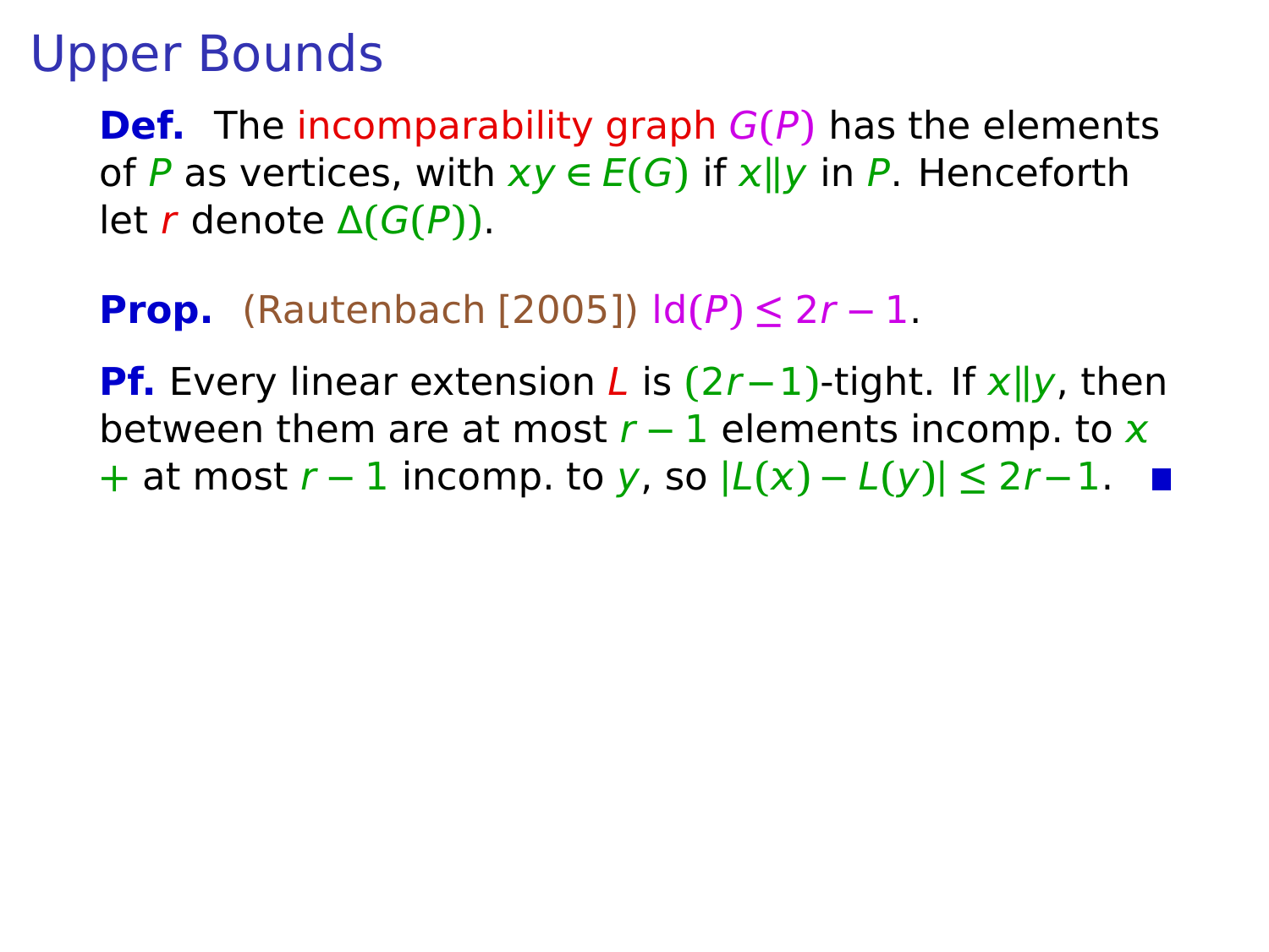# Upper Bounds

**Def.** The incomparability graph $G(P)$ has the elements of $P$ as vertices, with $xy \in E(G)$ if $x \| y$ in $P$. Henceforth let $r$ denote $\Delta(G(P))$.

**Prop.** (Rautenbach [2005]) $\mathrm{ld}(P) \le 2r - 1$.

**Pf.** Every linear extension $L$ is $(2r-1)$-tight. If $x \| y$, then between them are at most $r - 1$ elements incomp. to $x$ $+$ at most $r - 1$ incomp. to $y$, so $|L(x) - L(y)| \le 2r-1$. ■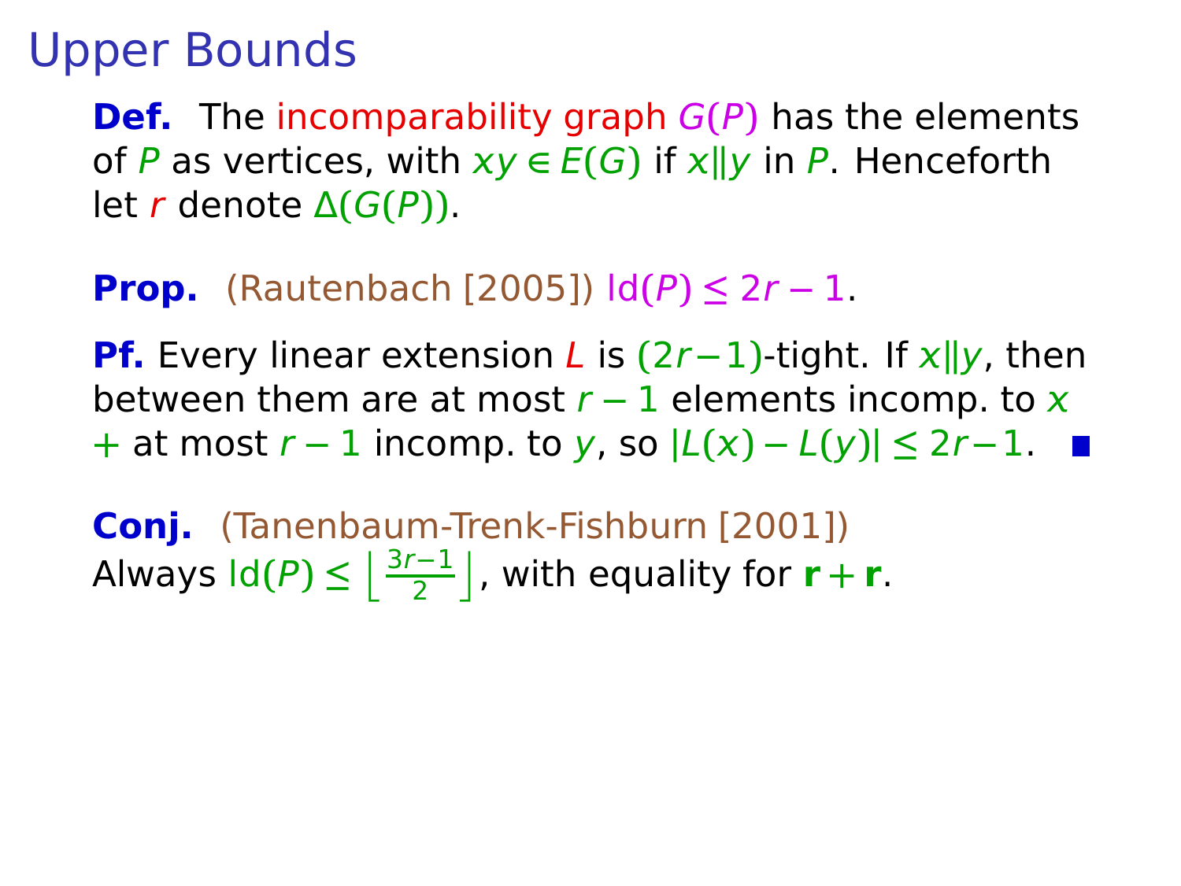# Upper Bounds

**Def.** The incomparability graph $G(P)$ has the elements of $P$ as vertices, with $xy \in E(G)$ if $x \| y$ in $P$. Henceforth let $r$ denote $\Delta(G(P))$.

**Prop.** (Rautenbach [2005]) $\mathrm{ld}(P) \le 2r - 1$.

**Pf.** Every linear extension $L$ is $(2r-1)$-tight. If $x \| y$, then between them are at most $r-1$ elements incomp. to $x$ $+$ at most $r-1$ incomp. to $y$, so $|L(x) - L(y)| \le 2r-1$. ∎

**Conj.** (Tanenbaum-Trenk-Fishburn [2001])
Always $\mathrm{ld}(P) \le \left\lfloor \frac{3r-1}{2} \right\rfloor$, with equality for $\mathbf{r} + \mathbf{r}$.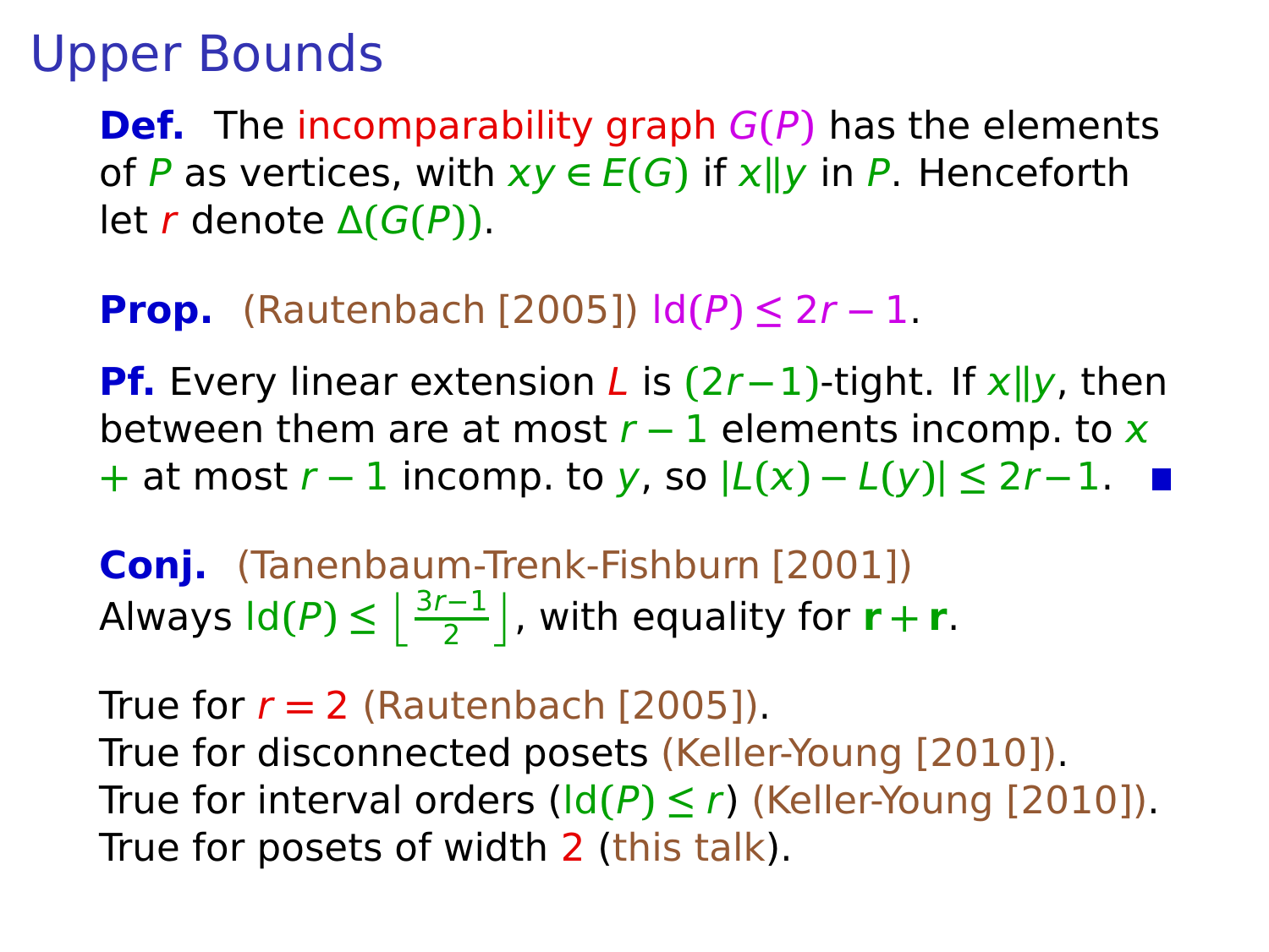# Upper Bounds

**Def.** The incomparability graph $G(P)$ has the elements of $P$ as vertices, with $xy \in E(G)$ if $x \| y$ in $P$. Henceforth let $r$ denote $\Delta(G(P))$.

**Prop.** (Rautenbach [2005]) $\mathrm{ld}(P) \le 2r - 1$.

**Pf.** Every linear extension $L$ is $(2r-1)$-tight. If $x \| y$, then between them are at most $r-1$ elements incomp. to $x$ + at most $r-1$ incomp. to $y$, so $|L(x) - L(y)| \le 2r-1$. ■

**Conj.** (Tanenbaum-Trenk-Fishburn [2001])
Always $\mathrm{ld}(P) \le \left\lfloor \frac{3r-1}{2} \right\rfloor$, with equality for $\mathbf{r} + \mathbf{r}$.

True for $r = 2$ (Rautenbach [2005]).
True for disconnected posets (Keller-Young [2010]).
True for interval orders ($\mathrm{ld}(P) \le r$) (Keller-Young [2010]).
True for posets of width 2 (this talk).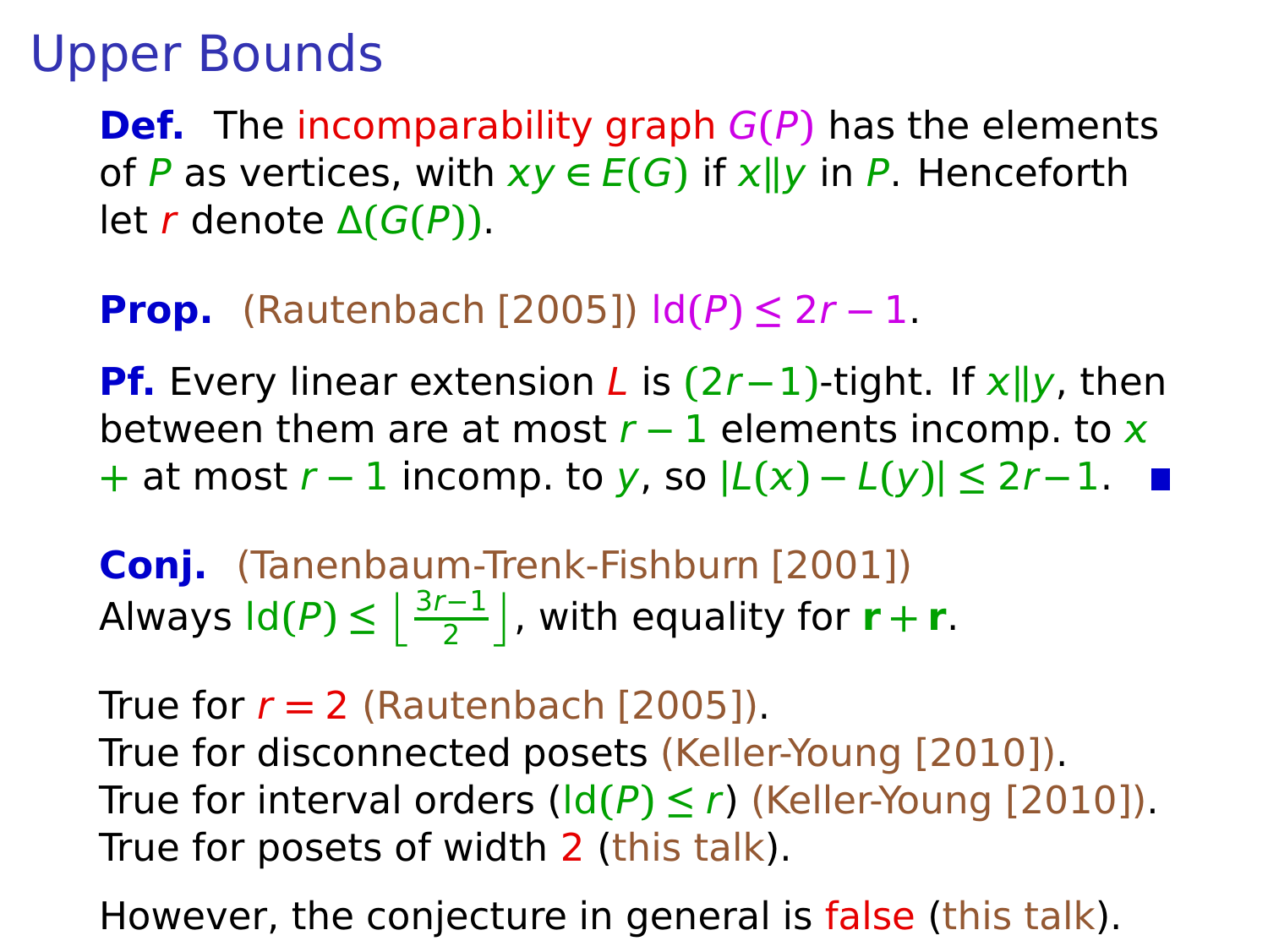# Upper Bounds

**Def.** The incomparability graph $G(P)$ has the elements of $P$ as vertices, with $xy \in E(G)$ if $x \| y$ in $P$. Henceforth let $r$ denote $\Delta(G(P))$.

**Prop.** (Rautenbach [2005]) $\mathrm{ld}(P) \le 2r - 1$.

**Pf.** Every linear extension $L$ is $(2r-1)$-tight. If $x \| y$, then between them are at most $r - 1$ elements incomp. to $x$ + at most $r - 1$ incomp. to $y$, so $|L(x) - L(y)| \le 2r-1$. ■

**Conj.** (Tanenbaum-Trenk-Fishburn [2001])
Always $\mathrm{ld}(P) \le \left\lfloor \frac{3r-1}{2} \right\rfloor$, with equality for $\mathbf{r} + \mathbf{r}$.

True for $r = 2$ (Rautenbach [2005]).
True for disconnected posets (Keller-Young [2010]).
True for interval orders ($\mathrm{ld}(P) \le r$) (Keller-Young [2010]).
True for posets of width 2 (this talk).

However, the conjecture in general is false (this talk).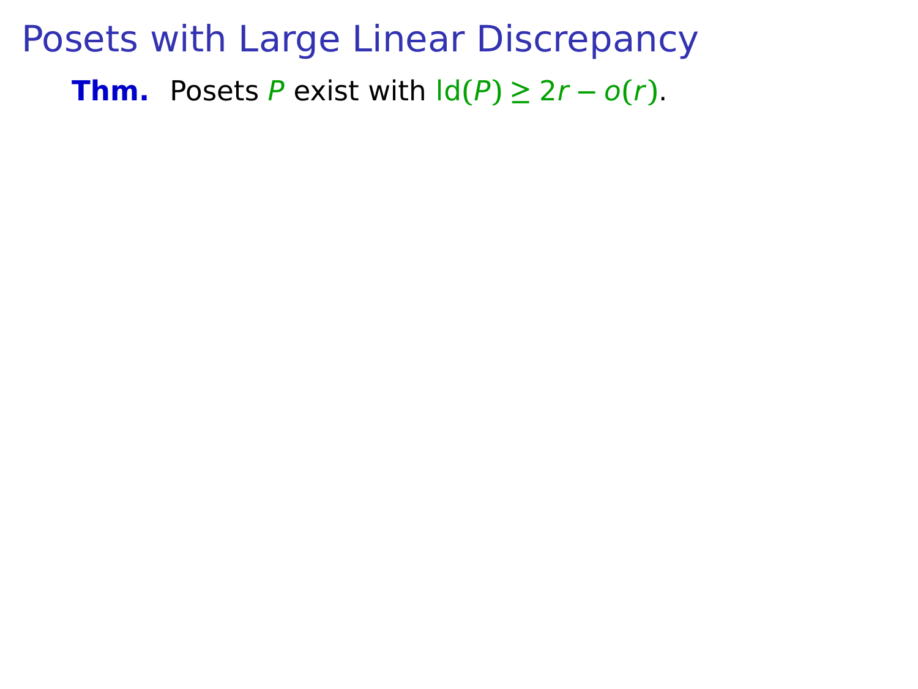# Posets with Large Linear Discrepancy

**Thm.** Posets $P$ exist with $\mathrm{ld}(P) \geq 2r - o(r)$.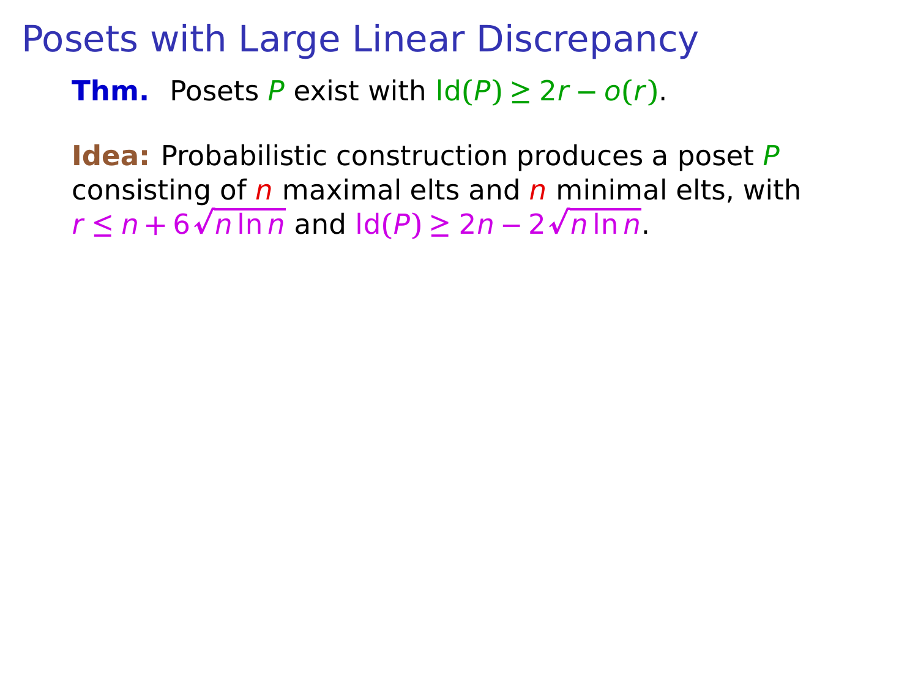# Posets with Large Linear Discrepancy

**Thm.** Posets $P$ exist with $\mathrm{ld}(P) \geq 2r - o(r)$.

**Idea:** Probabilistic construction produces a poset $P$ consisting of $n$ maximal elts and $n$ minimal elts, with $r \leq n + 6\sqrt{n \ln n}$ and $\mathrm{ld}(P) \geq 2n - 2\sqrt{n \ln n}$.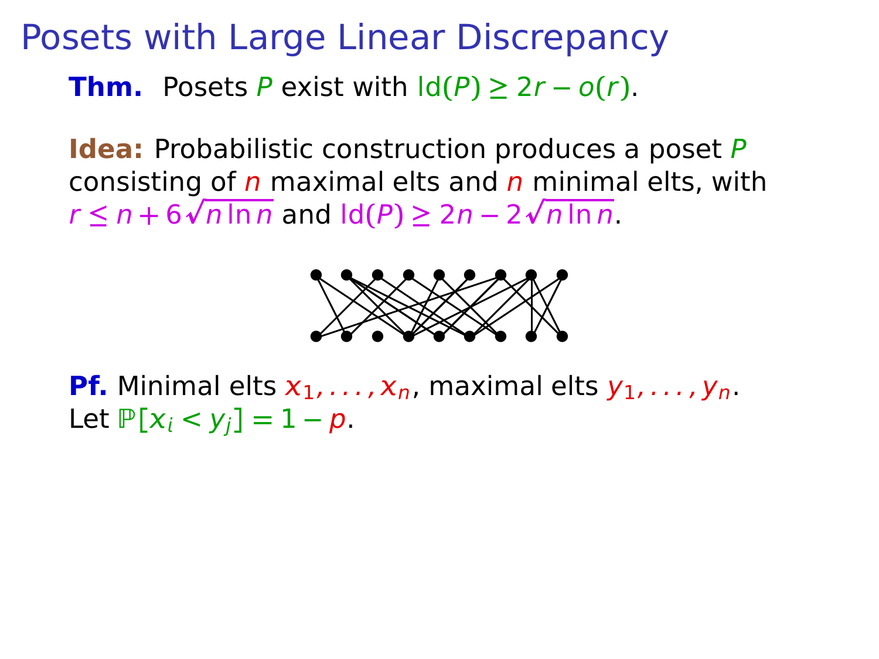# Posets with Large Linear Discrepancy

**Thm.** Posets $P$ exist with $\mathrm{ld}(P) \geq 2r - o(r)$.

**Idea:** Probabilistic construction produces a poset $P$ consisting of $n$ maximal elts and $n$ minimal elts, with $r \leq n + 6\sqrt{n \ln n}$ and $\mathrm{ld}(P) \geq 2n - 2\sqrt{n \ln n}$.

**Pf.** Minimal elts $x_1, \ldots, x_n$, maximal elts $y_1, \ldots, y_n$.
Let $\mathbb{P}[x_i < y_j] = 1 - p$.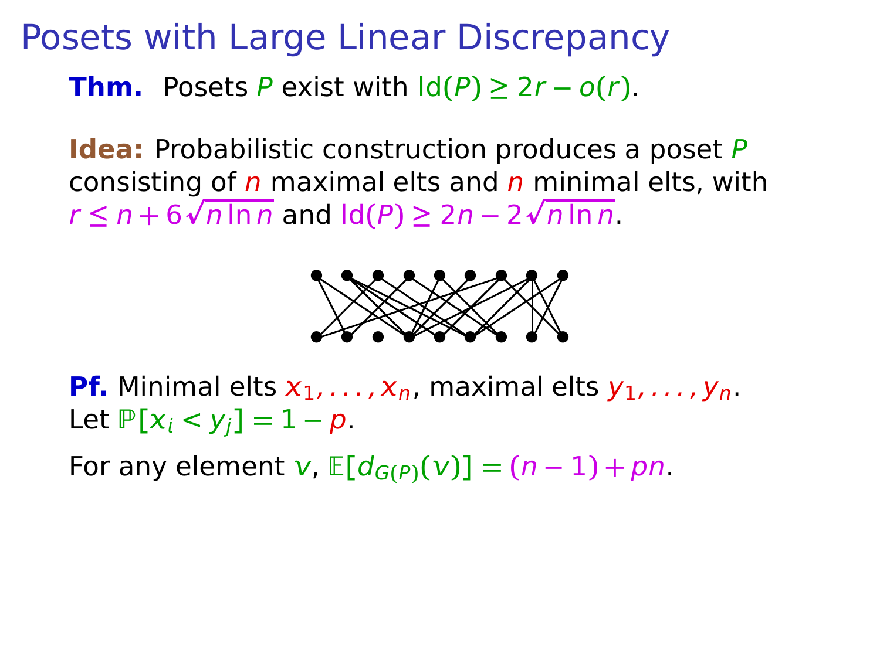# Posets with Large Linear Discrepancy

**Thm.** Posets $P$ exist with $\mathrm{ld}(P) \geq 2r - o(r)$.

**Idea:** Probabilistic construction produces a poset $P$ consisting of $n$ maximal elts and $n$ minimal elts, with $r \leq n + 6\sqrt{n \ln n}$ and $\mathrm{ld}(P) \geq 2n - 2\sqrt{n \ln n}$.

**Pf.** Minimal elts $x_1, \ldots, x_n$, maximal elts $y_1, \ldots, y_n$. Let $\mathbb{P}[x_i < y_j] = 1 - p$.

For any element $v$, $\mathbb{E}[d_{G(P)}(v)] = (n-1) + pn$.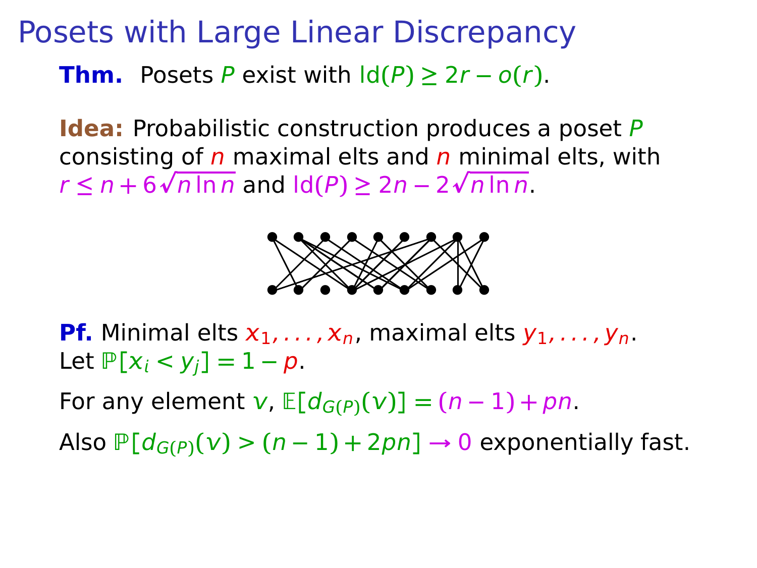# Posets with Large Linear Discrepancy

**Thm.** Posets $P$ exist with $\mathrm{ld}(P) \geq 2r - o(r)$.

**Idea:** Probabilistic construction produces a poset $P$ consisting of $n$ maximal elts and $n$ minimal elts, with $r \leq n + 6\sqrt{n \ln n}$ and $\mathrm{ld}(P) \geq 2n - 2\sqrt{n \ln n}$.

**Pf.** Minimal elts $x_1, \ldots, x_n$, maximal elts $y_1, \ldots, y_n$.
Let $\mathbb{P}[x_i < y_j] = 1 - p$.

For any element $v$, $\mathbb{E}[d_{G(P)}(v)] = (n-1) + pn$.

Also $\mathbb{P}[d_{G(P)}(v) > (n-1) + 2pn] \to 0$ exponentially fast.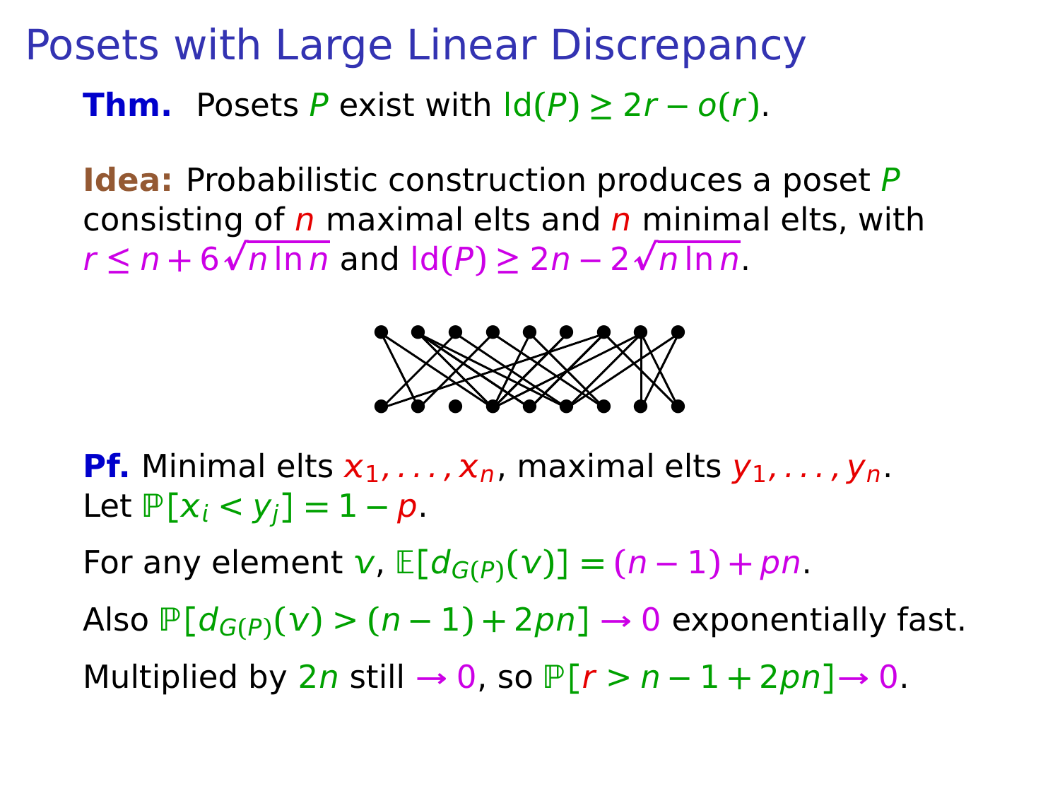# Posets with Large Linear Discrepancy

**Thm.** Posets $P$ exist with $\mathrm{ld}(P) \geq 2r - o(r)$.

**Idea:** Probabilistic construction produces a poset $P$ consisting of $n$ maximal elts and $n$ minimal elts, with $r \leq n + 6\sqrt{n \ln n}$ and $\mathrm{ld}(P) \geq 2n - 2\sqrt{n \ln n}$.

**Pf.** Minimal elts $x_1, \ldots, x_n$, maximal elts $y_1, \ldots, y_n$.
Let $\mathbb{P}[x_i < y_j] = 1 - p$.

For any element $v$, $\mathbb{E}[d_{G(P)}(v)] = (n-1) + pn$.

Also $\mathbb{P}[d_{G(P)}(v) > (n-1) + 2pn] \to 0$ exponentially fast.

Multiplied by $2n$ still $\to 0$, so $\mathbb{P}[r > n - 1 + 2pn] \to 0$.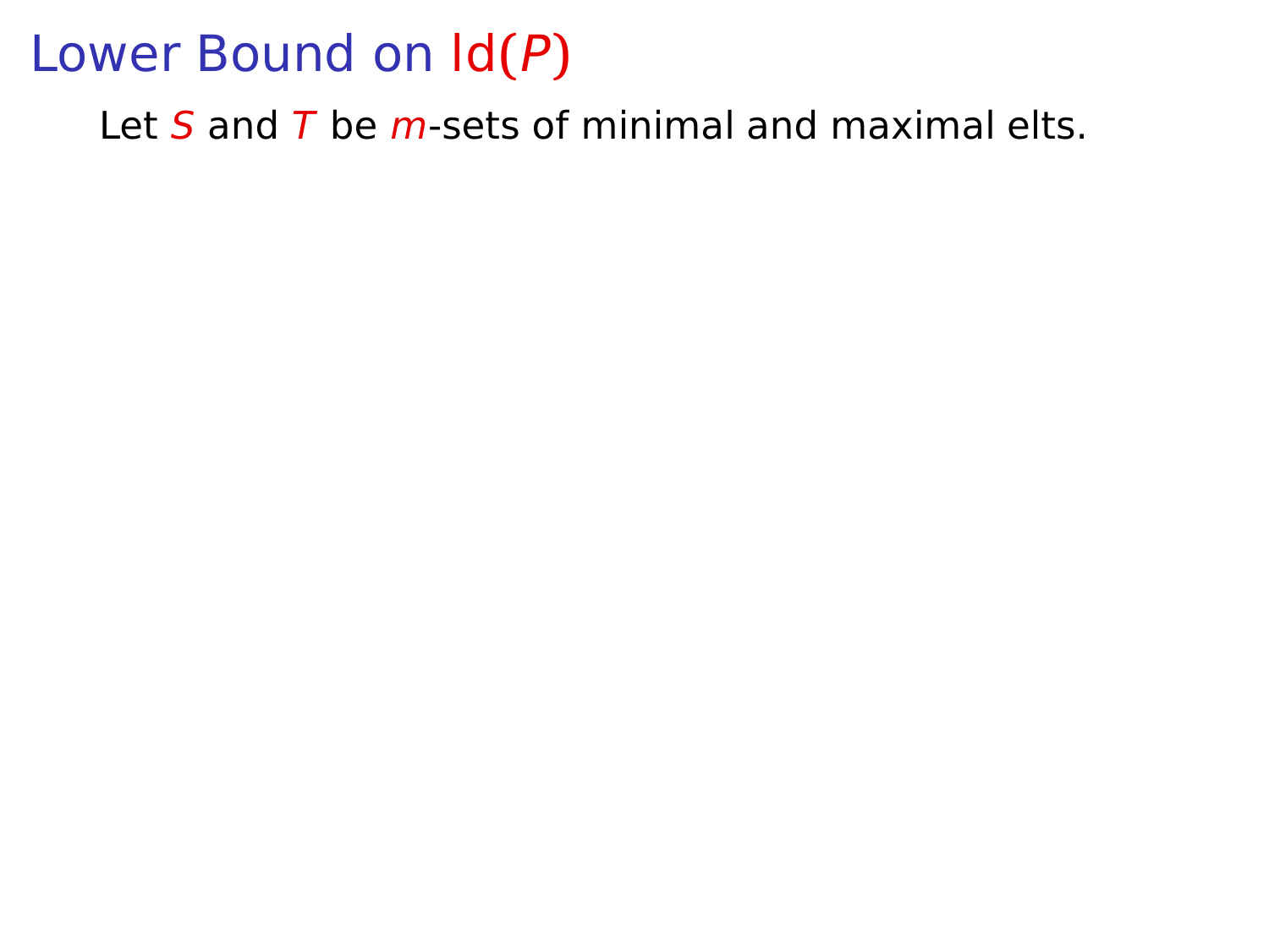# Lower Bound on $\operatorname{ld}(P)$

Let $S$ and $T$ be $m$-sets of minimal and maximal elts.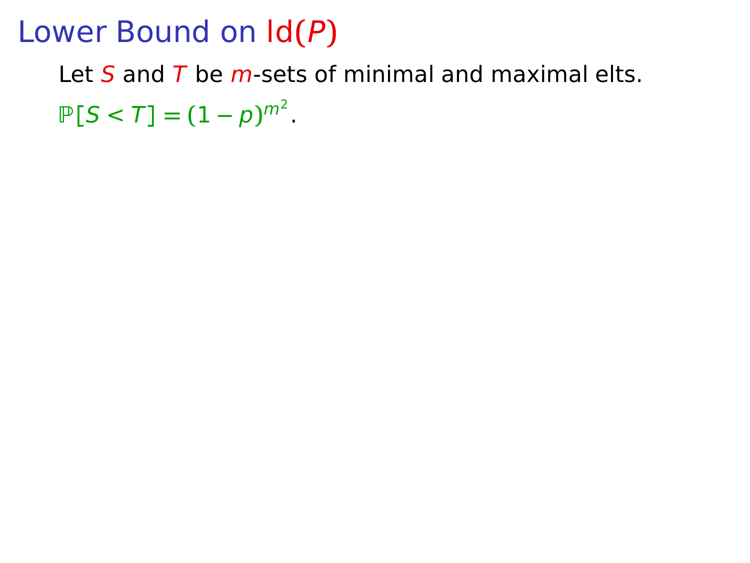# Lower Bound on $\operatorname{ld}(P)$

Let $S$ and $T$ be $m$-sets of minimal and maximal elts.

$\mathbb{P}[S < T] = (1-p)^{m^2}$.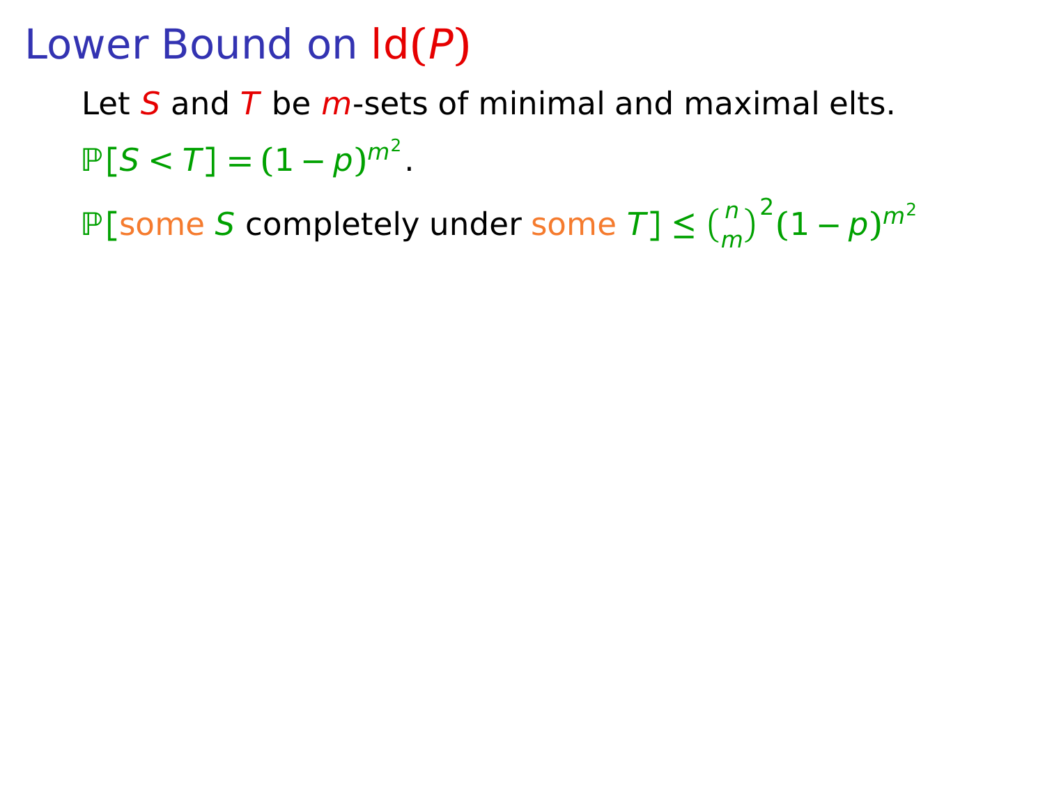# Lower Bound on $\mathrm{ld}(P)$

Let $S$ and $T$ be $m$-sets of minimal and maximal elts.

$\mathbb{P}[S < T] = (1-p)^{m^2}$.

$\mathbb{P}[$some $S$ completely under some $T] \le \binom{n}{m}^2 (1-p)^{m^2}$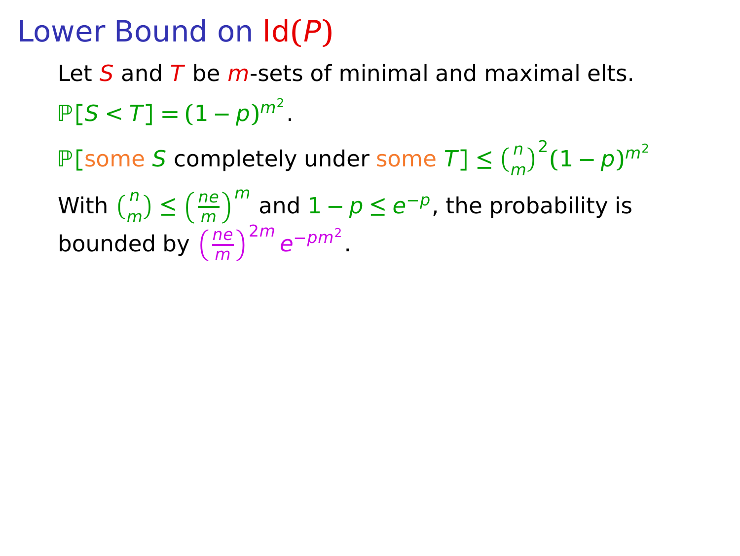# Lower Bound on ld($P$)

Let $S$ and $T$ be $m$-sets of minimal and maximal elts.

$\mathbb{P}[S < T] = (1-p)^{m^2}$.

$\mathbb{P}[$some $S$ completely under some $T] \leq \binom{n}{m}^2 (1-p)^{m^2}$

With $\binom{n}{m} \leq \left(\frac{ne}{m}\right)^m$ and $1 - p \leq e^{-p}$, the probability is bounded by $\left(\frac{ne}{m}\right)^{2m} e^{-pm^2}$.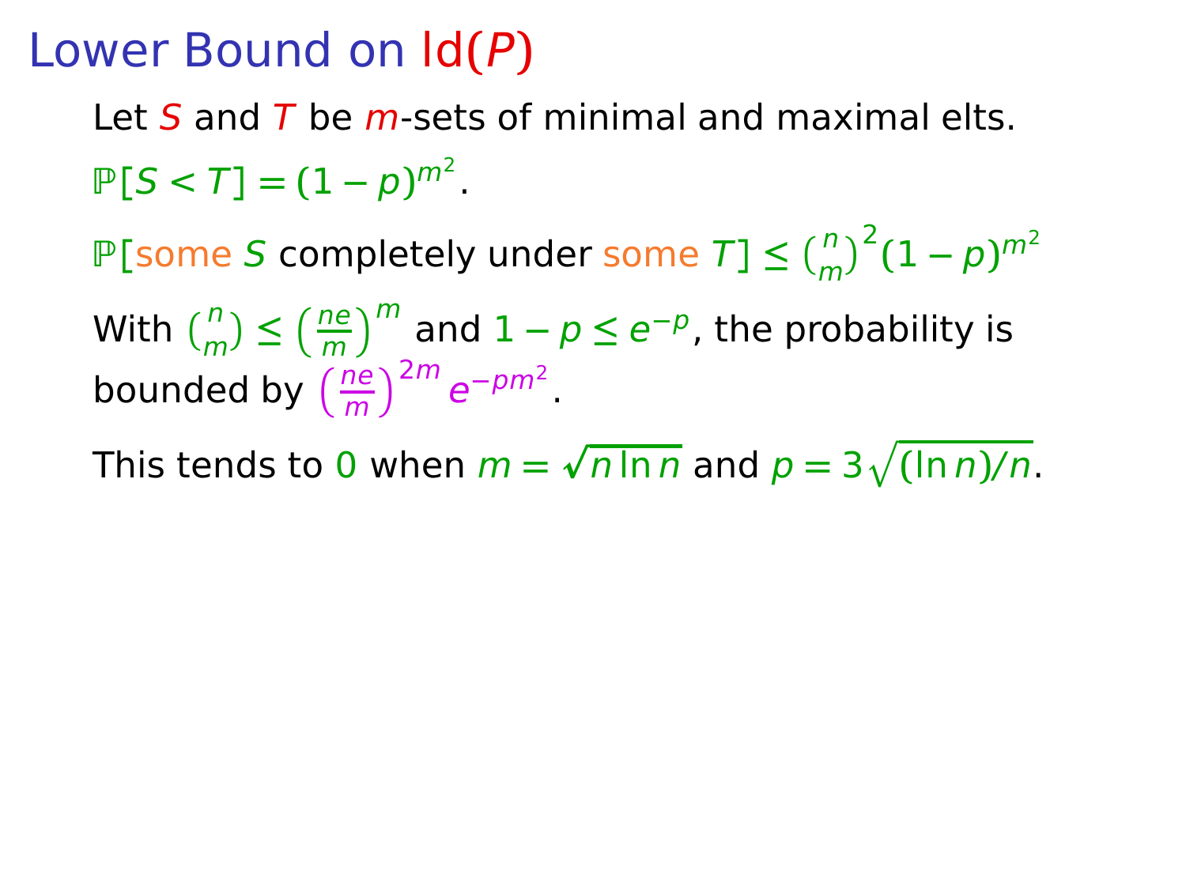# Lower Bound on ld($P$)

Let $S$ and $T$ be $m$-sets of minimal and maximal elts.

$\mathbb{P}[S < T] = (1-p)^{m^2}$.

$\mathbb{P}[$some $S$ completely under some $T] \le \binom{n}{m}^2 (1-p)^{m^2}$

With $\binom{n}{m} \le \left(\frac{ne}{m}\right)^m$ and $1 - p \le e^{-p}$, the probability is bounded by $\left(\frac{ne}{m}\right)^{2m} e^{-pm^2}$.

This tends to $0$ when $m = \sqrt{n \ln n}$ and $p = 3\sqrt{(\ln n)/n}$.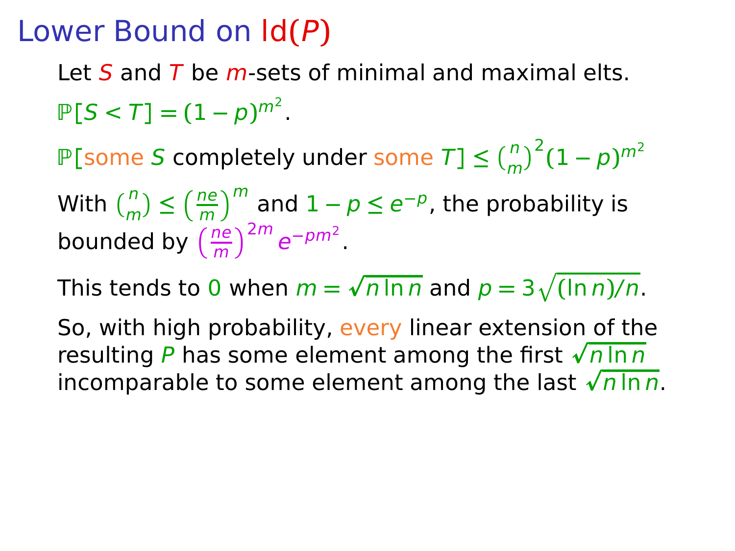# Lower Bound on $\text{ld}(P)$

Let $S$ and $T$ be $m$-sets of minimal and maximal elts.

$\mathbb{P}[S < T] = (1-p)^{m^2}$.

$\mathbb{P}[$some $S$ completely under some $T] \le \binom{n}{m}^2 (1-p)^{m^2}$

With $\binom{n}{m} \le \left(\frac{ne}{m}\right)^m$ and $1 - p \le e^{-p}$, the probability is bounded by $\left(\frac{ne}{m}\right)^{2m} e^{-pm^2}$.

This tends to $0$ when $m = \sqrt{n \ln n}$ and $p = 3\sqrt{(\ln n)/n}$.

So, with high probability, every linear extension of the resulting $P$ has some element among the first $\sqrt{n \ln n}$ incomparable to some element among the last $\sqrt{n \ln n}$.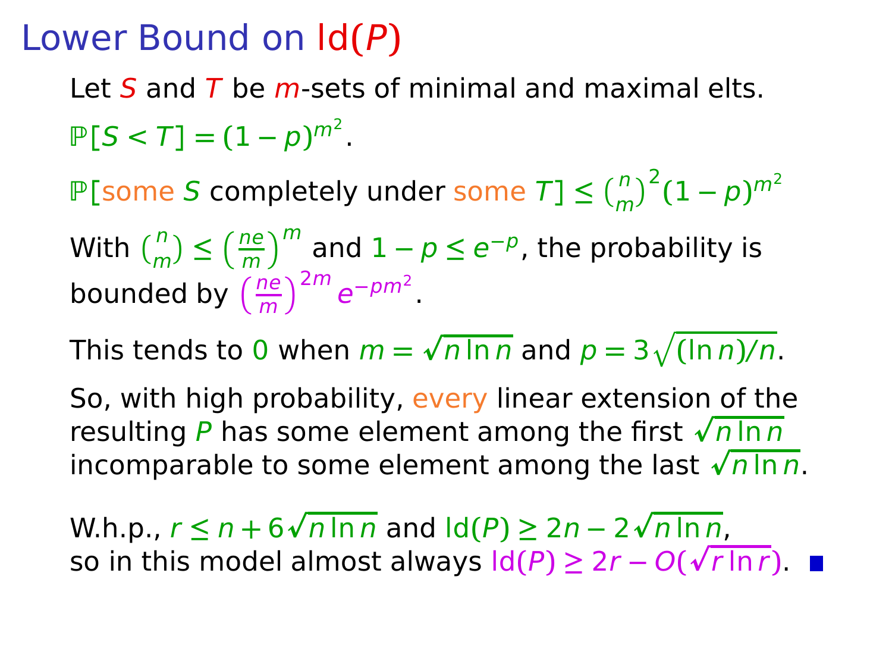# Lower Bound on $\mathrm{ld}(P)$

Let $S$ and $T$ be $m$-sets of minimal and maximal elts.

$\mathbb{P}[S < T] = (1-p)^{m^2}$.

$\mathbb{P}[$some $S$ completely under some $T] \le \binom{n}{m}^2 (1-p)^{m^2}$

With $\binom{n}{m} \le \left(\frac{ne}{m}\right)^m$ and $1 - p \le e^{-p}$, the probability is bounded by $\left(\frac{ne}{m}\right)^{2m} e^{-pm^2}$.

This tends to $0$ when $m = \sqrt{n \ln n}$ and $p = 3\sqrt{(\ln n)/n}$.

So, with high probability, every linear extension of the resulting $P$ has some element among the first $\sqrt{n \ln n}$ incomparable to some element among the last $\sqrt{n \ln n}$.

W.h.p., $r \le n + 6\sqrt{n \ln n}$ and $\mathrm{ld}(P) \ge 2n - 2\sqrt{n \ln n}$, so in this model almost always $\mathrm{ld}(P) \ge 2r - O(\sqrt{r \ln r})$. ∎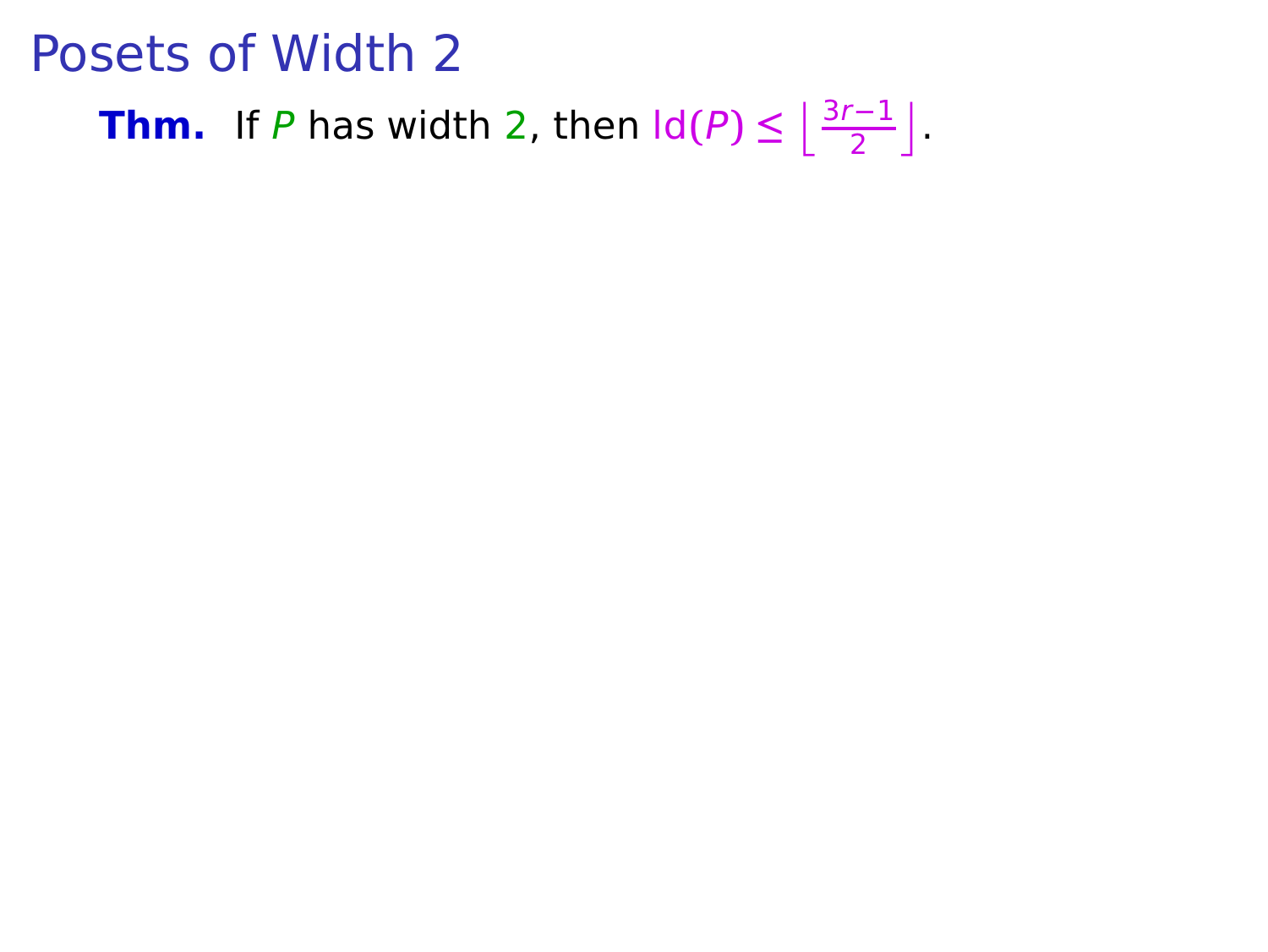# Posets of Width 2

**Thm.** If $P$ has width $2$, then $\operatorname{ld}(P) \leq \left\lfloor \frac{3r-1}{2} \right\rfloor$.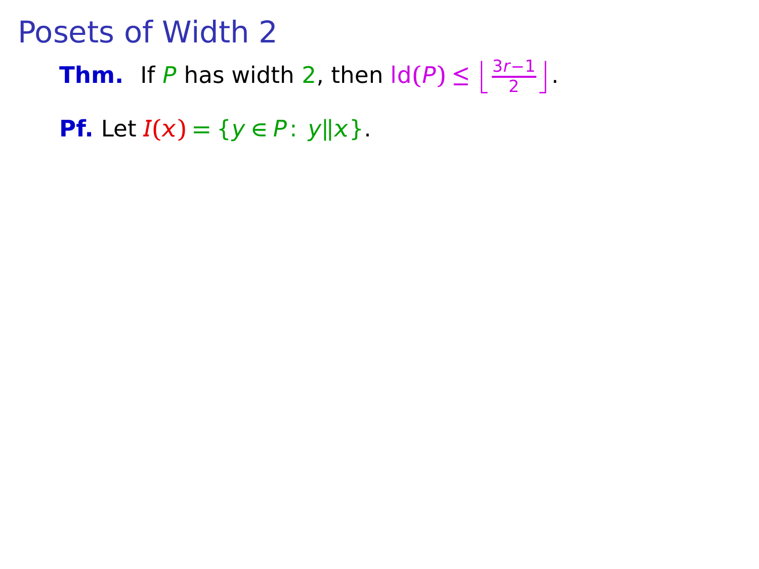# Posets of Width 2

**Thm.** If $P$ has width $2$, then $\text{ld}(P) \leq \left\lfloor \frac{3r-1}{2} \right\rfloor$.

**Pf.** Let $I(x) = \{y \in P \colon y \| x\}$.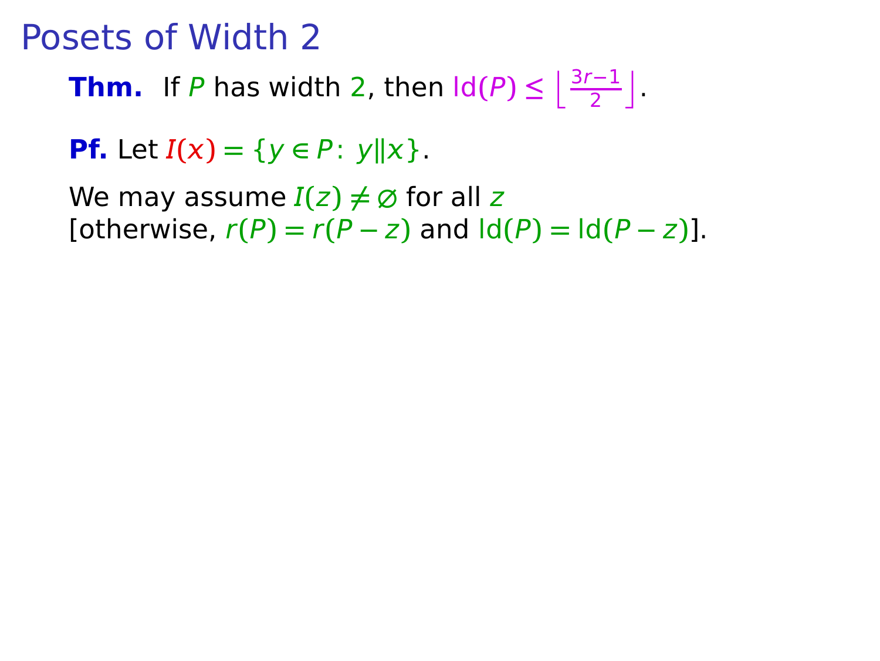# Posets of Width 2

**Thm.** If $P$ has width $2$, then $\operatorname{ld}(P) \le \left\lfloor \frac{3r-1}{2} \right\rfloor$.

**Pf.** Let $I(x) = \{y \in P\colon\ y \| x\}$.

We may assume $I(z) \neq \varnothing$ for all $z$
[otherwise, $r(P) = r(P - z)$ and $\operatorname{ld}(P) = \operatorname{ld}(P - z)$].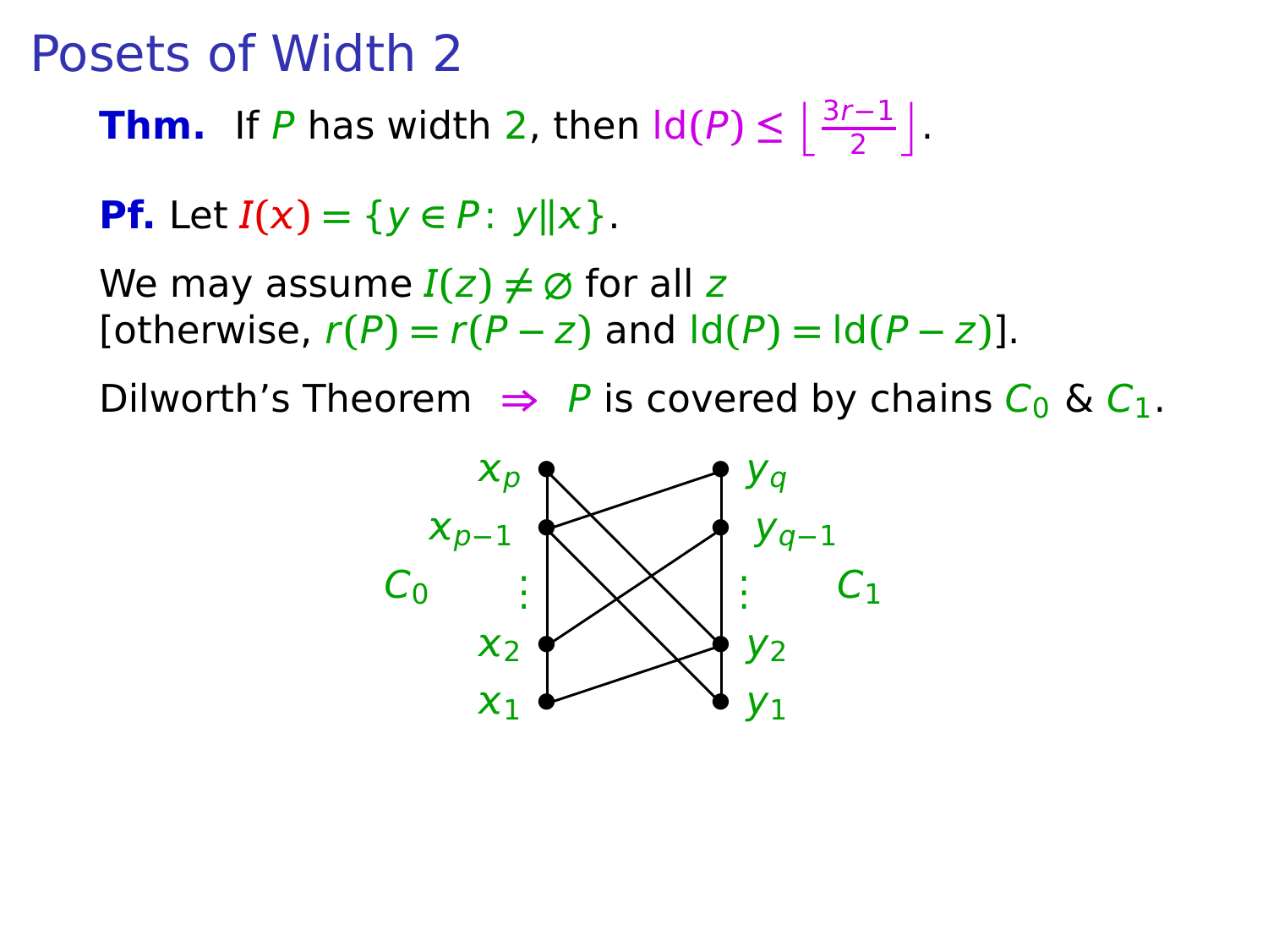# Posets of Width 2

**Thm.** If $P$ has width $2$, then $\mathrm{ld}(P) \leq \left\lfloor \frac{3r-1}{2} \right\rfloor$.

**Pf.** Let $I(x) = \{y \in P\colon\ y \| x\}$.

We may assume $I(z) \neq \emptyset$ for all $z$
[otherwise, $r(P) = r(P - z)$ and $\mathrm{ld}(P) = \mathrm{ld}(P - z)$].

Dilworth's Theorem $\Rightarrow$ $P$ is covered by chains $C_0$ & $C_1$.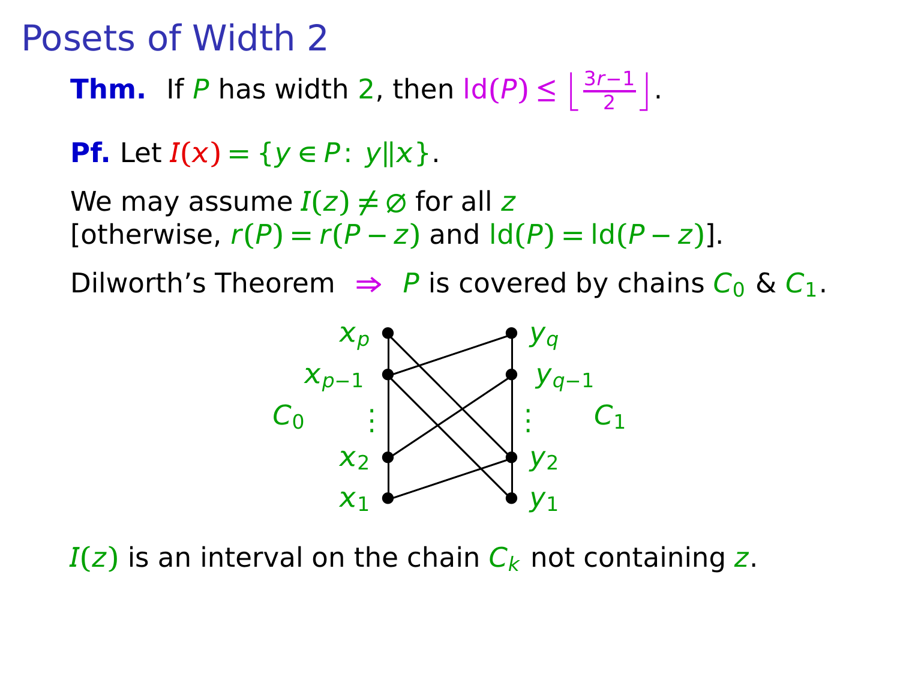# Posets of Width 2

**Thm.** If $P$ has width $2$, then $\mathrm{ld}(P) \leq \left\lfloor \frac{3r-1}{2} \right\rfloor$.

**Pf.** Let $I(x) = \{y \in P\colon\ y \| x\}$.

We may assume $I(z) \neq \varnothing$ for all $z$
[otherwise, $r(P) = r(P-z)$ and $\mathrm{ld}(P) = \mathrm{ld}(P-z)$].

Dilworth's Theorem $\Rightarrow$ $P$ is covered by chains $C_0$ & $C_1$.

$I(z)$ is an interval on the chain $C_k$ not containing $z$.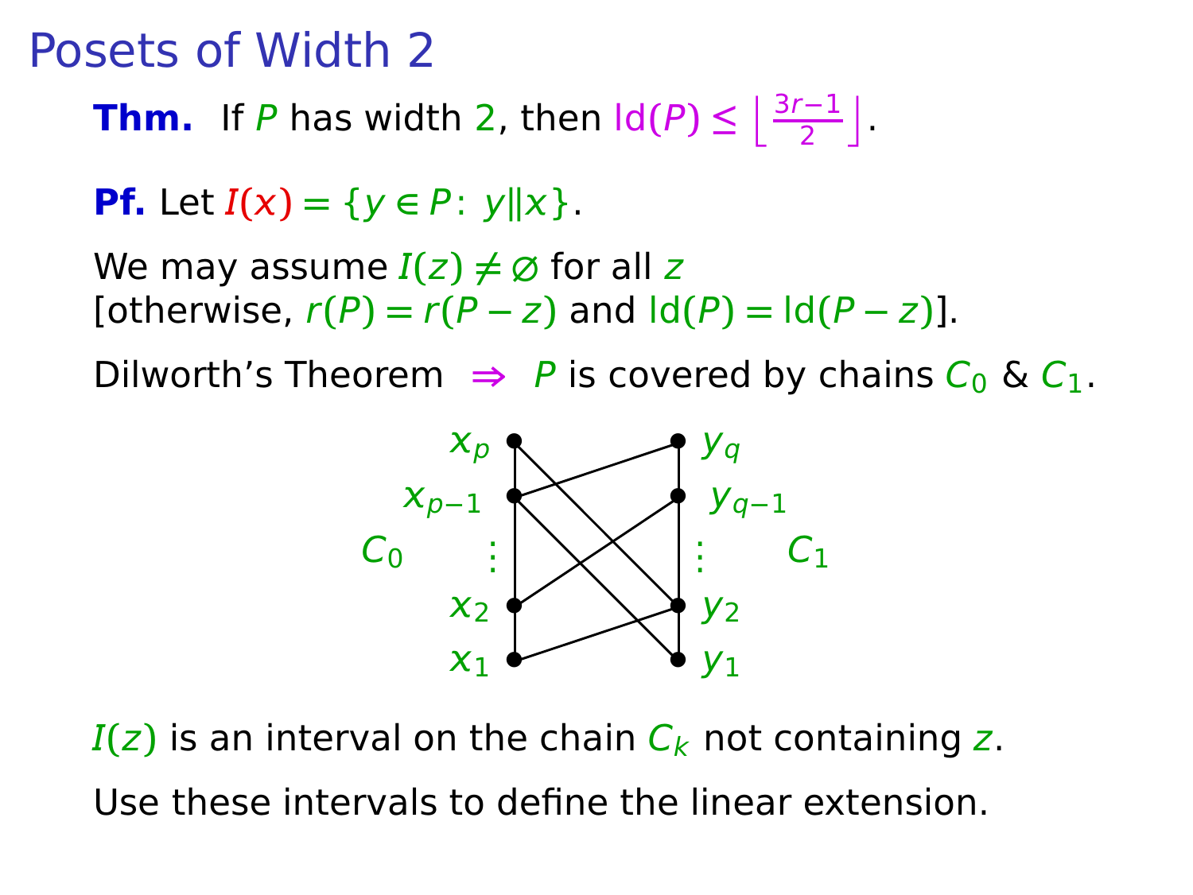# Posets of Width 2

**Thm.** If $P$ has width $2$, then $\mathrm{ld}(P) \le \left\lfloor \frac{3r-1}{2} \right\rfloor$.

**Pf.** Let $I(x) = \{y \in P\colon\ y \| x\}$.

We may assume $I(z) \ne \varnothing$ for all $z$
[otherwise, $r(P) = r(P - z)$ and $\mathrm{ld}(P) = \mathrm{ld}(P - z)$].

Dilworth's Theorem $\Rightarrow$ $P$ is covered by chains $C_0$ & $C_1$.

$C_0$: $x_1, x_2, \ldots, x_{p-1}, x_p$ $\qquad$ $C_1$: $y_1, y_2, \ldots, y_{q-1}, y_q$

$I(z)$ is an interval on the chain $C_k$ not containing $z$.

Use these intervals to define the linear extension.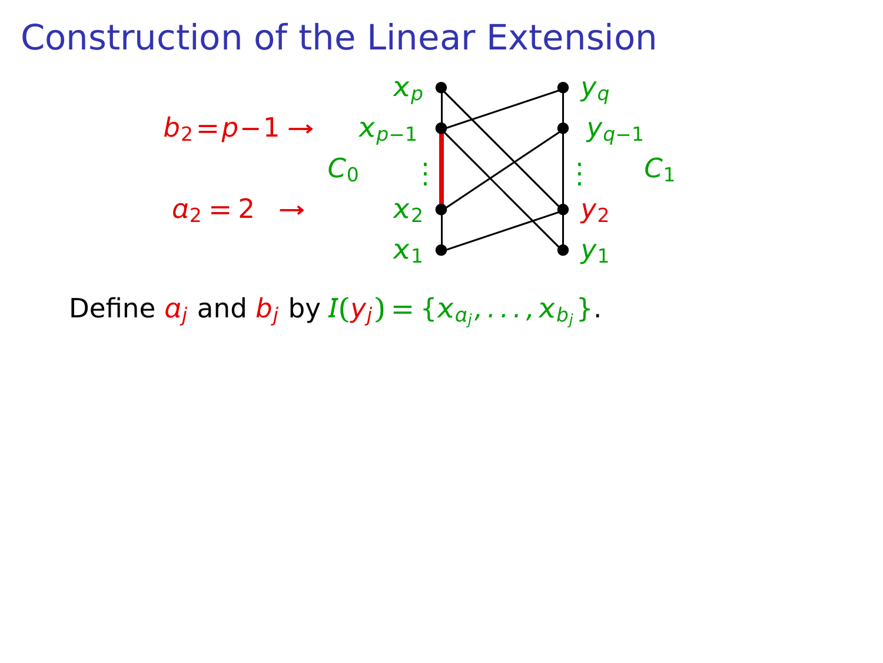# Construction of the Linear Extension

$b_2 = p-1 \rightarrow$

$a_2 = 2 \rightarrow$

Define $a_j$ and $b_j$ by $I(y_j) = \{x_{a_j}, \ldots, x_{b_j}\}$.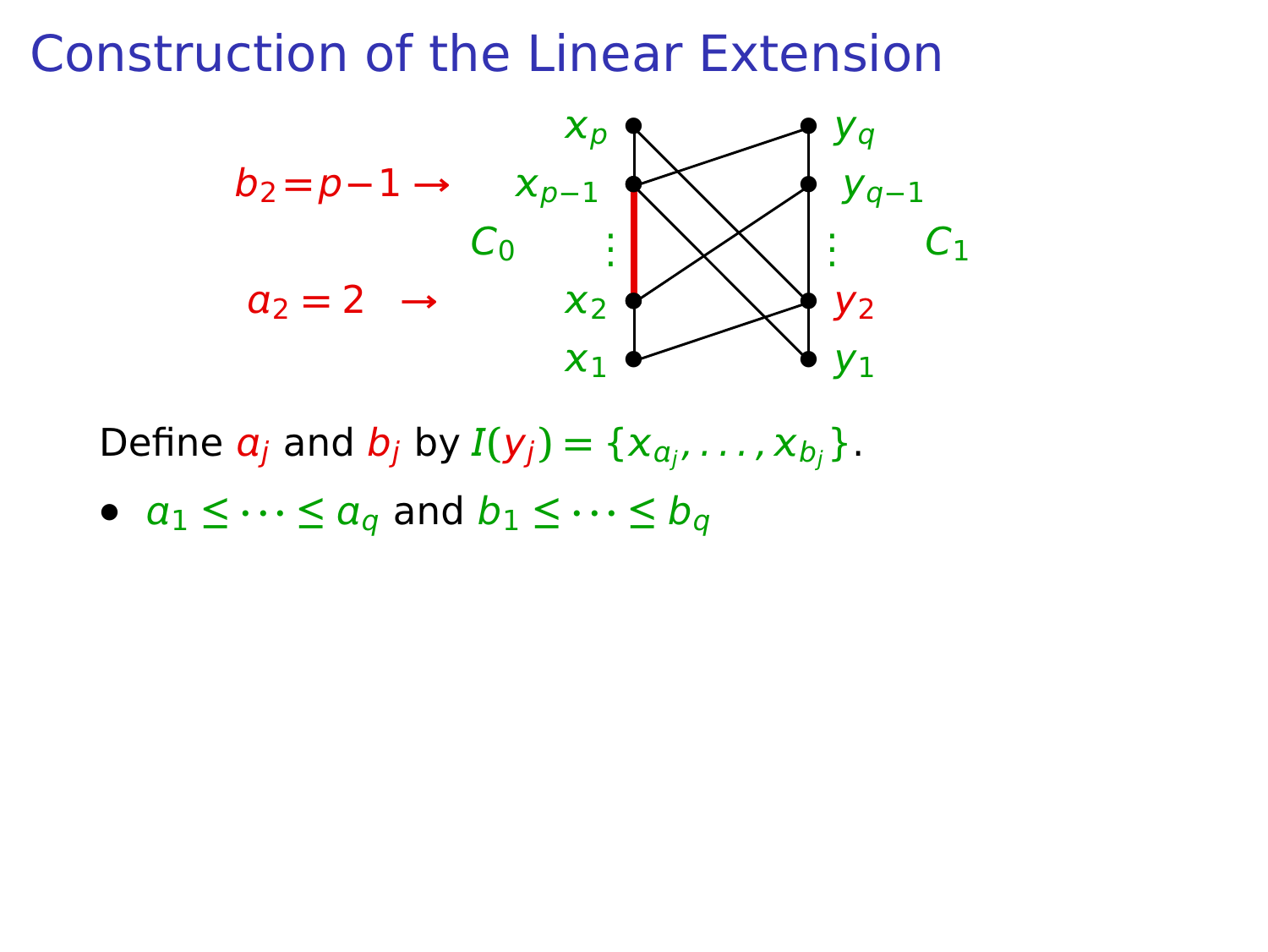# Construction of the Linear Extension

$b_2 = p-1 \rightarrow$

$a_2 = 2 \rightarrow$

Define $a_j$ and $b_j$ by $I(y_j) = \{x_{a_j}, \ldots, x_{b_j}\}$.

- $a_1 \leq \cdots \leq a_q$ and $b_1 \leq \cdots \leq b_q$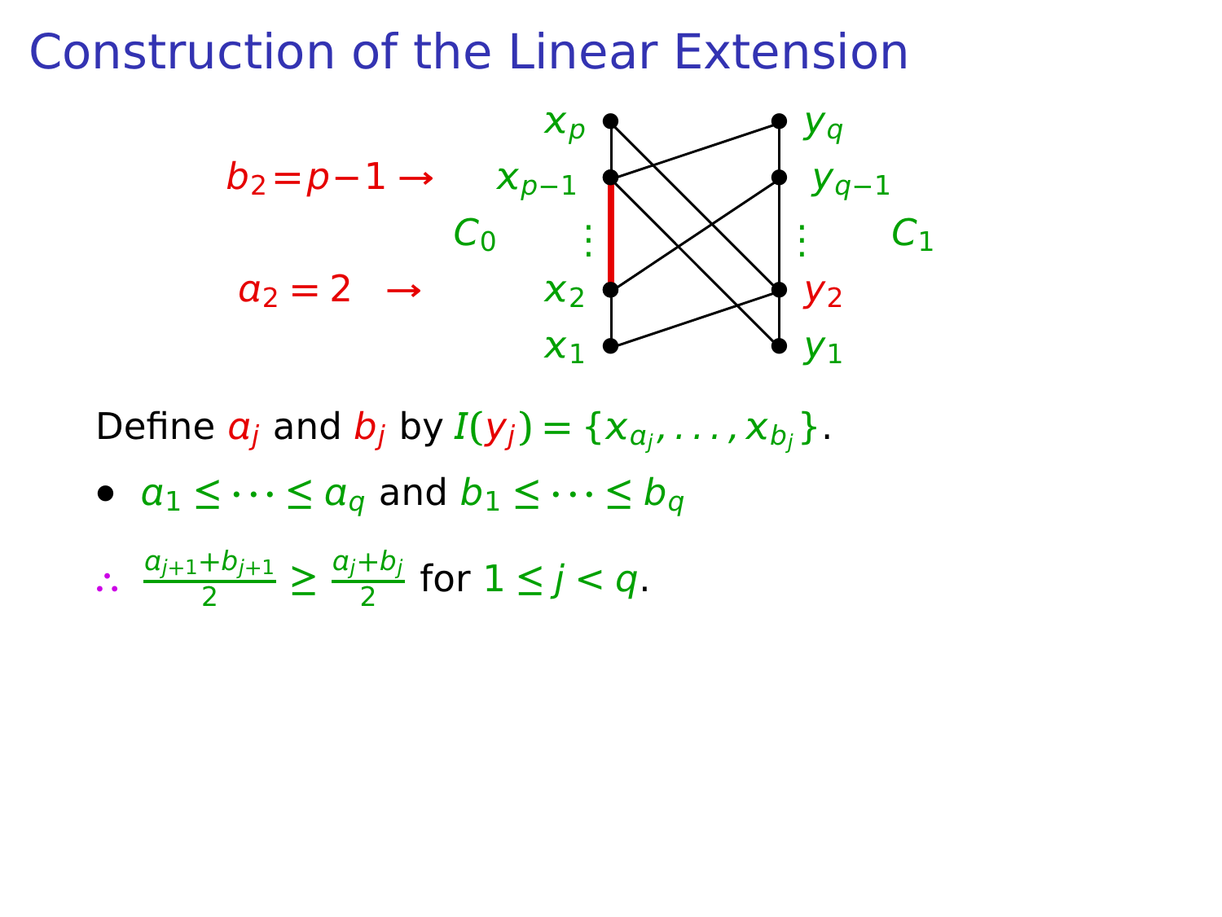# Construction of the Linear Extension

Define $a_j$ and $b_j$ by $I(y_j) = \{x_{a_j}, \ldots, x_{b_j}\}$.

- $a_1 \leq \cdots \leq a_q$ and $b_1 \leq \cdots \leq b_q$

$\therefore$ $\frac{a_{j+1}+b_{j+1}}{2} \geq \frac{a_j+b_j}{2}$ for $1 \leq j < q$.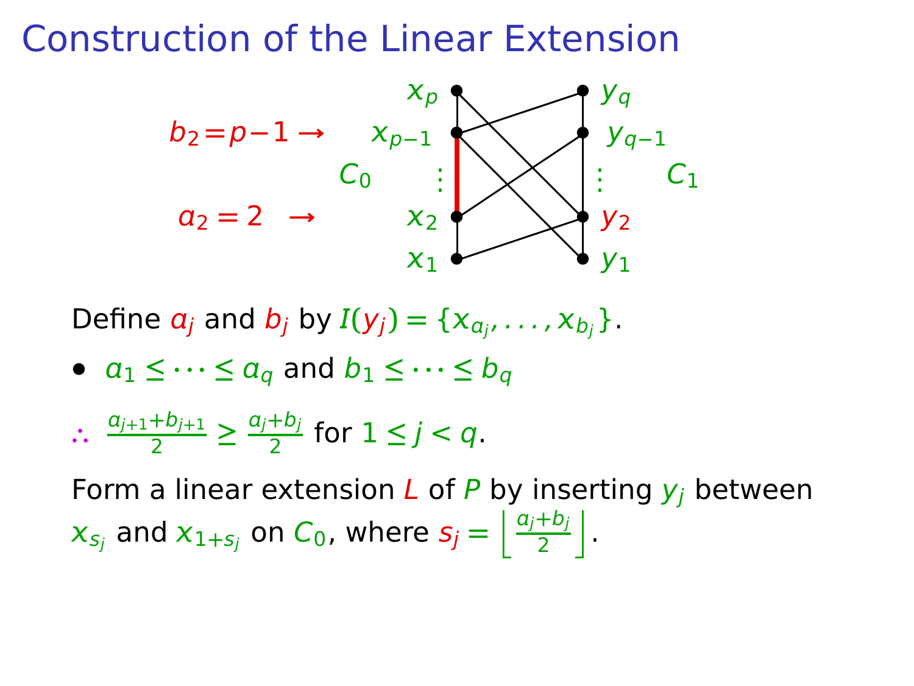# Construction of the Linear Extension

Define $a_j$ and $b_j$ by $I(y_j) = \{x_{a_j}, \ldots, x_{b_j}\}$.

- $a_1 \leq \cdots \leq a_q$ and $b_1 \leq \cdots \leq b_q$

$\therefore$ $\frac{a_{j+1}+b_{j+1}}{2} \geq \frac{a_j+b_j}{2}$ for $1 \leq j < q$.

Form a linear extension $L$ of $P$ by inserting $y_j$ between $x_{s_j}$ and $x_{1+s_j}$ on $C_0$, where $s_j = \left\lfloor \frac{a_j+b_j}{2} \right\rfloor$.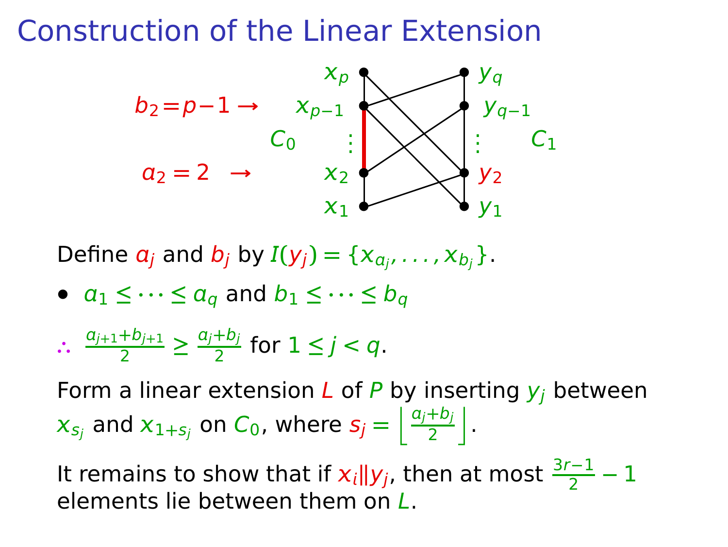# Construction of the Linear Extension

$b_2 = p-1 \rightarrow$

$a_2 = 2 \rightarrow$

$C_0$ $\quad$ $C_1$

Define $a_j$ and $b_j$ by $I(y_j) = \{x_{a_j}, \ldots, x_{b_j}\}$.

- $a_1 \leq \cdots \leq a_q$ and $b_1 \leq \cdots \leq b_q$

$\therefore \ \frac{a_{j+1}+b_{j+1}}{2} \geq \frac{a_j+b_j}{2}$ for $1 \leq j < q$.

Form a linear extension $L$ of $P$ by inserting $y_j$ between $x_{s_j}$ and $x_{1+s_j}$ on $C_0$, where $s_j = \left\lfloor \frac{a_j+b_j}{2} \right\rfloor$.

It remains to show that if $x_i \| y_j$, then at most $\frac{3r-1}{2} - 1$ elements lie between them on $L$.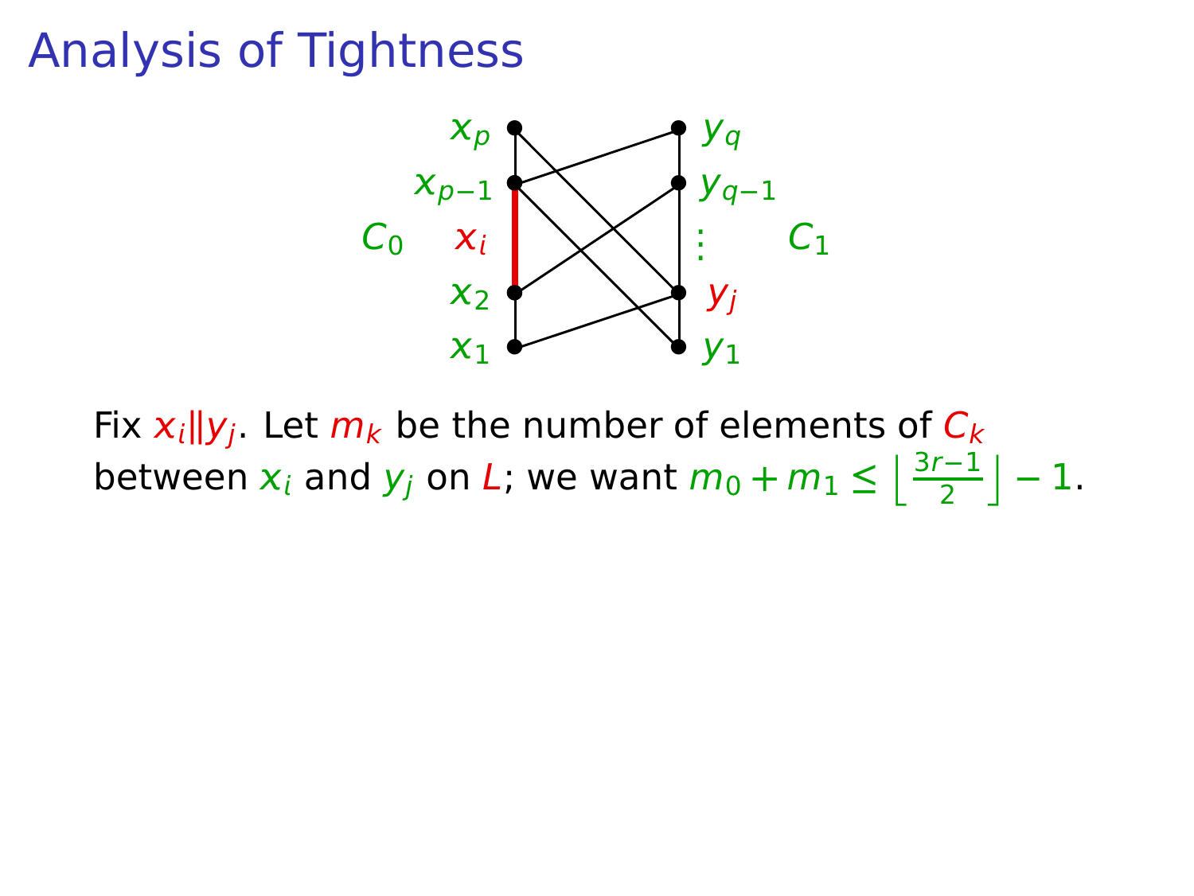# Analysis of Tightness

Fix $x_i \| y_j$. Let $m_k$ be the number of elements of $C_k$ between $x_i$ and $y_j$ on $L$; we want $m_0 + m_1 \leq \left\lfloor \frac{3r-1}{2} \right\rfloor - 1$.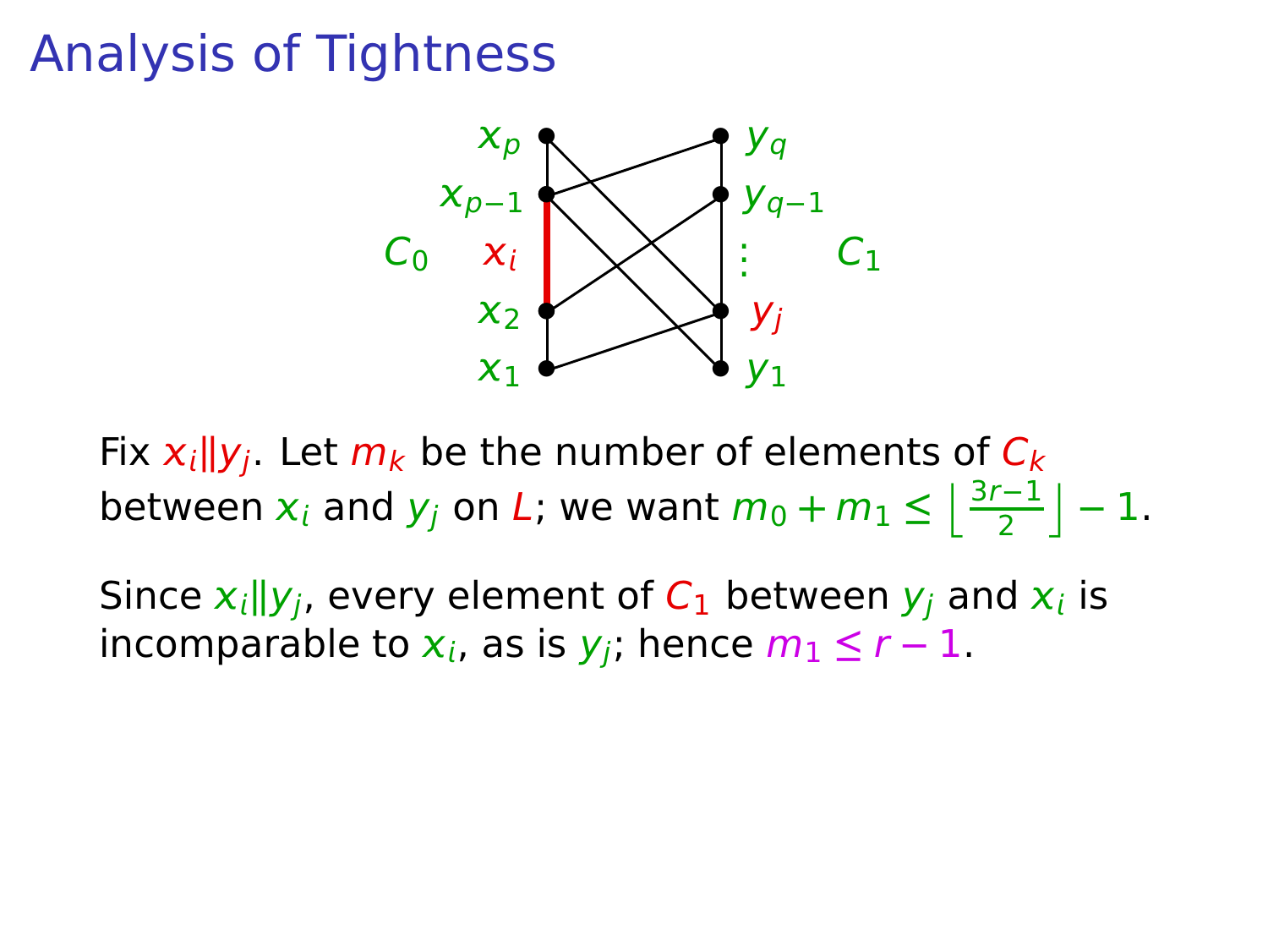# Analysis of Tightness

Fix $x_i \| y_j$. Let $m_k$ be the number of elements of $C_k$ between $x_i$ and $y_j$ on $L$; we want $m_0 + m_1 \leq \left\lfloor \frac{3r-1}{2} \right\rfloor - 1$.

Since $x_i \| y_j$, every element of $C_1$ between $y_j$ and $x_i$ is incomparable to $x_i$, as is $y_j$; hence $m_1 \leq r - 1$.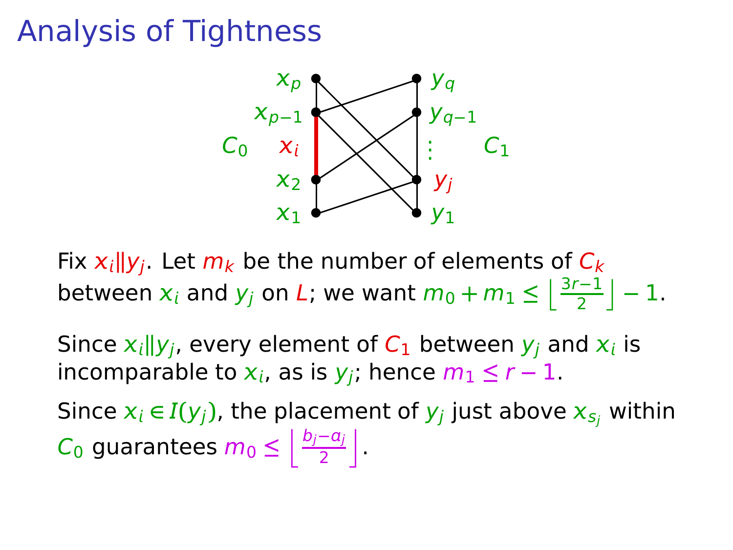# Analysis of Tightness

Fix $x_i \| y_j$. Let $m_k$ be the number of elements of $C_k$ between $x_i$ and $y_j$ on $L$; we want $m_0 + m_1 \leq \left\lfloor \frac{3r-1}{2} \right\rfloor - 1$.

Since $x_i \| y_j$, every element of $C_1$ between $y_j$ and $x_i$ is incomparable to $x_i$, as is $y_j$; hence $m_1 \leq r - 1$.

Since $x_i \in I(y_j)$, the placement of $y_j$ just above $x_{s_j}$ within $C_0$ guarantees $m_0 \leq \left\lfloor \frac{b_j - a_j}{2} \right\rfloor$.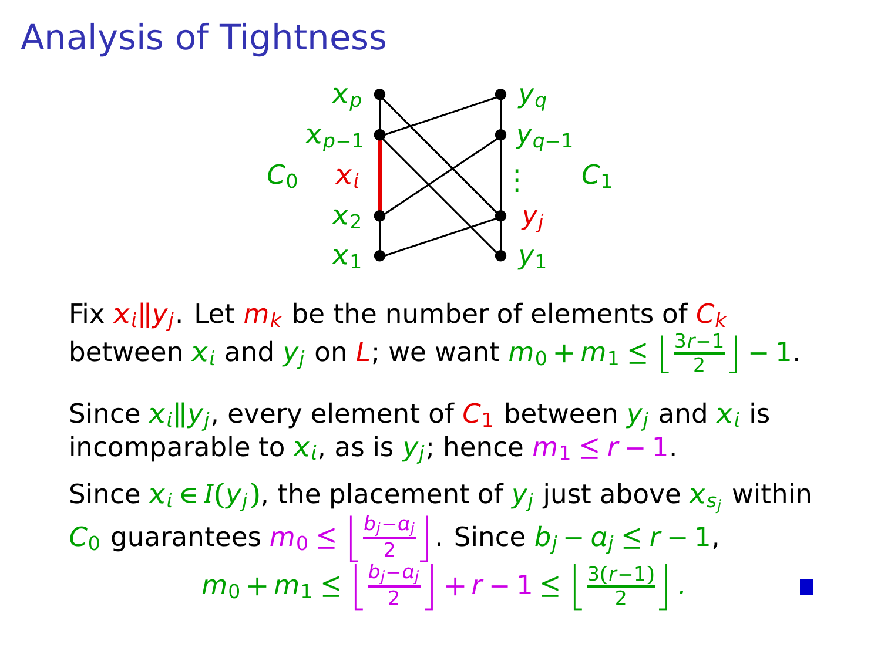# Analysis of Tightness

Fix $x_i \| y_j$. Let $m_k$ be the number of elements of $C_k$ between $x_i$ and $y_j$ on $L$; we want $m_0 + m_1 \le \left\lfloor \frac{3r-1}{2} \right\rfloor - 1$.

Since $x_i \| y_j$, every element of $C_1$ between $y_j$ and $x_i$ is incomparable to $x_i$, as is $y_j$; hence $m_1 \le r - 1$.

Since $x_i \in I(y_j)$, the placement of $y_j$ just above $x_{s_j}$ within $C_0$ guarantees $m_0 \le \left\lfloor \frac{b_j - a_j}{2} \right\rfloor$. Since $b_j - a_j \le r - 1$,

$$m_0 + m_1 \le \left\lfloor \frac{b_j - a_j}{2} \right\rfloor + r - 1 \le \left\lfloor \frac{3(r-1)}{2} \right\rfloor .$$

■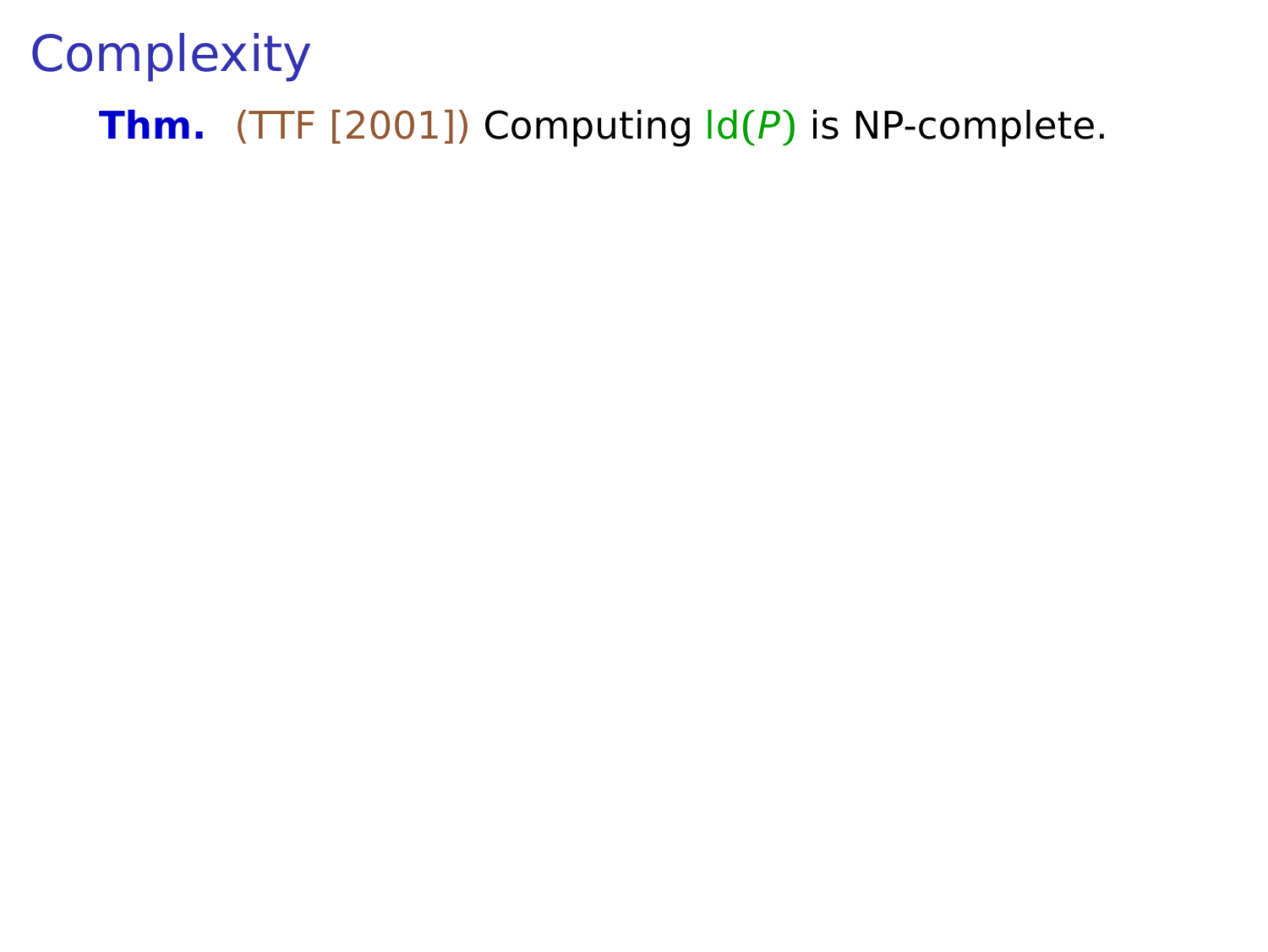# Complexity

**Thm.** (TTF [2001]) Computing ld($P$) is NP-complete.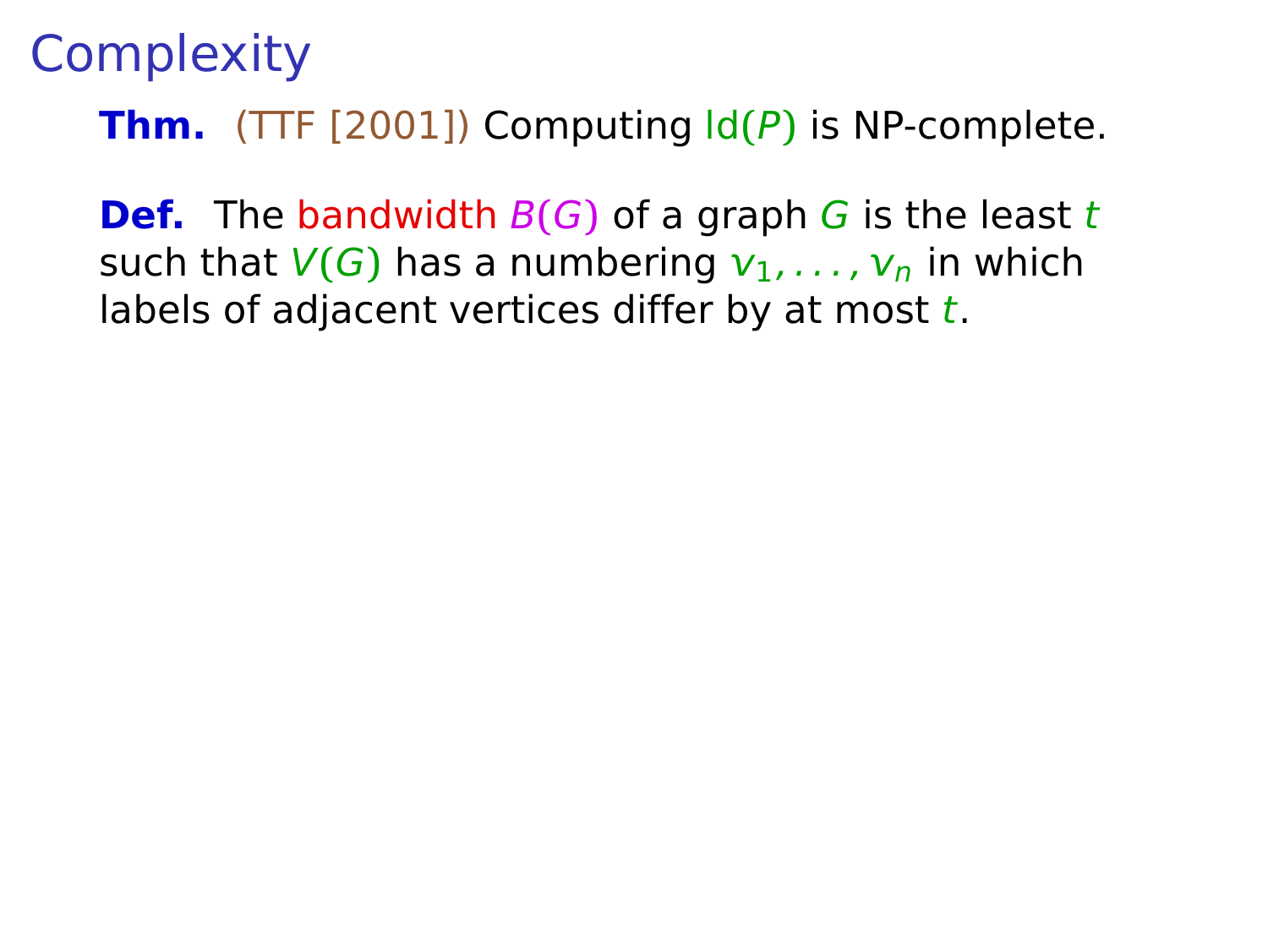# Complexity

**Thm.** (TTF [2001]) Computing $\mathrm{ld}(P)$ is NP-complete.

**Def.** The bandwidth $B(G)$ of a graph $G$ is the least $t$ such that $V(G)$ has a numbering $v_1, \ldots, v_n$ in which labels of adjacent vertices differ by at most $t$.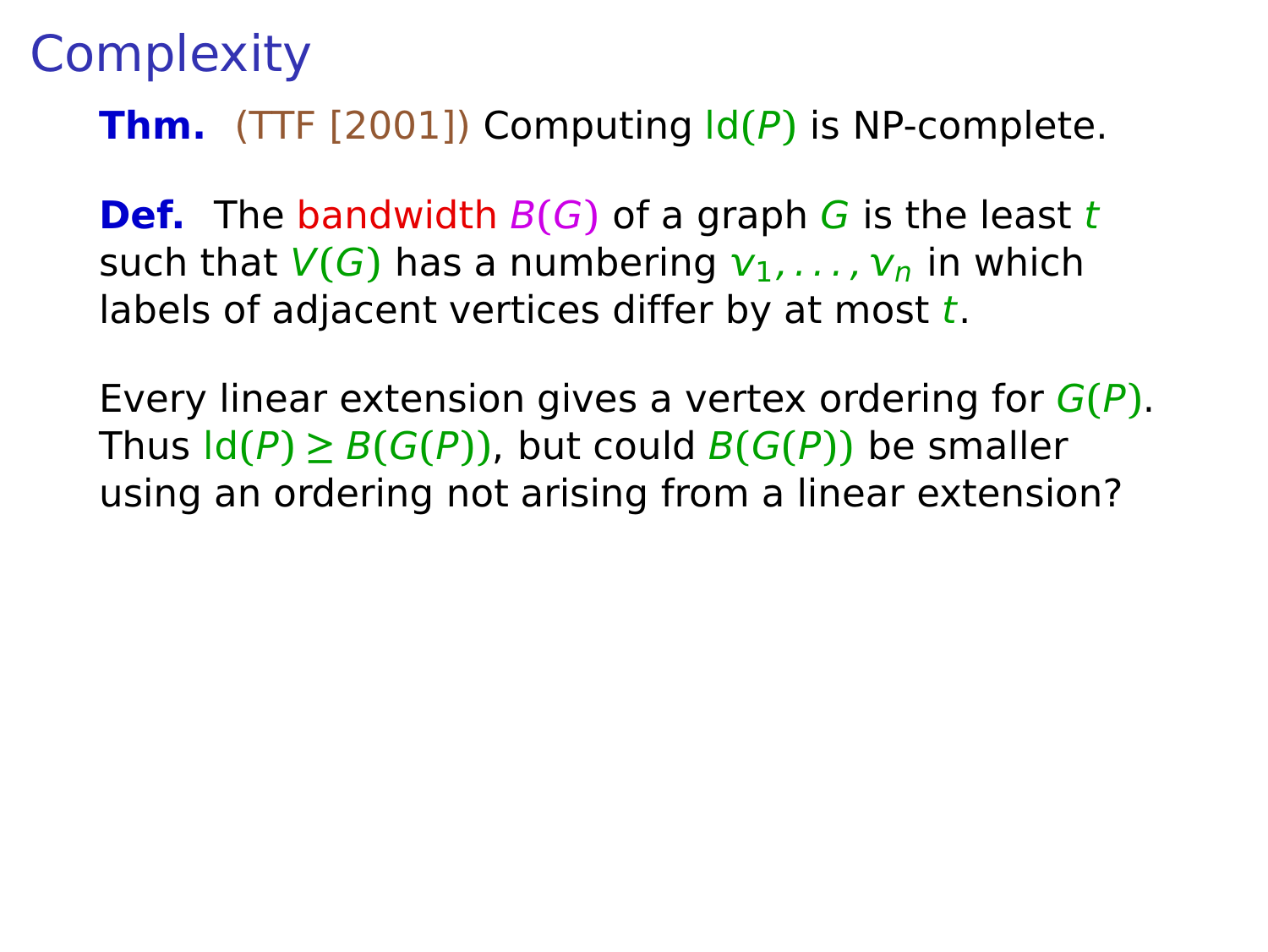# Complexity

**Thm.** (TTF [2001]) Computing $\mathrm{ld}(P)$ is NP-complete.

**Def.** The bandwidth $B(G)$ of a graph $G$ is the least $t$ such that $V(G)$ has a numbering $v_1, \ldots, v_n$ in which labels of adjacent vertices differ by at most $t$.

Every linear extension gives a vertex ordering for $G(P)$. Thus $\mathrm{ld}(P) \geq B(G(P))$, but could $B(G(P))$ be smaller using an ordering not arising from a linear extension?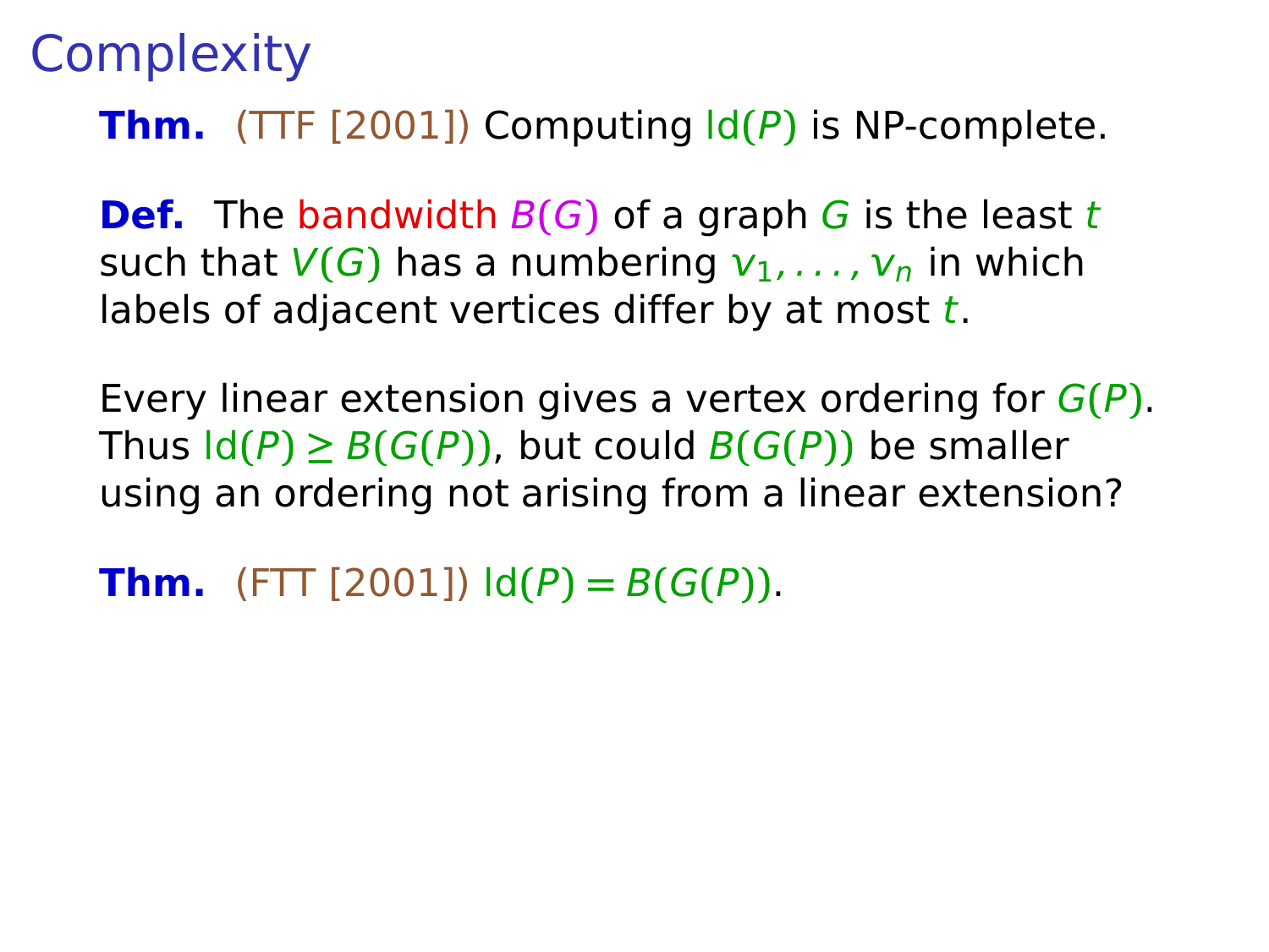# Complexity

**Thm.** (TTF [2001]) Computing $\mathrm{ld}(P)$ is NP-complete.

**Def.** The bandwidth $B(G)$ of a graph $G$ is the least $t$ such that $V(G)$ has a numbering $v_1, \ldots, v_n$ in which labels of adjacent vertices differ by at most $t$.

Every linear extension gives a vertex ordering for $G(P)$. Thus $\mathrm{ld}(P) \geq B(G(P))$, but could $B(G(P))$ be smaller using an ordering not arising from a linear extension?

**Thm.** (FTT [2001]) $\mathrm{ld}(P) = B(G(P))$.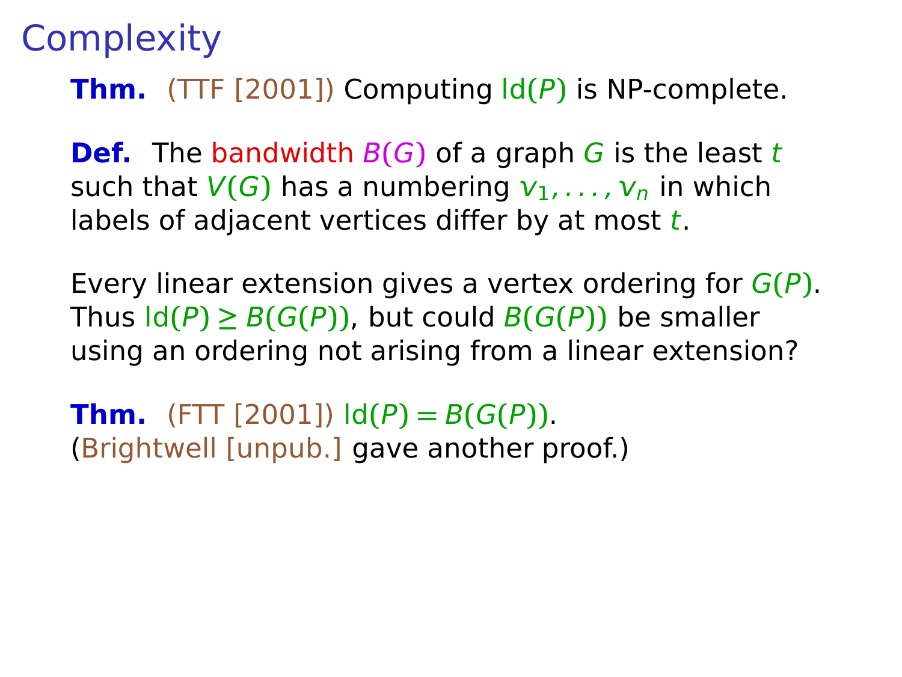# Complexity

**Thm.** (TTF [2001]) Computing $\mathrm{ld}(P)$ is NP-complete.

**Def.** The bandwidth $B(G)$ of a graph $G$ is the least $t$ such that $V(G)$ has a numbering $v_1, \ldots, v_n$ in which labels of adjacent vertices differ by at most $t$.

Every linear extension gives a vertex ordering for $G(P)$. Thus $\mathrm{ld}(P) \geq B(G(P))$, but could $B(G(P))$ be smaller using an ordering not arising from a linear extension?

**Thm.** (FTT [2001]) $\mathrm{ld}(P) = B(G(P))$.
(Brightwell [unpub.] gave another proof.)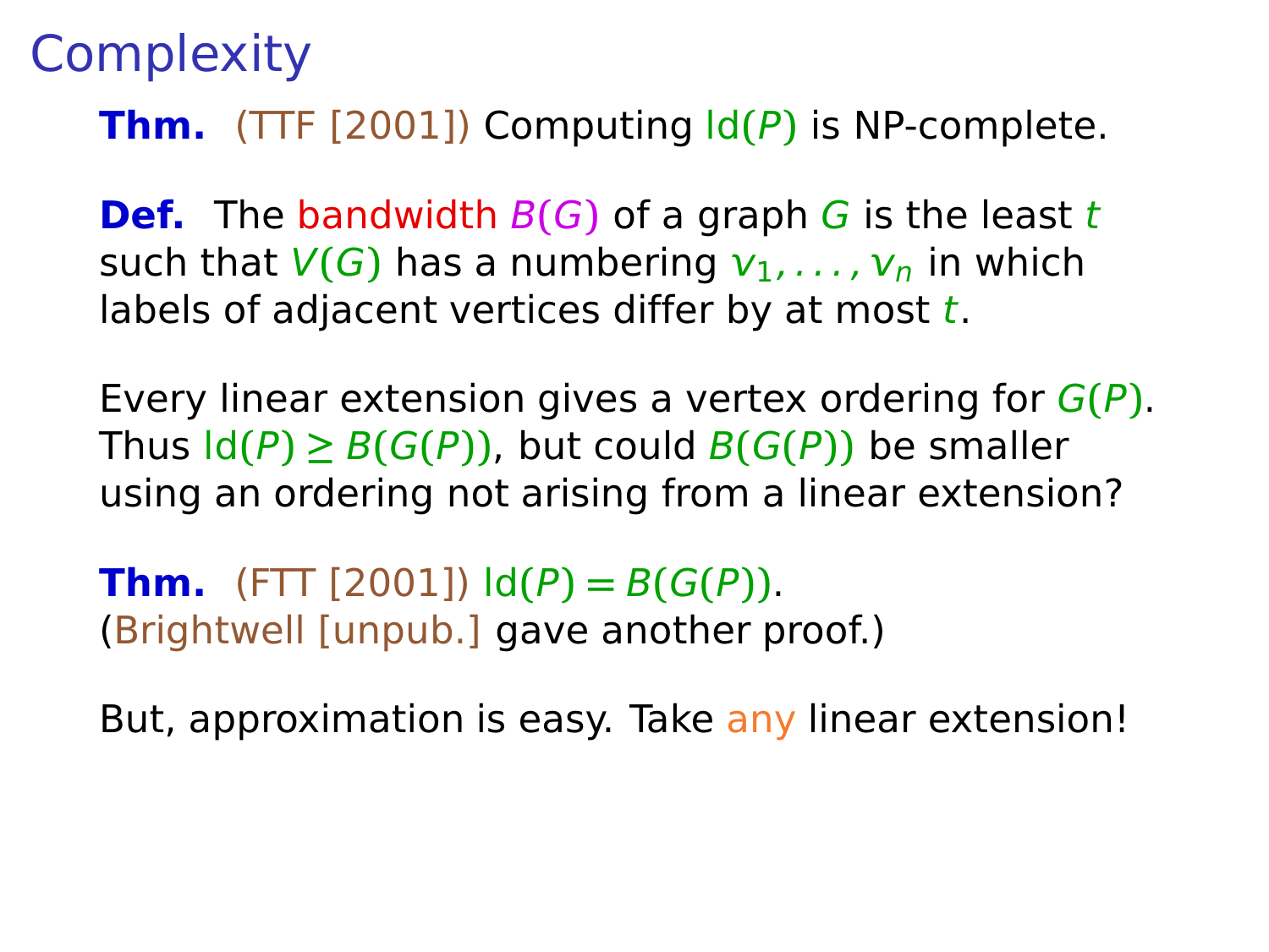# Complexity

**Thm.** (TTF [2001]) Computing $\mathrm{ld}(P)$ is NP-complete.

**Def.** The bandwidth $B(G)$ of a graph $G$ is the least $t$ such that $V(G)$ has a numbering $v_1, \ldots, v_n$ in which labels of adjacent vertices differ by at most $t$.

Every linear extension gives a vertex ordering for $G(P)$. Thus $\mathrm{ld}(P) \geq B(G(P))$, but could $B(G(P))$ be smaller using an ordering not arising from a linear extension?

**Thm.** (FTT [2001]) $\mathrm{ld}(P) = B(G(P))$.
(Brightwell [unpub.] gave another proof.)

But, approximation is easy. Take any linear extension!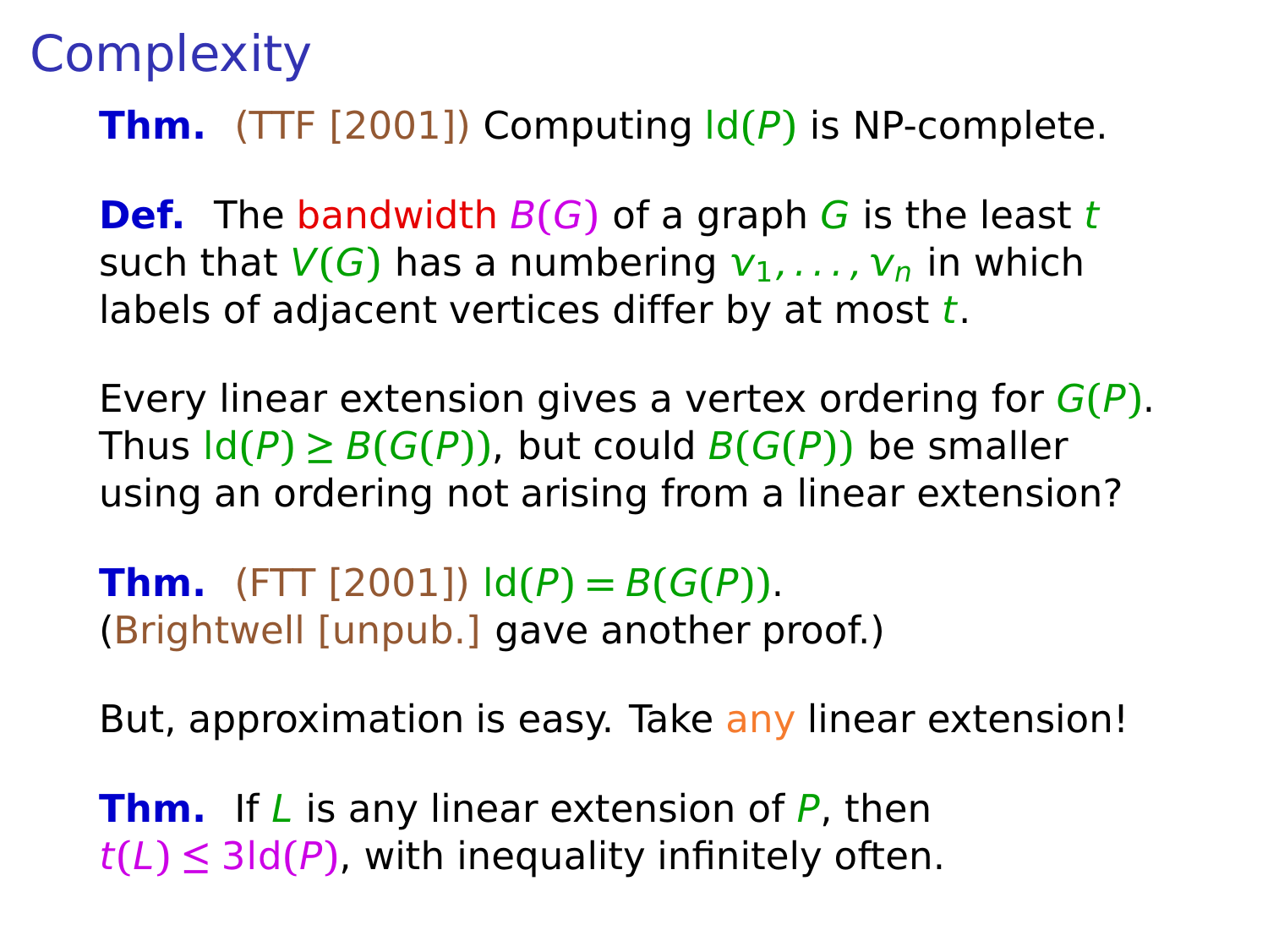# Complexity

**Thm.** (TTF [2001]) Computing $\mathrm{ld}(P)$ is NP-complete.

**Def.** The bandwidth $B(G)$ of a graph $G$ is the least $t$ such that $V(G)$ has a numbering $v_1, \ldots, v_n$ in which labels of adjacent vertices differ by at most $t$.

Every linear extension gives a vertex ordering for $G(P)$. Thus $\mathrm{ld}(P) \geq B(G(P))$, but could $B(G(P))$ be smaller using an ordering not arising from a linear extension?

**Thm.** (FTT [2001]) $\mathrm{ld}(P) = B(G(P))$.
(Brightwell [unpub.] gave another proof.)

But, approximation is easy. Take any linear extension!

**Thm.** If $L$ is any linear extension of $P$, then $t(L) \leq 3\mathrm{ld}(P)$, with inequality infinitely often.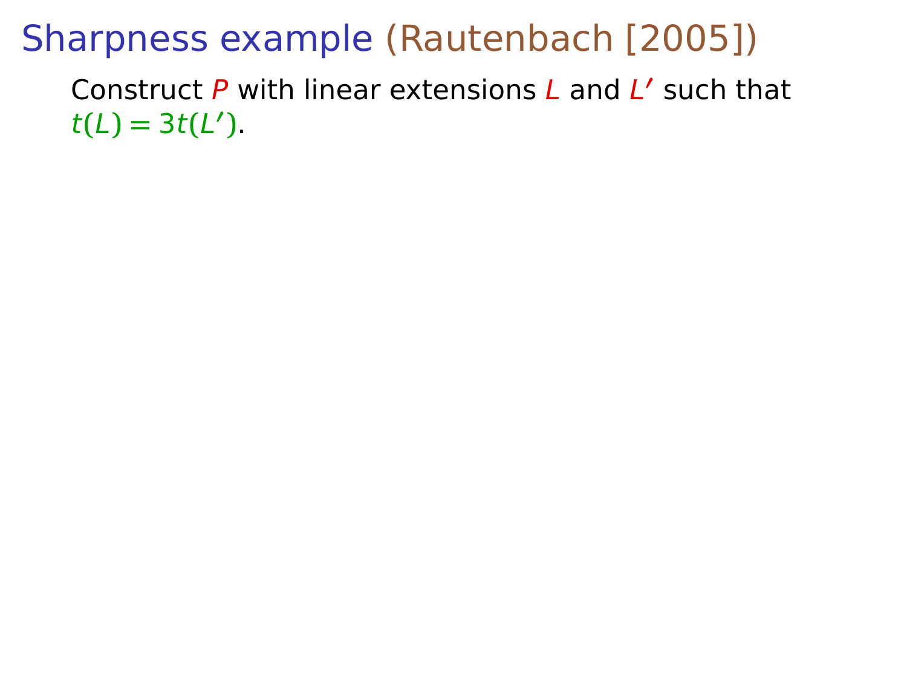# Sharpness example (Rautenbach [2005])

Construct $P$ with linear extensions $L$ and $L'$ such that $t(L) = 3t(L')$.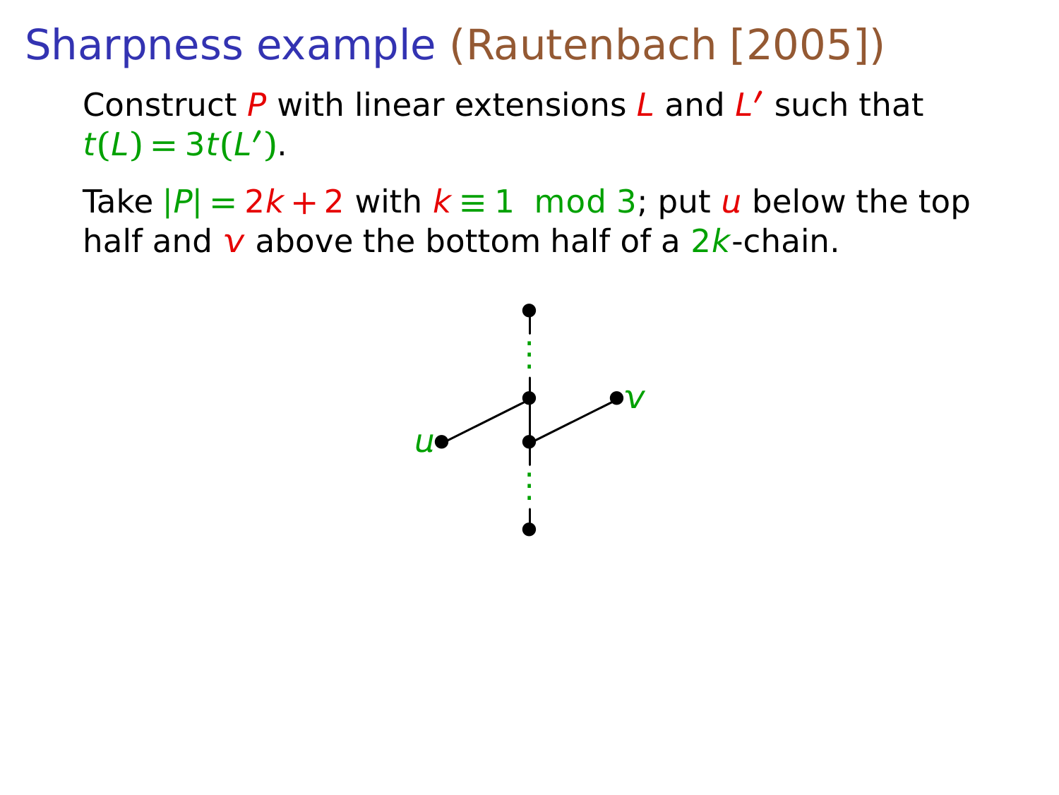# Sharpness example (Rautenbach [2005])

Construct $P$ with linear extensions $L$ and $L'$ such that $t(L) = 3t(L')$.

Take $|P| = 2k + 2$ with $k \equiv 1 \mod 3$; put $u$ below the top half and $v$ above the bottom half of a $2k$-chain.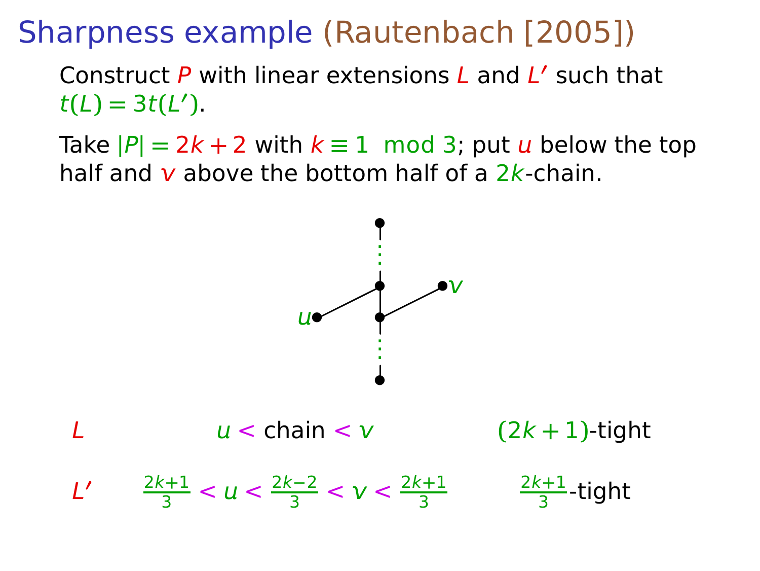# Sharpness example (Rautenbach [2005])

Construct $P$ with linear extensions $L$ and $L'$ such that $t(L) = 3t(L')$.

Take $|P| = 2k + 2$ with $k \equiv 1 \mod 3$; put $u$ below the top half and $v$ above the bottom half of a $2k$-chain.

| | | |
|---|---|---|
| $L$ | $u <$ chain $< v$ | $(2k+1)$-tight |
| $L'$ | $\frac{2k+1}{3} < u < \frac{2k-2}{3} < v < \frac{2k+1}{3}$ | $\frac{2k+1}{3}$-tight |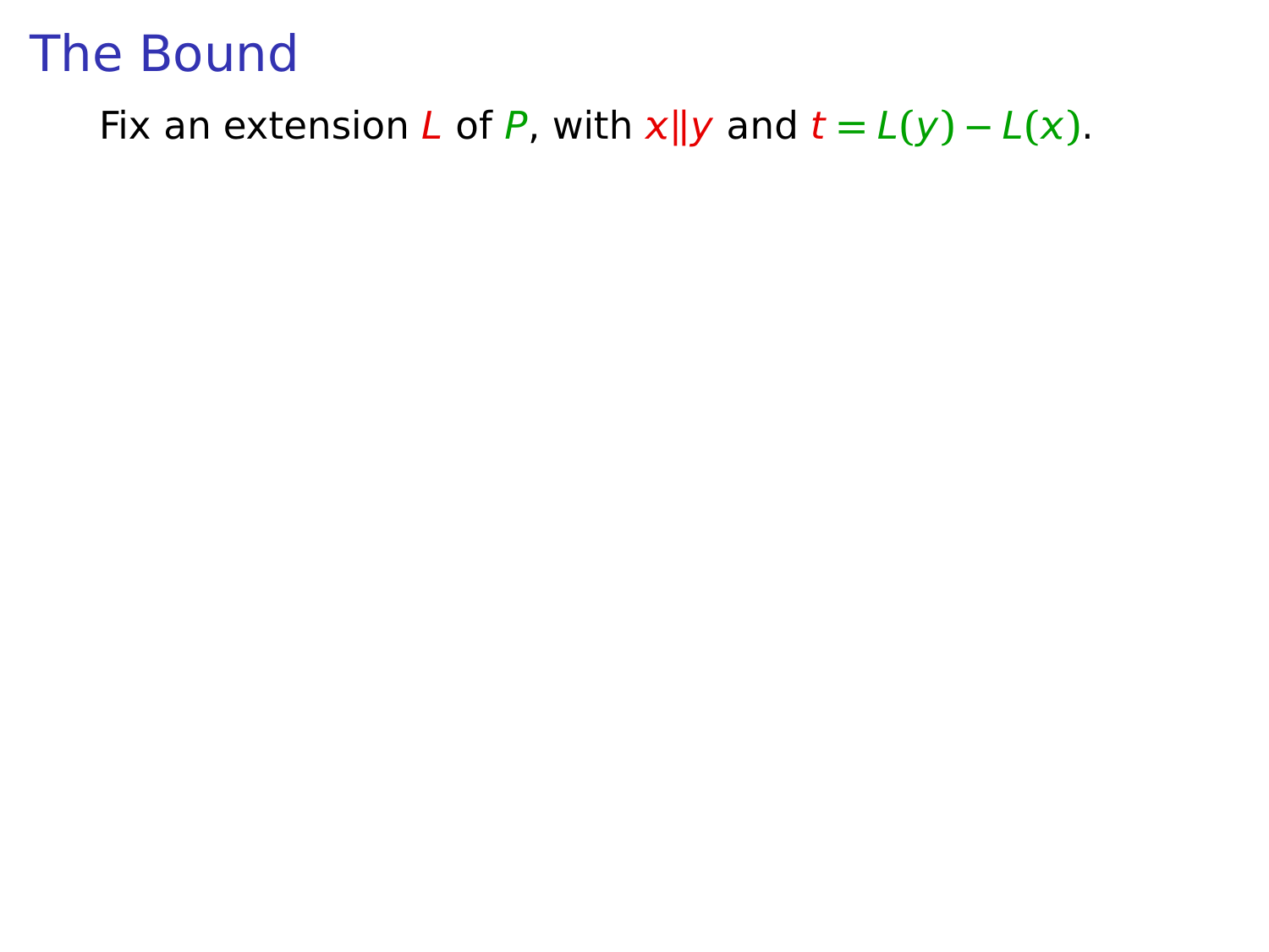# The Bound

Fix an extension $L$ of $P$, with $x \| y$ and $t = L(y) - L(x)$.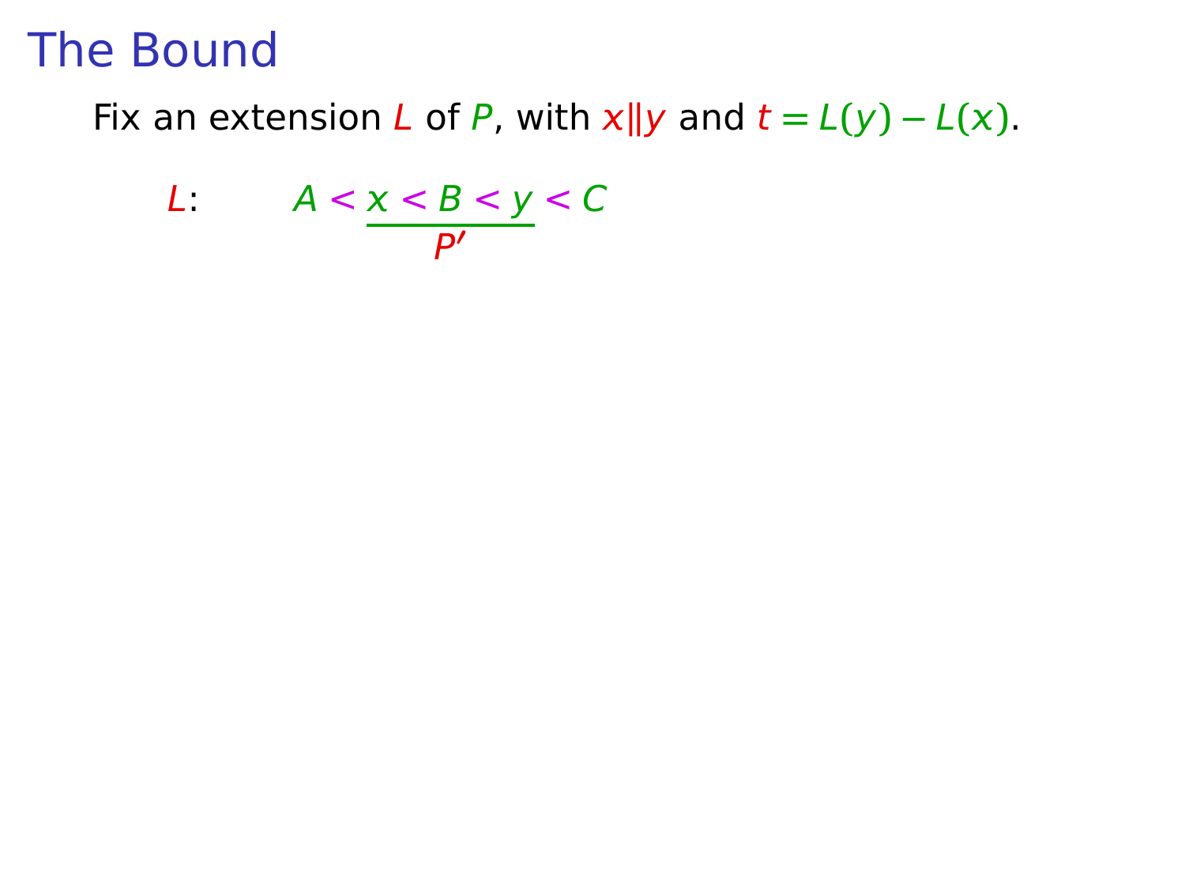# The Bound

Fix an extension $L$ of $P$, with $x \| y$ and $t = L(y) - L(x)$.

$$L: \qquad A < \underbrace{x < B < y}_{P'} < C$$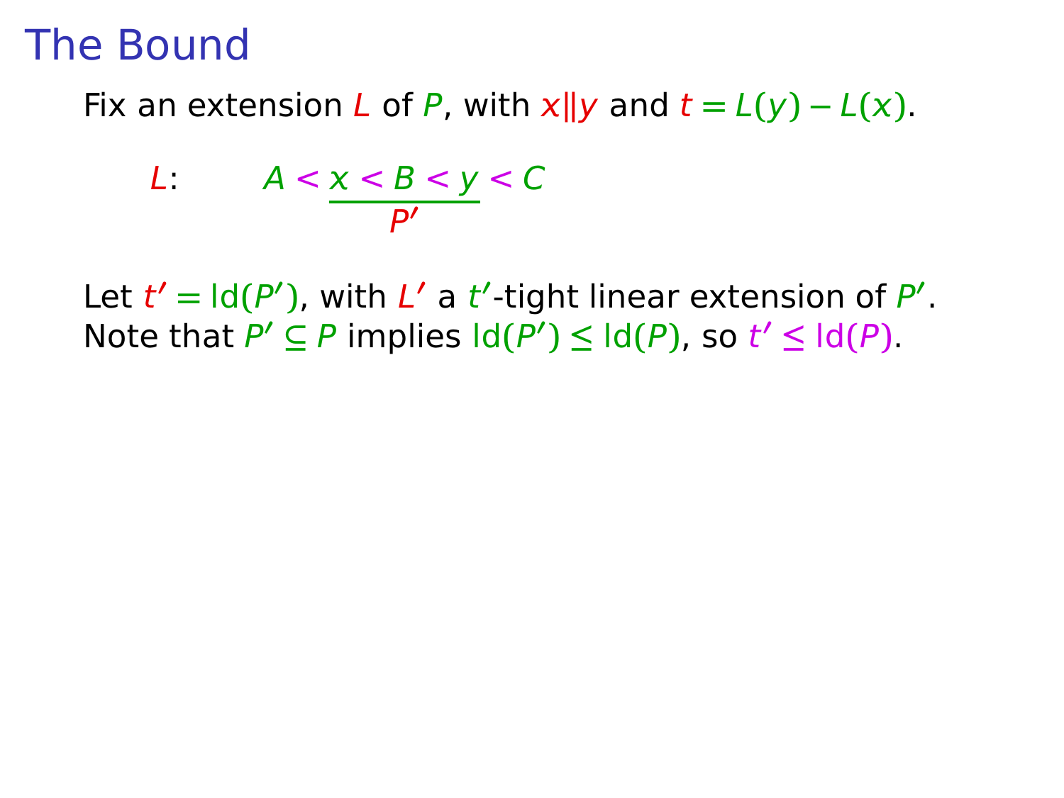# The Bound

Fix an extension $L$ of $P$, with $x \| y$ and $t = L(y) - L(x)$.

$$L: \qquad A < \underbrace{x < B < y}_{P'} < C$$

Let $t' = \mathrm{ld}(P')$, with $L'$ a $t'$-tight linear extension of $P'$.
Note that $P' \subseteq P$ implies $\mathrm{ld}(P') \leq \mathrm{ld}(P)$, so $t' \leq \mathrm{ld}(P)$.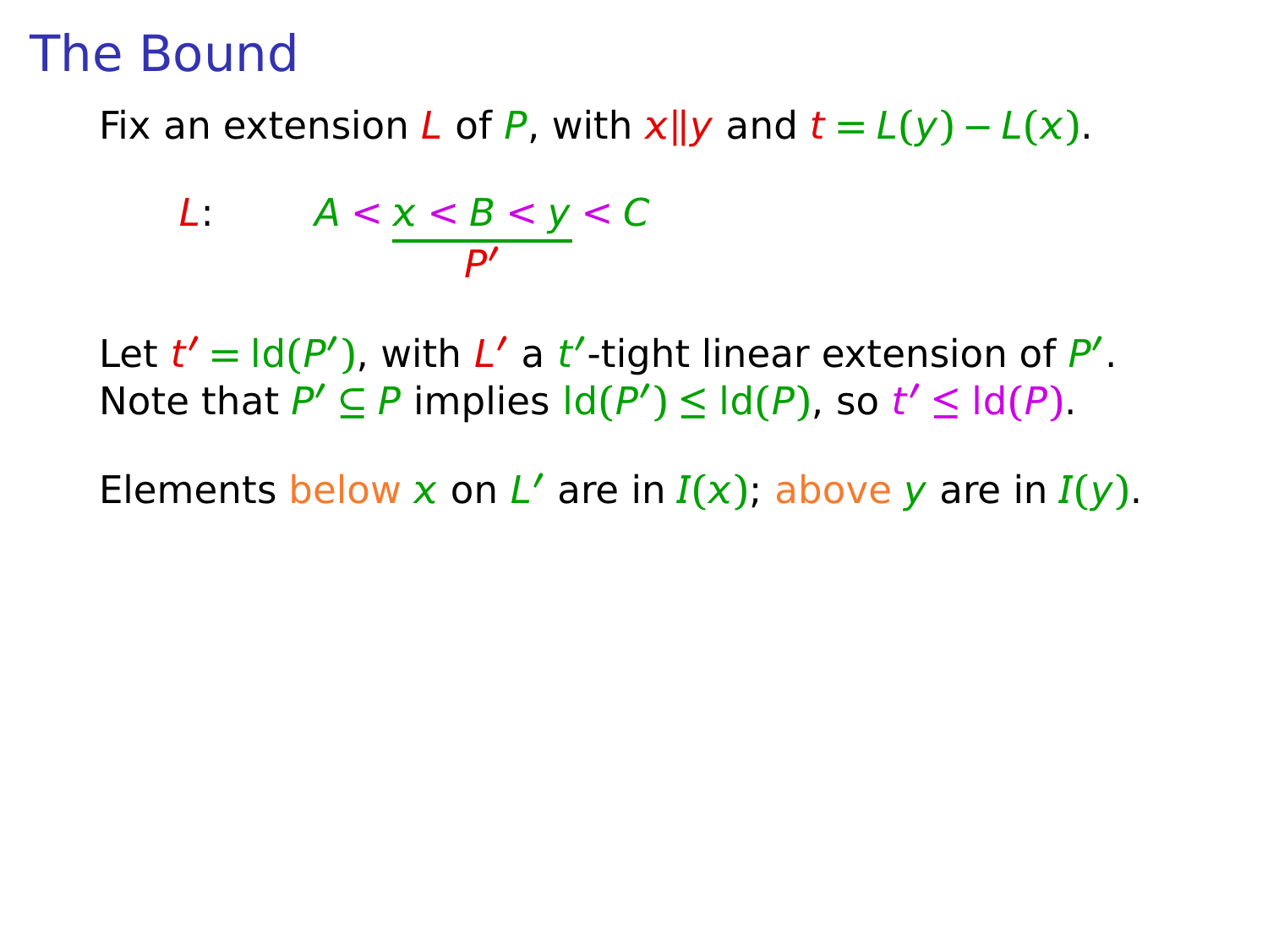# The Bound

Fix an extension $L$ of $P$, with $x \| y$ and $t = L(y) - L(x)$.

$$L: \qquad A < \underbrace{x < B < y}_{P'} < C$$

Let $t' = \mathrm{ld}(P')$, with $L'$ a $t'$-tight linear extension of $P'$.
Note that $P' \subseteq P$ implies $\mathrm{ld}(P') \leq \mathrm{ld}(P)$, so $t' \leq \mathrm{ld}(P)$.

Elements below $x$ on $L'$ are in $I(x)$; above $y$ are in $I(y)$.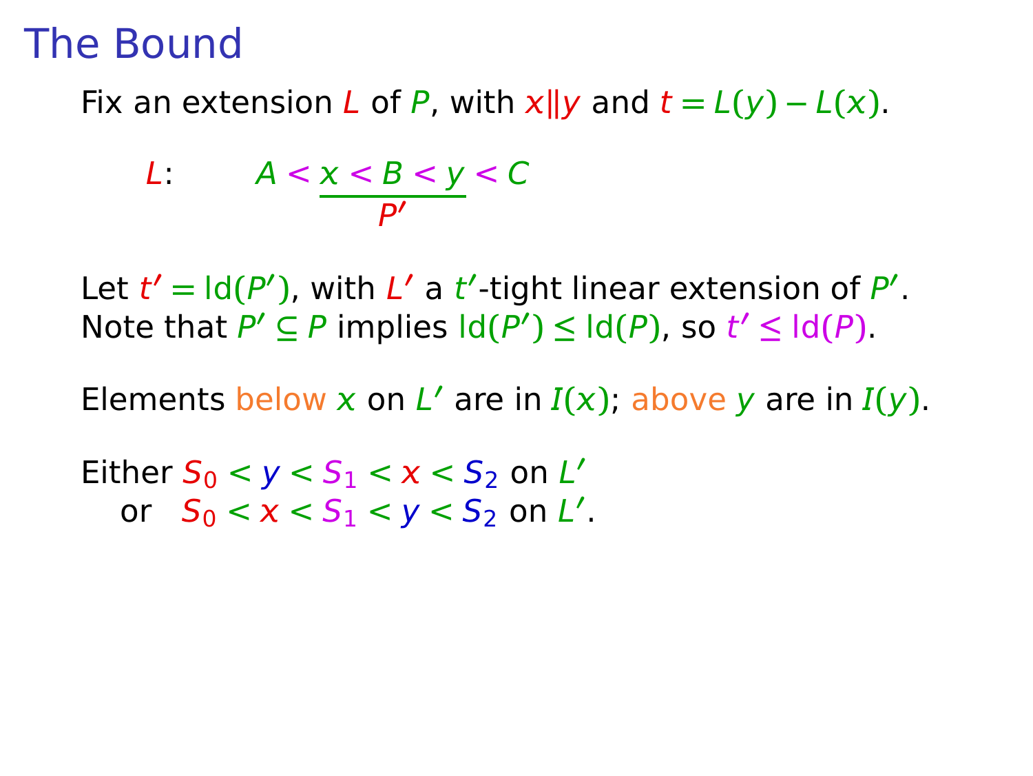# The Bound

Fix an extension $L$ of $P$, with $x \| y$ and $t = L(y) - L(x)$.

$$L: \qquad A < \underbrace{x < B < y}_{P'} < C$$

Let $t' = \mathrm{ld}(P')$, with $L'$ a $t'$-tight linear extension of $P'$.
Note that $P' \subseteq P$ implies $\mathrm{ld}(P') \le \mathrm{ld}(P)$, so $t' \le \mathrm{ld}(P)$.

Elements below $x$ on $L'$ are in $I(x)$; above $y$ are in $I(y)$.

Either $S_0 < y < S_1 < x < S_2$ on $L'$
or $S_0 < x < S_1 < y < S_2$ on $L'$.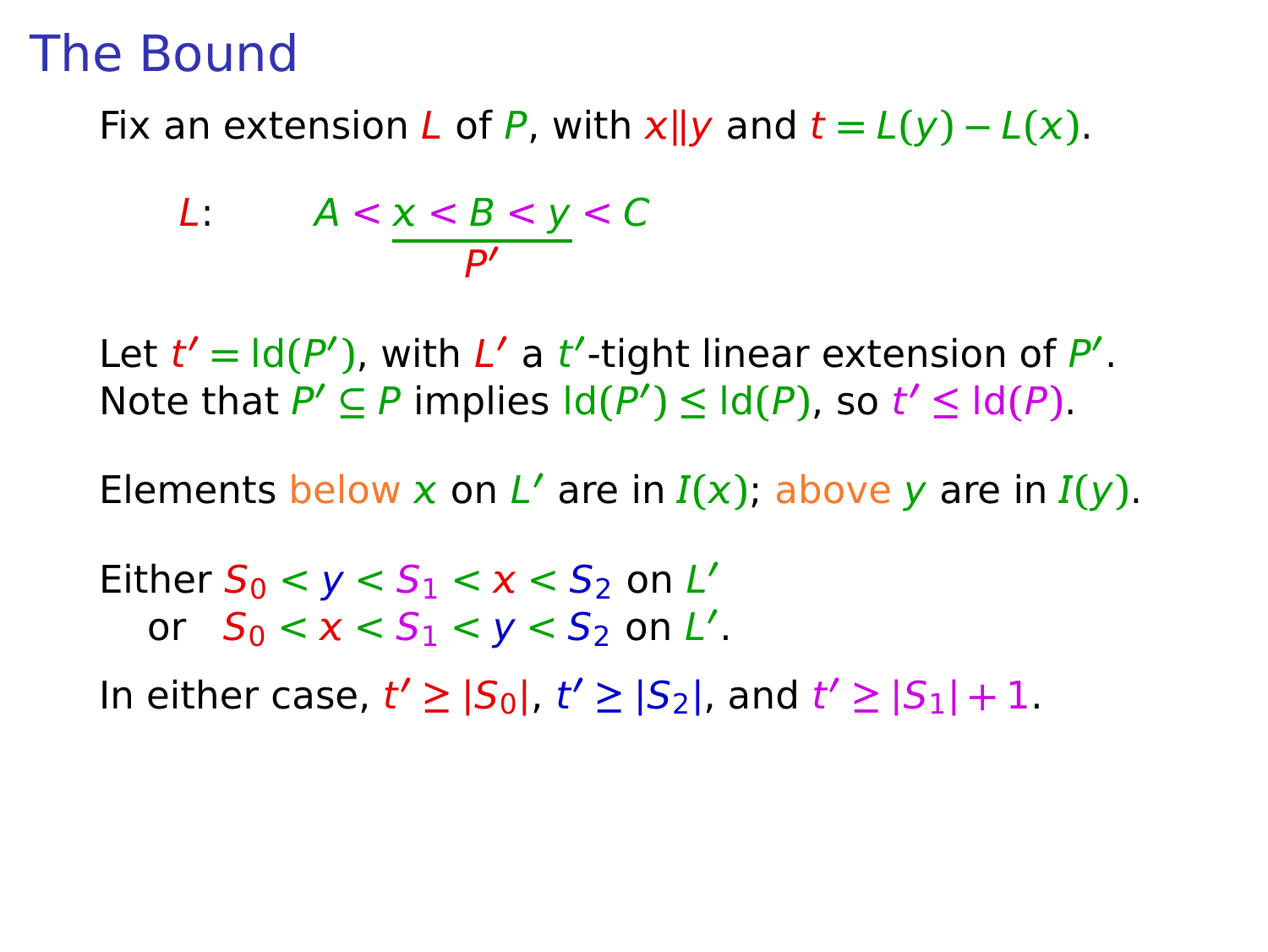# The Bound

Fix an extension $L$ of $P$, with $x \| y$ and $t = L(y) - L(x)$.

$$L: \qquad A < \underbrace{x < B < y}_{P'} < C$$

Let $t' = \mathrm{ld}(P')$, with $L'$ a $t'$-tight linear extension of $P'$.
Note that $P' \subseteq P$ implies $\mathrm{ld}(P') \leq \mathrm{ld}(P)$, so $t' \leq \mathrm{ld}(P)$.

Elements below $x$ on $L'$ are in $I(x)$; above $y$ are in $I(y)$.

Either $S_0 < y < S_1 < x < S_2$ on $L'$
  or  $S_0 < x < S_1 < y < S_2$ on $L'$.

In either case, $t' \geq |S_0|$, $t' \geq |S_2|$, and $t' \geq |S_1| + 1$.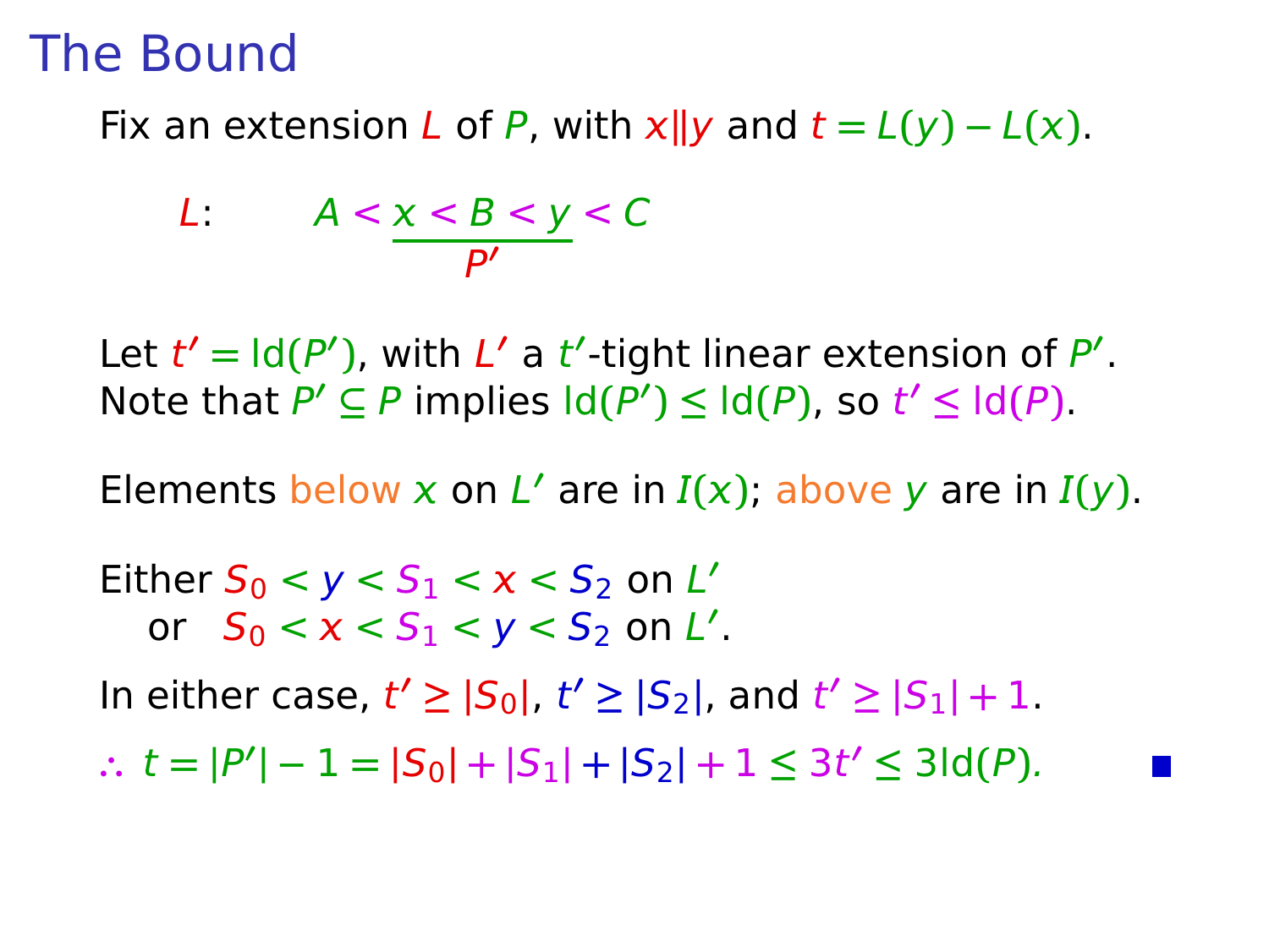# The Bound

Fix an extension $L$ of $P$, with $x \| y$ and $t = L(y) - L(x)$.

$$L: \qquad A < \underbrace{x < B < y}_{P'} < C$$

Let $t' = \mathrm{ld}(P')$, with $L'$ a $t'$-tight linear extension of $P'$.
Note that $P' \subseteq P$ implies $\mathrm{ld}(P') \leq \mathrm{ld}(P)$, so $t' \leq \mathrm{ld}(P)$.

Elements below $x$ on $L'$ are in $I(x)$; above $y$ are in $I(y)$.

Either $S_0 < y < S_1 < x < S_2$ on $L'$
 or $S_0 < x < S_1 < y < S_2$ on $L'$.

In either case, $t' \geq |S_0|$, $t' \geq |S_2|$, and $t' \geq |S_1| + 1$.

$\therefore\ t = |P'| - 1 = |S_0| + |S_1| + |S_2| + 1 \leq 3t' \leq 3\mathrm{ld}(P)$. ∎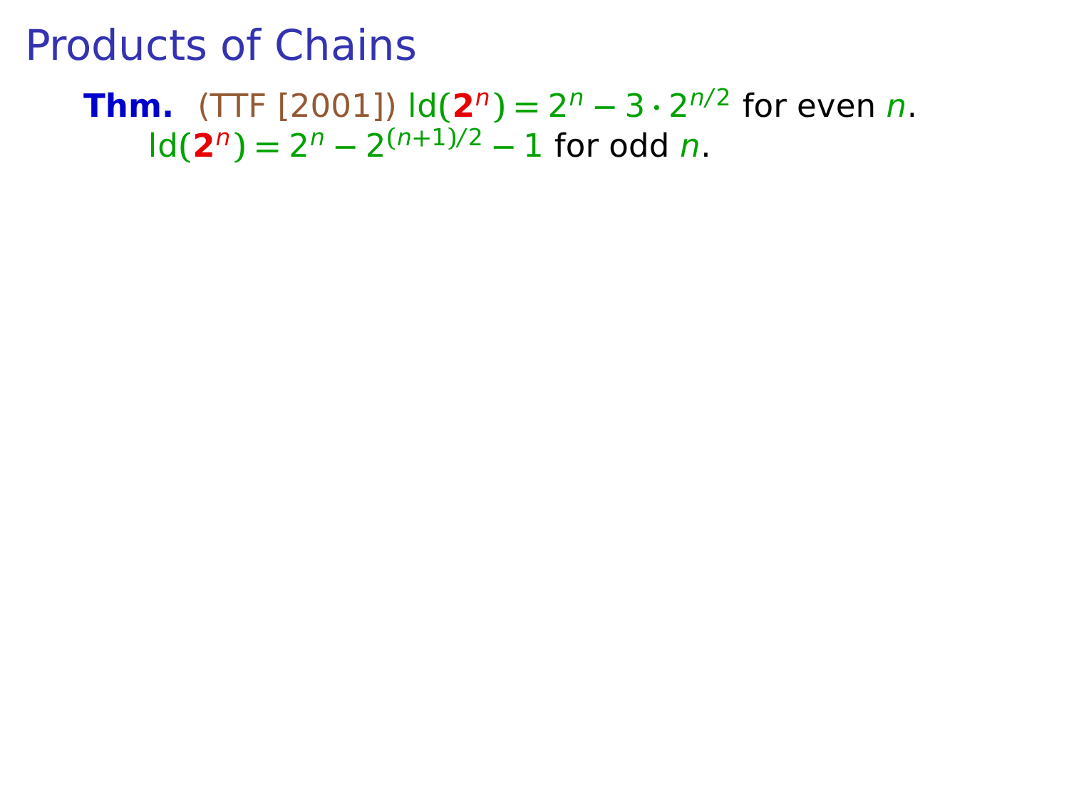# Products of Chains

**Thm.** (TTF [2001]) $\mathrm{ld}(\mathbf{2}^n) = 2^n - 3 \cdot 2^{n/2}$ for even $n$.
$\mathrm{ld}(\mathbf{2}^n) = 2^n - 2^{(n+1)/2} - 1$ for odd $n$.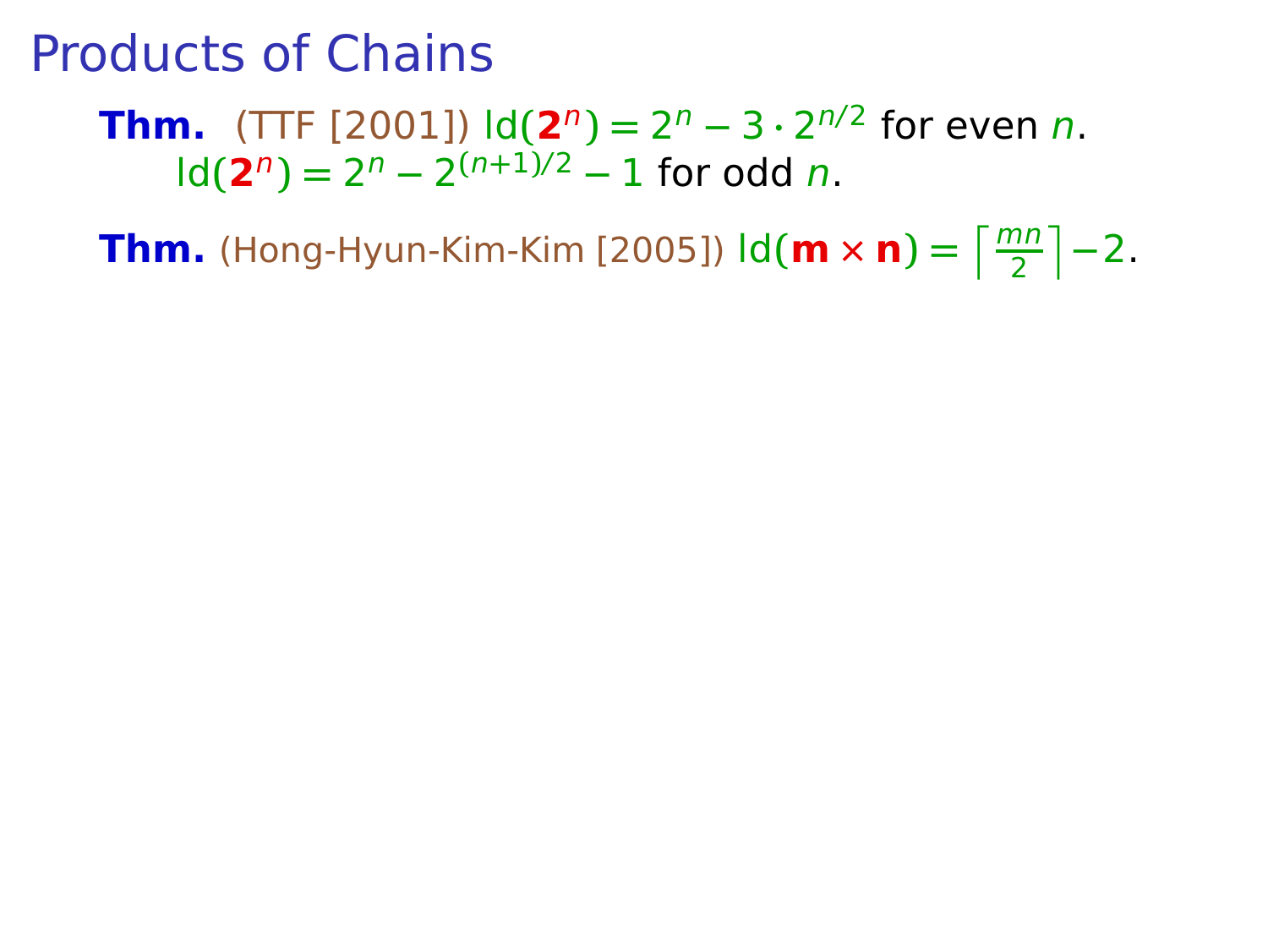# Products of Chains

**Thm.** (TTF [2001]) $\mathrm{ld}(\mathbf{2}^n) = 2^n - 3 \cdot 2^{n/2}$ for even $n$.
$\mathrm{ld}(\mathbf{2}^n) = 2^n - 2^{(n+1)/2} - 1$ for odd $n$.

**Thm.** (Hong-Hyun-Kim-Kim [2005]) $\mathrm{ld}(\mathbf{m} \times \mathbf{n}) = \left\lceil \frac{mn}{2} \right\rceil - 2$.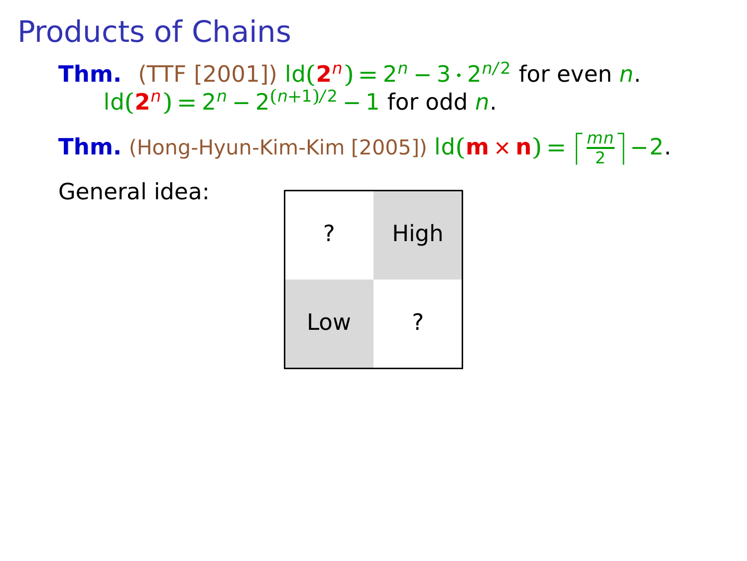# Products of Chains

**Thm.** (TTF [2001]) $\text{ld}(\mathbf{2}^n) = 2^n - 3 \cdot 2^{n/2}$ for even $n$.
$\text{ld}(\mathbf{2}^n) = 2^n - 2^{(n+1)/2} - 1$ for odd $n$.

**Thm.** (Hong-Hyun-Kim-Kim [2005]) $\text{ld}(\mathbf{m} \times \mathbf{n}) = \left\lceil \frac{mn}{2} \right\rceil - 2$.

General idea:

| ? | High |
|---|---|
| Low | ? |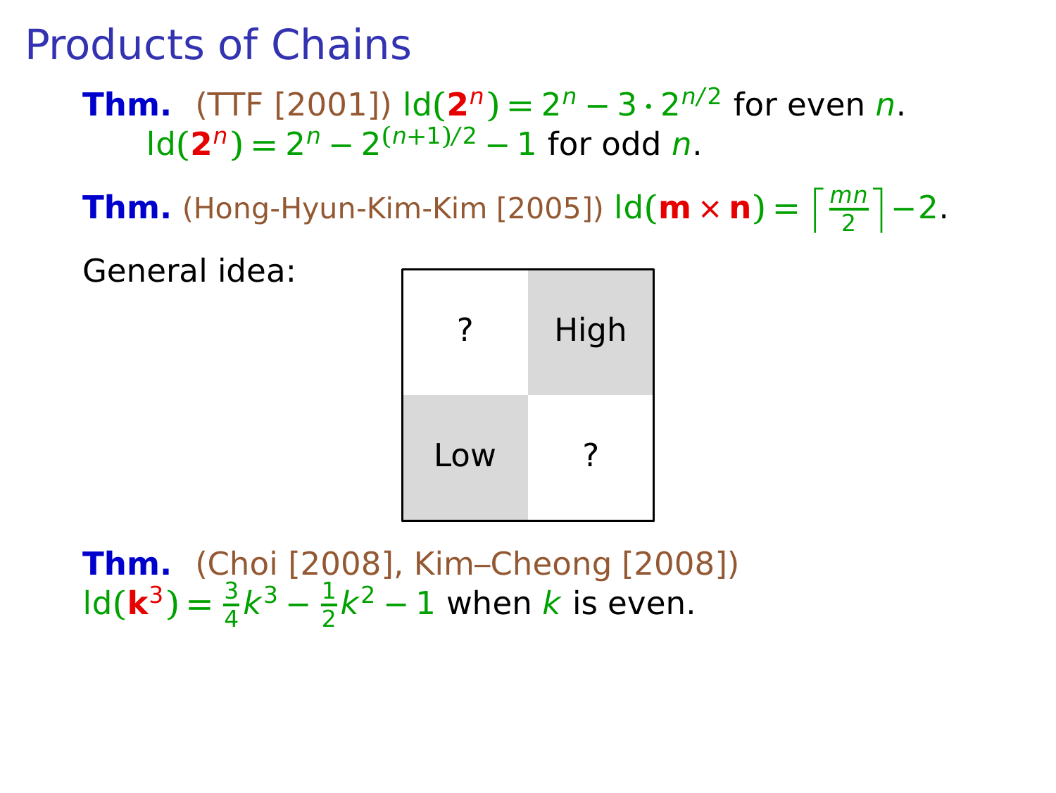# Products of Chains

**Thm.** (TTF [2001]) $\mathrm{ld}(\mathbf{2}^n) = 2^n - 3 \cdot 2^{n/2}$ for even $n$.
$\mathrm{ld}(\mathbf{2}^n) = 2^n - 2^{(n+1)/2} - 1$ for odd $n$.

**Thm.** (Hong-Hyun-Kim-Kim [2005]) $\mathrm{ld}(\mathbf{m} \times \mathbf{n}) = \left\lceil \frac{mn}{2} \right\rceil - 2$.

General idea:

| ? | High |
| --- | --- |
| Low | ? |

**Thm.** (Choi [2008], Kim–Cheong [2008])
$\mathrm{ld}(\mathbf{k}^3) = \frac{3}{4}k^3 - \frac{1}{2}k^2 - 1$ when $k$ is even.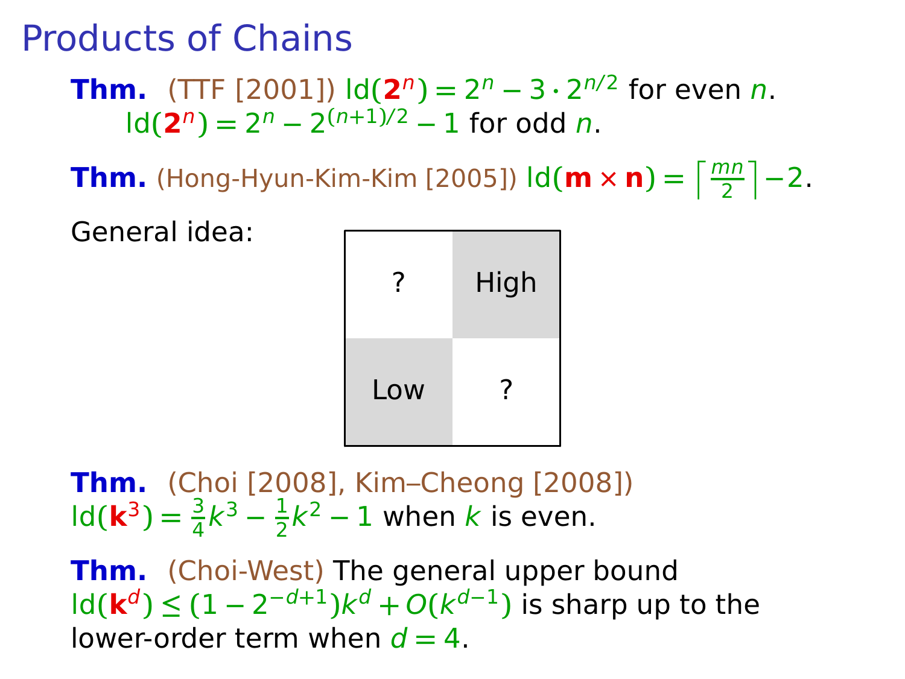# Products of Chains

**Thm.** (TTF [2001]) $\mathrm{ld}(\mathbf{2}^n) = 2^n - 3 \cdot 2^{n/2}$ for even $n$.
$\mathrm{ld}(\mathbf{2}^n) = 2^n - 2^{(n+1)/2} - 1$ for odd $n$.

**Thm.** (Hong-Hyun-Kim-Kim [2005]) $\mathrm{ld}(\mathbf{m} \times \mathbf{n}) = \left\lceil \frac{mn}{2} \right\rceil - 2$.

General idea:

| | |
|---|---|
| ? | High |
| Low | ? |

**Thm.** (Choi [2008], Kim–Cheong [2008])
$\mathrm{ld}(\mathbf{k}^3) = \frac{3}{4}k^3 - \frac{1}{2}k^2 - 1$ when $k$ is even.

**Thm.** (Choi-West) The general upper bound $\mathrm{ld}(\mathbf{k}^d) \le (1 - 2^{-d+1})k^d + O(k^{d-1})$ is sharp up to the lower-order term when $d = 4$.